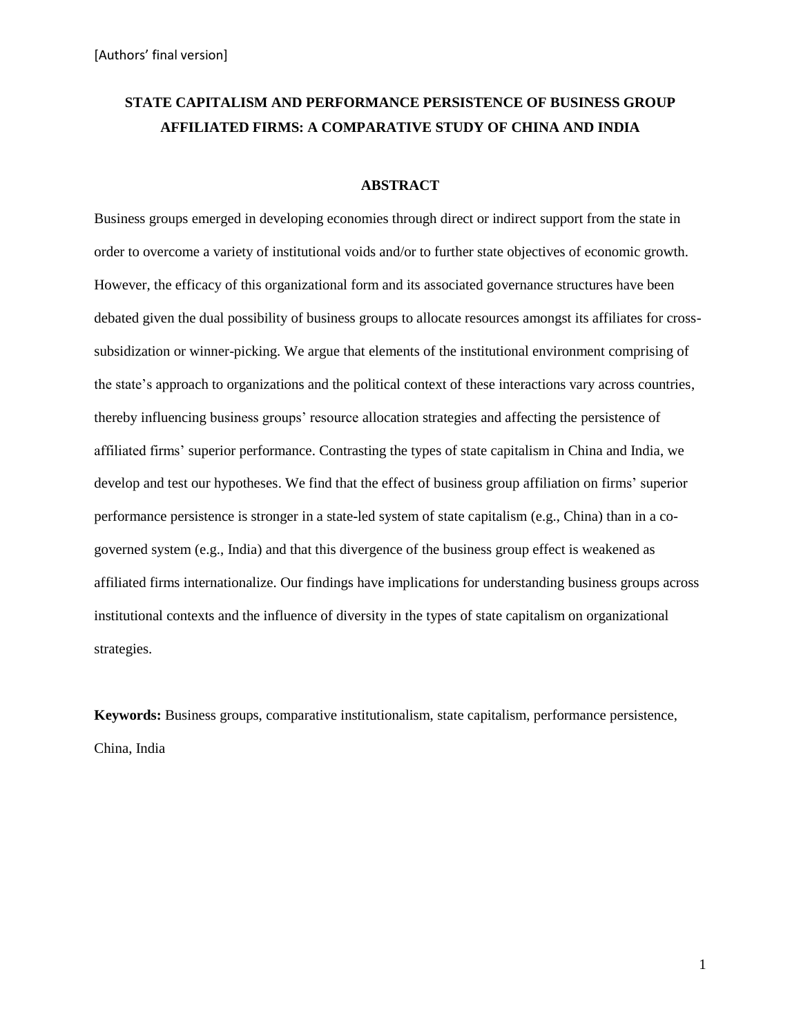[Authors' final version]

# STATE CAPITALISM AND PERFORMANCE PERSISTENCE OF BUSINESS GROUP AFFILIATED FIRMS: A COMPARATIVE STUDY OF CHINA AND INDIA

## ABSTRACT

Business groups emerged in developing economies through direct or indirect support from the state in order to overcome a variety of institutional voids and/or to further state objectives of economic growth. However, the efficacy of this organizational form and its associated governance structures have been debated given the dual possibility of business groups to allocate resources amongst its affiliates for cross-subsidization or winner-picking. We argue that elements of the institutional environment comprising of the state's approach to organizations and the political context of these interactions vary across countries, thereby influencing business groups' resource allocation strategies and affecting the persistence of affiliated firms' superior performance. Contrasting the types of state capitalism in China and India, we develop and test our hypotheses. We find that the effect of business group affiliation on firms' superior performance persistence is stronger in a state-led system of state capitalism (e.g., China) than in a co-governed system (e.g., India) and that this divergence of the business group effect is weakened as affiliated firms internationalize. Our findings have implications for understanding business groups across institutional contexts and the influence of diversity in the types of state capitalism on organizational strategies.

**Keywords:** Business groups, comparative institutionalism, state capitalism, performance persistence, China, India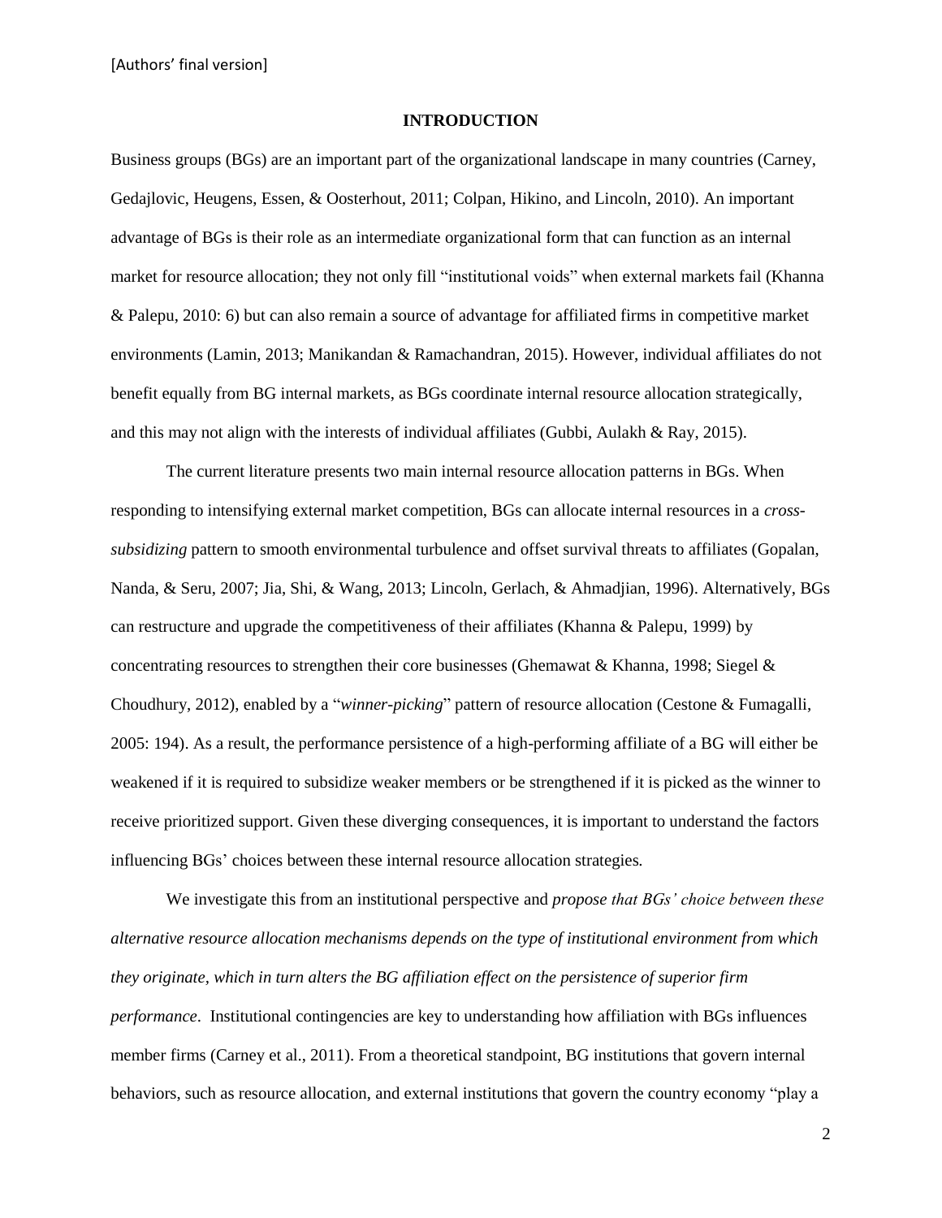## INTRODUCTION

Business groups (BGs) are an important part of the organizational landscape in many countries (Carney, Gedajlovic, Heugens, Essen, & Oosterhout, 2011; Colpan, Hikino, and Lincoln, 2010). An important advantage of BGs is their role as an intermediate organizational form that can function as an internal market for resource allocation; they not only fill "institutional voids" when external markets fail (Khanna & Palepu, 2010: 6) but can also remain a source of advantage for affiliated firms in competitive market environments (Lamin, 2013; Manikandan & Ramachandran, 2015). However, individual affiliates do not benefit equally from BG internal markets, as BGs coordinate internal resource allocation strategically, and this may not align with the interests of individual affiliates (Gubbi, Aulakh & Ray, 2015).

The current literature presents two main internal resource allocation patterns in BGs. When responding to intensifying external market competition, BGs can allocate internal resources in a *cross-subsidizing* pattern to smooth environmental turbulence and offset survival threats to affiliates (Gopalan, Nanda, & Seru, 2007; Jia, Shi, & Wang, 2013; Lincoln, Gerlach, & Ahmadjian, 1996). Alternatively, BGs can restructure and upgrade the competitiveness of their affiliates (Khanna & Palepu, 1999) by concentrating resources to strengthen their core businesses (Ghemawat & Khanna, 1998; Siegel & Choudhury, 2012), enabled by a "*winner-picking*" pattern of resource allocation (Cestone & Fumagalli, 2005: 194). As a result, the performance persistence of a high-performing affiliate of a BG will either be weakened if it is required to subsidize weaker members or be strengthened if it is picked as the winner to receive prioritized support. Given these diverging consequences, it is important to understand the factors influencing BGs' choices between these internal resource allocation strategies.

We investigate this from an institutional perspective and *propose that BGs' choice between these alternative resource allocation mechanisms depends on the type of institutional environment from which they originate, which in turn alters the BG affiliation effect on the persistence of superior firm performance*. Institutional contingencies are key to understanding how affiliation with BGs influences member firms (Carney et al., 2011). From a theoretical standpoint, BG institutions that govern internal behaviors, such as resource allocation, and external institutions that govern the country economy "play a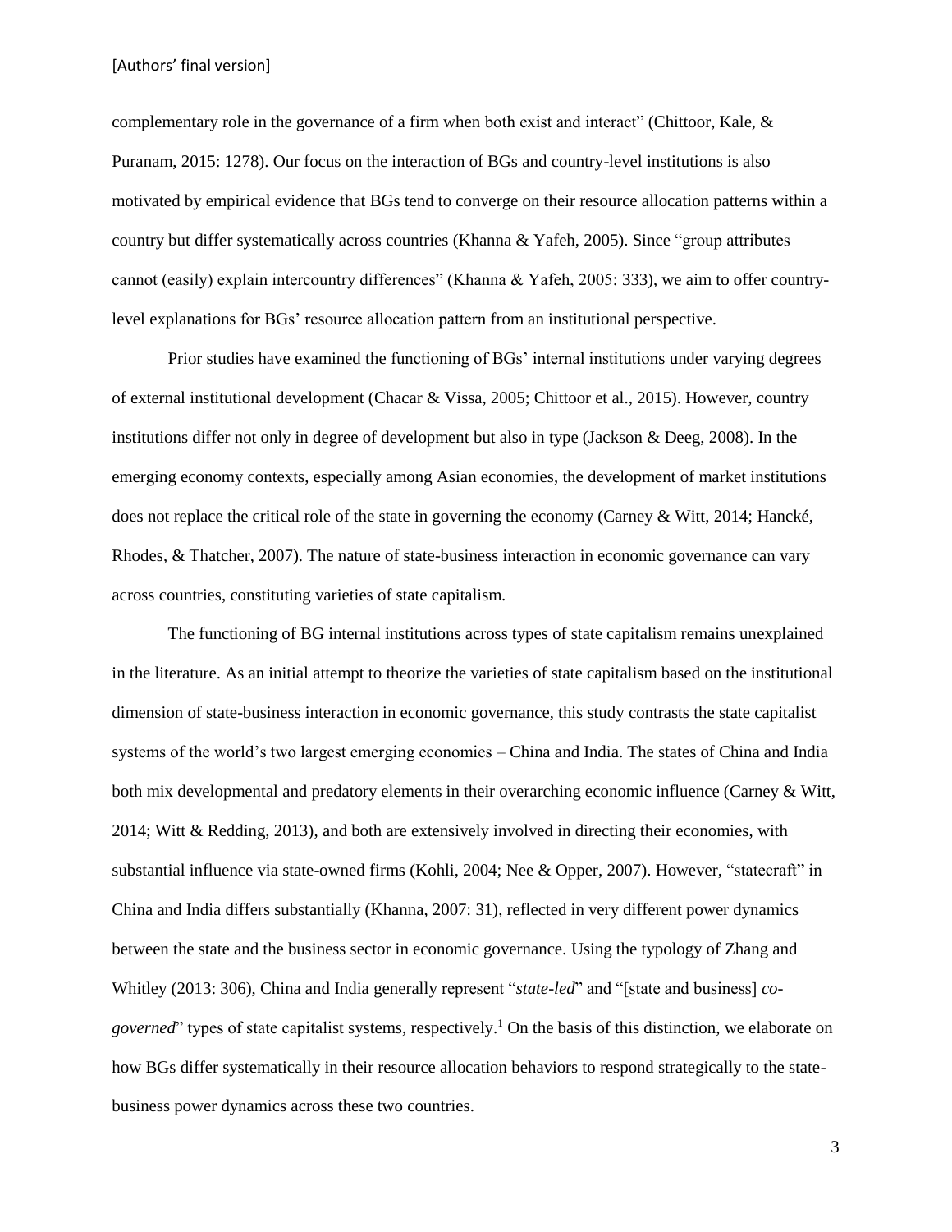complementary role in the governance of a firm when both exist and interact" (Chittoor, Kale, & Puranam, 2015: 1278). Our focus on the interaction of BGs and country-level institutions is also motivated by empirical evidence that BGs tend to converge on their resource allocation patterns within a country but differ systematically across countries (Khanna & Yafeh, 2005). Since "group attributes cannot (easily) explain intercountry differences" (Khanna & Yafeh, 2005: 333), we aim to offer country-level explanations for BGs' resource allocation pattern from an institutional perspective.

Prior studies have examined the functioning of BGs' internal institutions under varying degrees of external institutional development (Chacar & Vissa, 2005; Chittoor et al., 2015). However, country institutions differ not only in degree of development but also in type (Jackson & Deeg, 2008). In the emerging economy contexts, especially among Asian economies, the development of market institutions does not replace the critical role of the state in governing the economy (Carney & Witt, 2014; Hancké, Rhodes, & Thatcher, 2007). The nature of state-business interaction in economic governance can vary across countries, constituting varieties of state capitalism.

The functioning of BG internal institutions across types of state capitalism remains unexplained in the literature. As an initial attempt to theorize the varieties of state capitalism based on the institutional dimension of state-business interaction in economic governance, this study contrasts the state capitalist systems of the world's two largest emerging economies – China and India. The states of China and India both mix developmental and predatory elements in their overarching economic influence (Carney & Witt, 2014; Witt & Redding, 2013), and both are extensively involved in directing their economies, with substantial influence via state-owned firms (Kohli, 2004; Nee & Opper, 2007). However, "statecraft" in China and India differs substantially (Khanna, 2007: 31), reflected in very different power dynamics between the state and the business sector in economic governance. Using the typology of Zhang and Whitley (2013: 306), China and India generally represent "*state-led*" and "[state and business] *co-governed*" types of state capitalist systems, respectively.[1] On the basis of this distinction, we elaborate on how BGs differ systematically in their resource allocation behaviors to respond strategically to the state-business power dynamics across these two countries.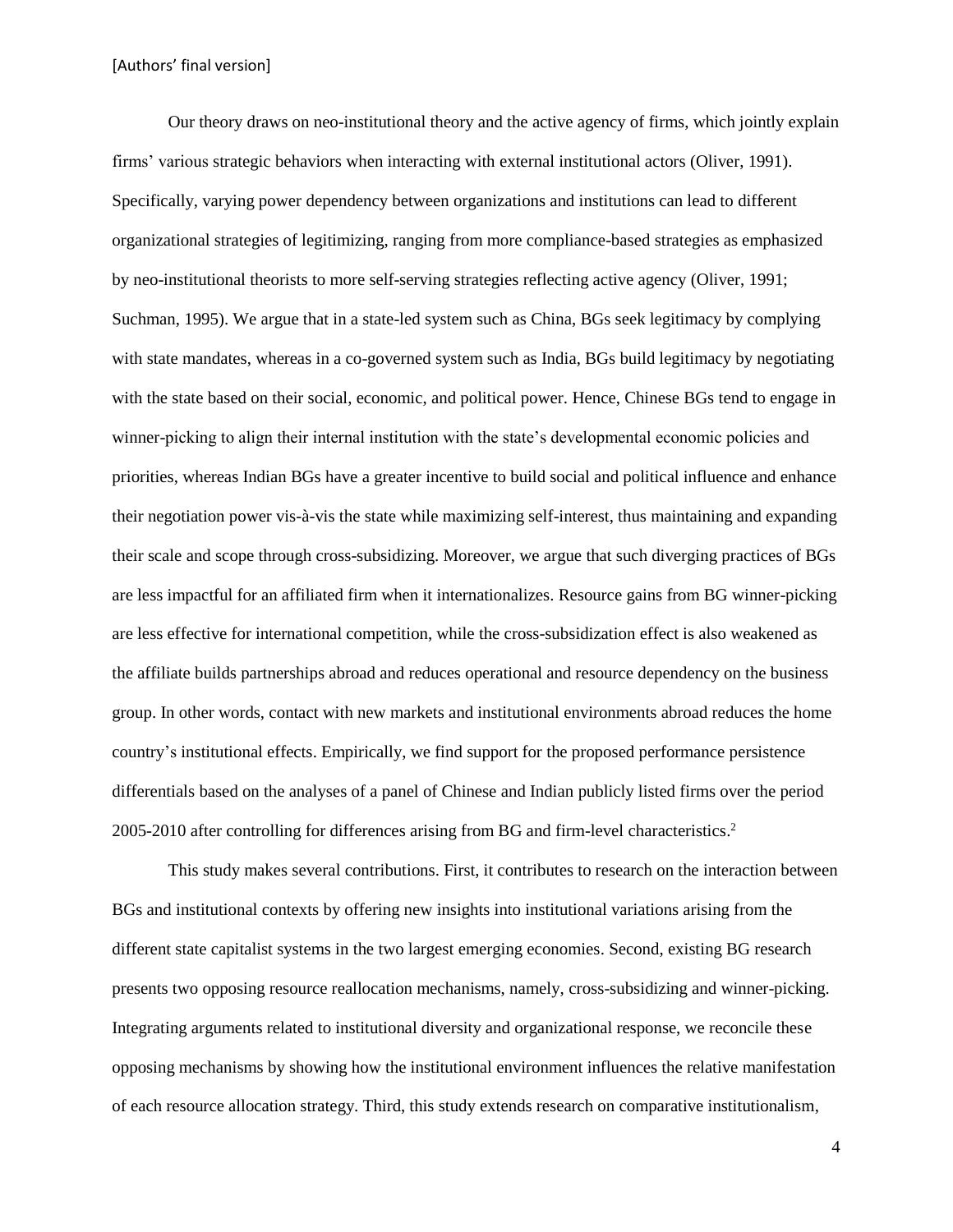Our theory draws on neo-institutional theory and the active agency of firms, which jointly explain firms' various strategic behaviors when interacting with external institutional actors (Oliver, 1991). Specifically, varying power dependency between organizations and institutions can lead to different organizational strategies of legitimizing, ranging from more compliance-based strategies as emphasized by neo-institutional theorists to more self-serving strategies reflecting active agency (Oliver, 1991; Suchman, 1995). We argue that in a state-led system such as China, BGs seek legitimacy by complying with state mandates, whereas in a co-governed system such as India, BGs build legitimacy by negotiating with the state based on their social, economic, and political power. Hence, Chinese BGs tend to engage in winner-picking to align their internal institution with the state's developmental economic policies and priorities, whereas Indian BGs have a greater incentive to build social and political influence and enhance their negotiation power vis-à-vis the state while maximizing self-interest, thus maintaining and expanding their scale and scope through cross-subsidizing. Moreover, we argue that such diverging practices of BGs are less impactful for an affiliated firm when it internationalizes. Resource gains from BG winner-picking are less effective for international competition, while the cross-subsidization effect is also weakened as the affiliate builds partnerships abroad and reduces operational and resource dependency on the business group. In other words, contact with new markets and institutional environments abroad reduces the home country's institutional effects. Empirically, we find support for the proposed performance persistence differentials based on the analyses of a panel of Chinese and Indian publicly listed firms over the period 2005-2010 after controlling for differences arising from BG and firm-level characteristics.[2]

This study makes several contributions. First, it contributes to research on the interaction between BGs and institutional contexts by offering new insights into institutional variations arising from the different state capitalist systems in the two largest emerging economies. Second, existing BG research presents two opposing resource reallocation mechanisms, namely, cross-subsidizing and winner-picking. Integrating arguments related to institutional diversity and organizational response, we reconcile these opposing mechanisms by showing how the institutional environment influences the relative manifestation of each resource allocation strategy. Third, this study extends research on comparative institutionalism,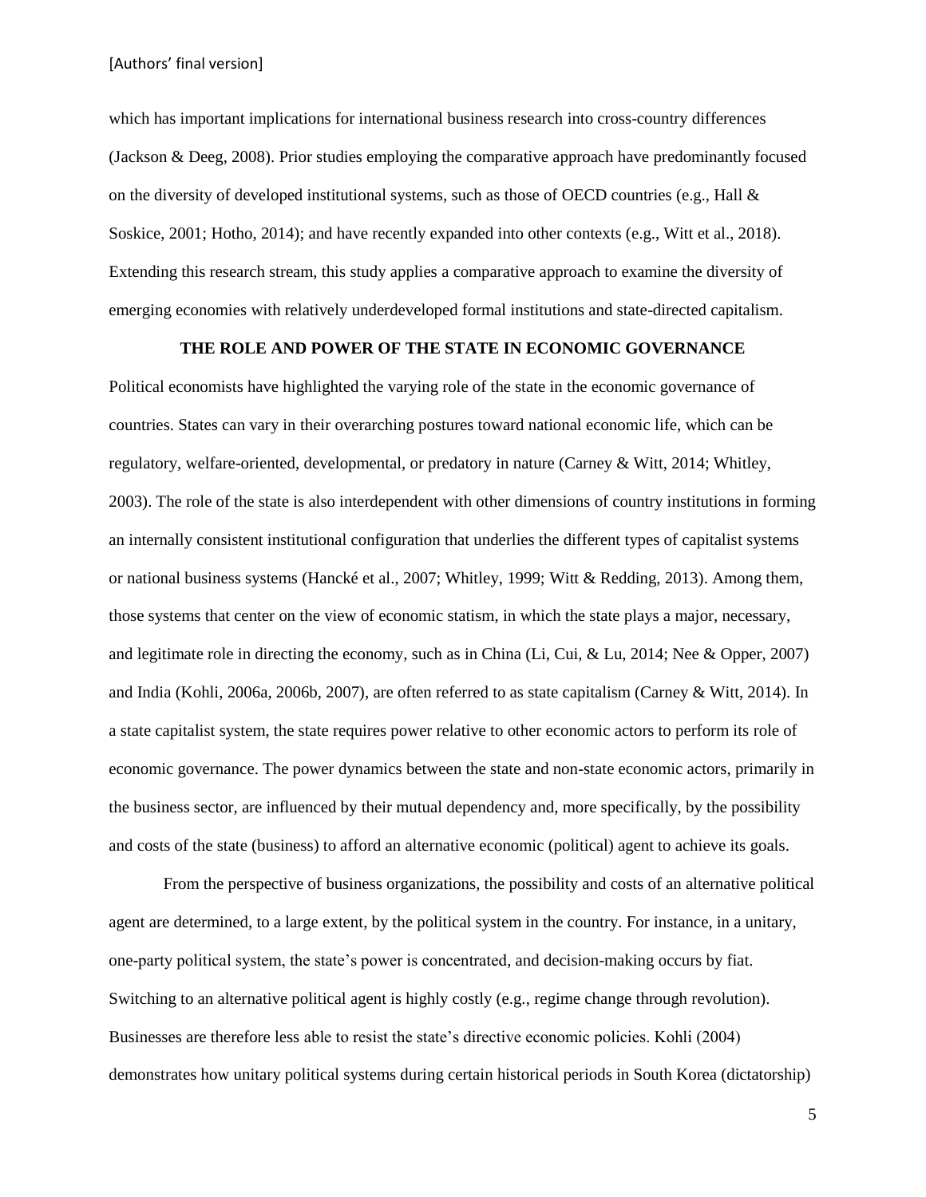which has important implications for international business research into cross-country differences (Jackson & Deeg, 2008). Prior studies employing the comparative approach have predominantly focused on the diversity of developed institutional systems, such as those of OECD countries (e.g., Hall & Soskice, 2001; Hotho, 2014); and have recently expanded into other contexts (e.g., Witt et al., 2018). Extending this research stream, this study applies a comparative approach to examine the diversity of emerging economies with relatively underdeveloped formal institutions and state-directed capitalism.

## THE ROLE AND POWER OF THE STATE IN ECONOMIC GOVERNANCE

Political economists have highlighted the varying role of the state in the economic governance of countries. States can vary in their overarching postures toward national economic life, which can be regulatory, welfare-oriented, developmental, or predatory in nature (Carney & Witt, 2014; Whitley, 2003). The role of the state is also interdependent with other dimensions of country institutions in forming an internally consistent institutional configuration that underlies the different types of capitalist systems or national business systems (Hancké et al., 2007; Whitley, 1999; Witt & Redding, 2013). Among them, those systems that center on the view of economic statism, in which the state plays a major, necessary, and legitimate role in directing the economy, such as in China (Li, Cui, & Lu, 2014; Nee & Opper, 2007) and India (Kohli, 2006a, 2006b, 2007), are often referred to as state capitalism (Carney & Witt, 2014). In a state capitalist system, the state requires power relative to other economic actors to perform its role of economic governance. The power dynamics between the state and non-state economic actors, primarily in the business sector, are influenced by their mutual dependency and, more specifically, by the possibility and costs of the state (business) to afford an alternative economic (political) agent to achieve its goals.

From the perspective of business organizations, the possibility and costs of an alternative political agent are determined, to a large extent, by the political system in the country. For instance, in a unitary, one-party political system, the state's power is concentrated, and decision-making occurs by fiat. Switching to an alternative political agent is highly costly (e.g., regime change through revolution). Businesses are therefore less able to resist the state's directive economic policies. Kohli (2004) demonstrates how unitary political systems during certain historical periods in South Korea (dictatorship)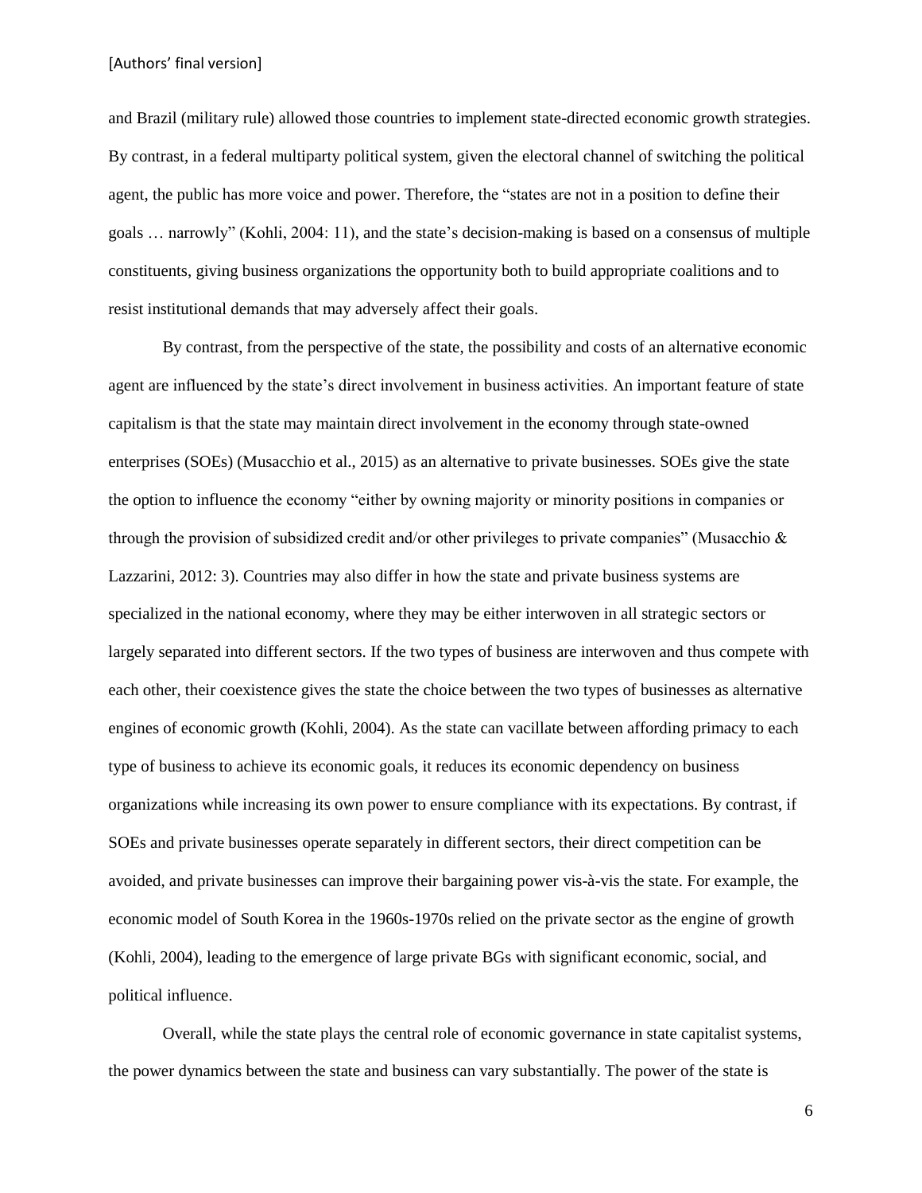and Brazil (military rule) allowed those countries to implement state-directed economic growth strategies. By contrast, in a federal multiparty political system, given the electoral channel of switching the political agent, the public has more voice and power. Therefore, the "states are not in a position to define their goals … narrowly" (Kohli, 2004: 11), and the state's decision-making is based on a consensus of multiple constituents, giving business organizations the opportunity both to build appropriate coalitions and to resist institutional demands that may adversely affect their goals.

By contrast, from the perspective of the state, the possibility and costs of an alternative economic agent are influenced by the state's direct involvement in business activities. An important feature of state capitalism is that the state may maintain direct involvement in the economy through state-owned enterprises (SOEs) (Musacchio et al., 2015) as an alternative to private businesses. SOEs give the state the option to influence the economy "either by owning majority or minority positions in companies or through the provision of subsidized credit and/or other privileges to private companies" (Musacchio & Lazzarini, 2012: 3). Countries may also differ in how the state and private business systems are specialized in the national economy, where they may be either interwoven in all strategic sectors or largely separated into different sectors. If the two types of business are interwoven and thus compete with each other, their coexistence gives the state the choice between the two types of businesses as alternative engines of economic growth (Kohli, 2004). As the state can vacillate between affording primacy to each type of business to achieve its economic goals, it reduces its economic dependency on business organizations while increasing its own power to ensure compliance with its expectations. By contrast, if SOEs and private businesses operate separately in different sectors, their direct competition can be avoided, and private businesses can improve their bargaining power vis-à-vis the state. For example, the economic model of South Korea in the 1960s-1970s relied on the private sector as the engine of growth (Kohli, 2004), leading to the emergence of large private BGs with significant economic, social, and political influence.

Overall, while the state plays the central role of economic governance in state capitalist systems, the power dynamics between the state and business can vary substantially. The power of the state is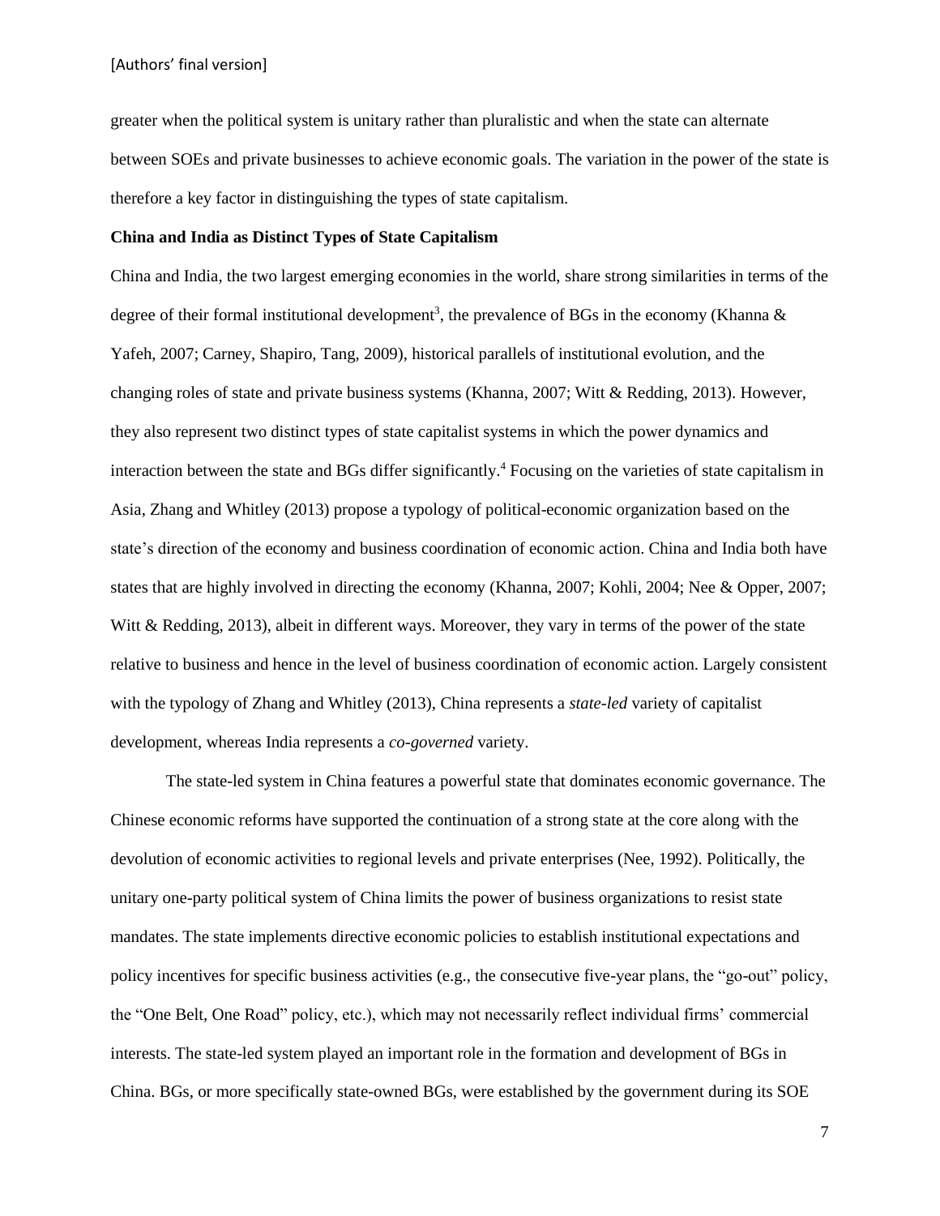greater when the political system is unitary rather than pluralistic and when the state can alternate between SOEs and private businesses to achieve economic goals. The variation in the power of the state is therefore a key factor in distinguishing the types of state capitalism.

**China and India as Distinct Types of State Capitalism**

China and India, the two largest emerging economies in the world, share strong similarities in terms of the degree of their formal institutional development[3], the prevalence of BGs in the economy (Khanna & Yafeh, 2007; Carney, Shapiro, Tang, 2009), historical parallels of institutional evolution, and the changing roles of state and private business systems (Khanna, 2007; Witt & Redding, 2013). However, they also represent two distinct types of state capitalist systems in which the power dynamics and interaction between the state and BGs differ significantly.[4] Focusing on the varieties of state capitalism in Asia, Zhang and Whitley (2013) propose a typology of political-economic organization based on the state's direction of the economy and business coordination of economic action. China and India both have states that are highly involved in directing the economy (Khanna, 2007; Kohli, 2004; Nee & Opper, 2007; Witt & Redding, 2013), albeit in different ways. Moreover, they vary in terms of the power of the state relative to business and hence in the level of business coordination of economic action. Largely consistent with the typology of Zhang and Whitley (2013), China represents a *state-led* variety of capitalist development, whereas India represents a *co-governed* variety.

The state-led system in China features a powerful state that dominates economic governance. The Chinese economic reforms have supported the continuation of a strong state at the core along with the devolution of economic activities to regional levels and private enterprises (Nee, 1992). Politically, the unitary one-party political system of China limits the power of business organizations to resist state mandates. The state implements directive economic policies to establish institutional expectations and policy incentives for specific business activities (e.g., the consecutive five-year plans, the "go-out" policy, the "One Belt, One Road" policy, etc.), which may not necessarily reflect individual firms' commercial interests. The state-led system played an important role in the formation and development of BGs in China. BGs, or more specifically state-owned BGs, were established by the government during its SOE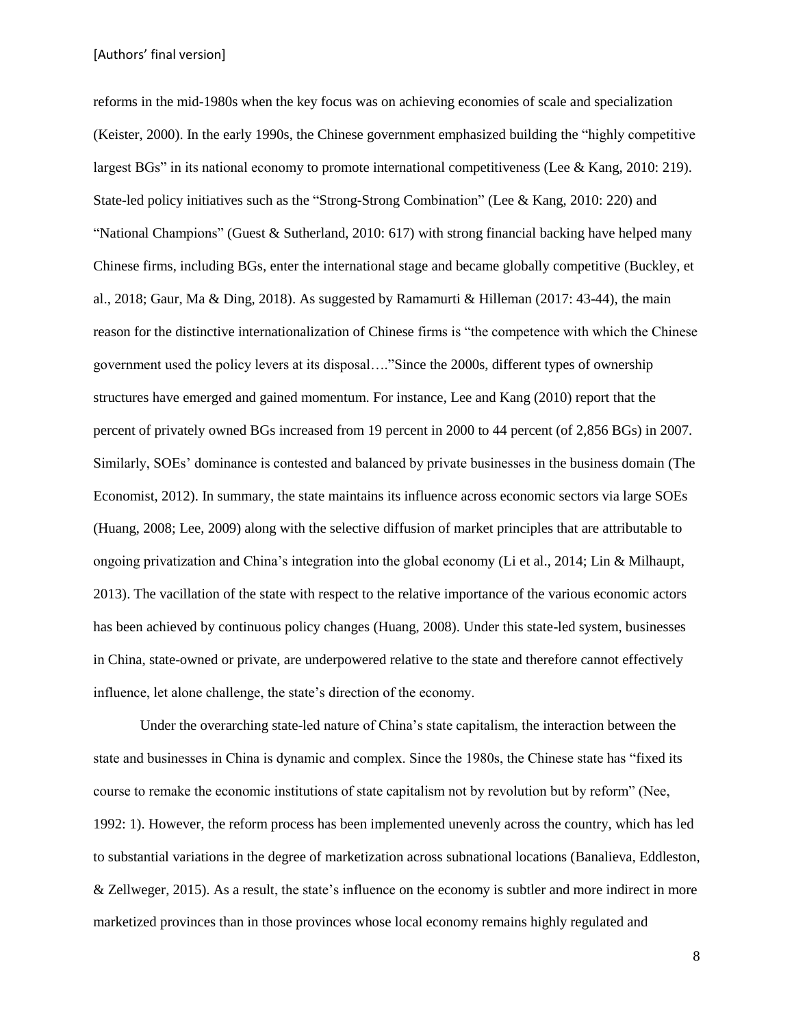reforms in the mid-1980s when the key focus was on achieving economies of scale and specialization (Keister, 2000). In the early 1990s, the Chinese government emphasized building the "highly competitive largest BGs" in its national economy to promote international competitiveness (Lee & Kang, 2010: 219). State-led policy initiatives such as the "Strong-Strong Combination" (Lee & Kang, 2010: 220) and "National Champions" (Guest & Sutherland, 2010: 617) with strong financial backing have helped many Chinese firms, including BGs, enter the international stage and became globally competitive (Buckley, et al., 2018; Gaur, Ma & Ding, 2018). As suggested by Ramamurti & Hilleman (2017: 43-44), the main reason for the distinctive internationalization of Chinese firms is "the competence with which the Chinese government used the policy levers at its disposal…."Since the 2000s, different types of ownership structures have emerged and gained momentum. For instance, Lee and Kang (2010) report that the percent of privately owned BGs increased from 19 percent in 2000 to 44 percent (of 2,856 BGs) in 2007. Similarly, SOEs' dominance is contested and balanced by private businesses in the business domain (The Economist, 2012). In summary, the state maintains its influence across economic sectors via large SOEs (Huang, 2008; Lee, 2009) along with the selective diffusion of market principles that are attributable to ongoing privatization and China's integration into the global economy (Li et al., 2014; Lin & Milhaupt, 2013). The vacillation of the state with respect to the relative importance of the various economic actors has been achieved by continuous policy changes (Huang, 2008). Under this state-led system, businesses in China, state-owned or private, are underpowered relative to the state and therefore cannot effectively influence, let alone challenge, the state's direction of the economy.

Under the overarching state-led nature of China's state capitalism, the interaction between the state and businesses in China is dynamic and complex. Since the 1980s, the Chinese state has "fixed its course to remake the economic institutions of state capitalism not by revolution but by reform" (Nee, 1992: 1). However, the reform process has been implemented unevenly across the country, which has led to substantial variations in the degree of marketization across subnational locations (Banalieva, Eddleston, & Zellweger, 2015). As a result, the state's influence on the economy is subtler and more indirect in more marketized provinces than in those provinces whose local economy remains highly regulated and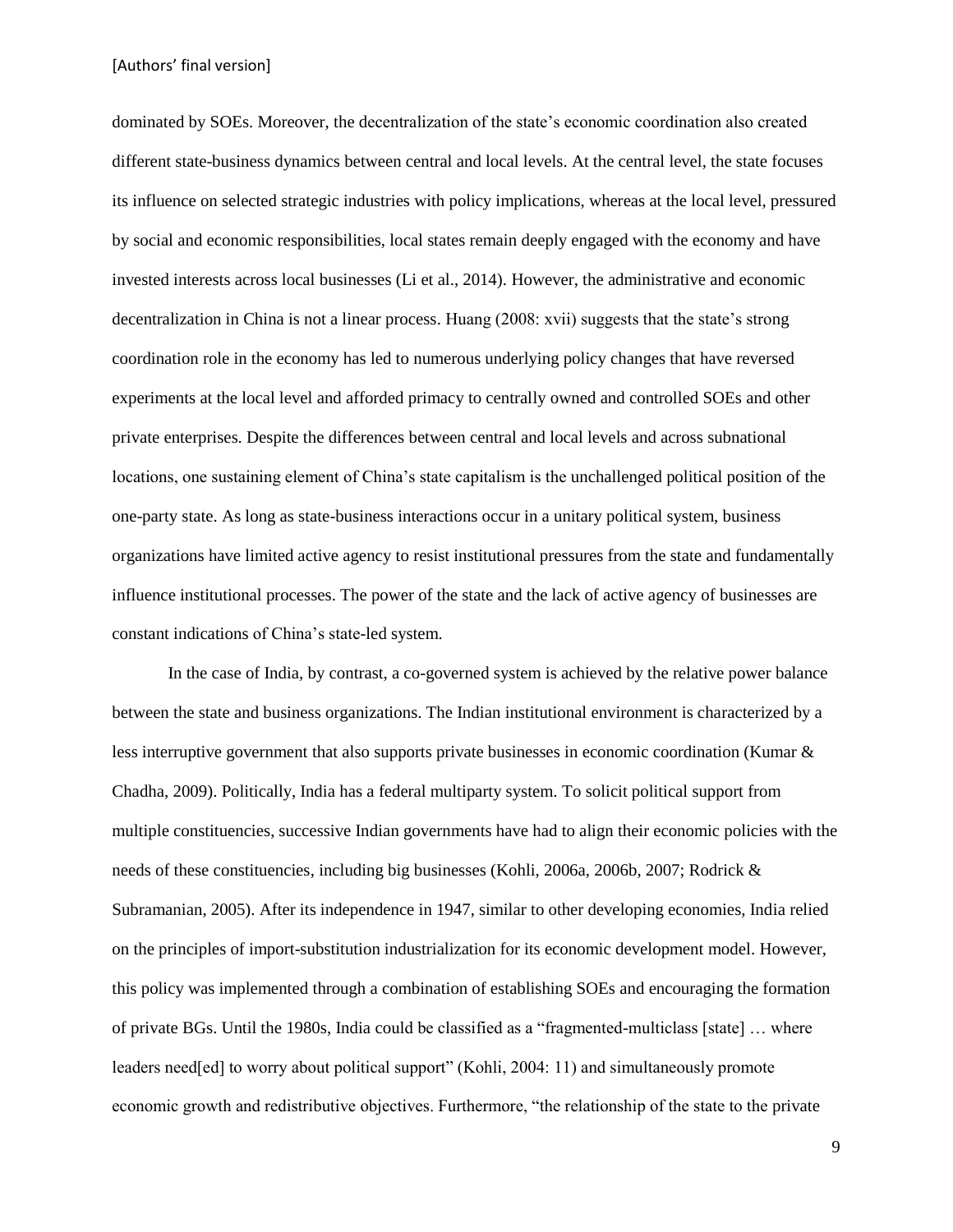dominated by SOEs. Moreover, the decentralization of the state's economic coordination also created different state-business dynamics between central and local levels. At the central level, the state focuses its influence on selected strategic industries with policy implications, whereas at the local level, pressured by social and economic responsibilities, local states remain deeply engaged with the economy and have invested interests across local businesses (Li et al., 2014). However, the administrative and economic decentralization in China is not a linear process. Huang (2008: xvii) suggests that the state's strong coordination role in the economy has led to numerous underlying policy changes that have reversed experiments at the local level and afforded primacy to centrally owned and controlled SOEs and other private enterprises. Despite the differences between central and local levels and across subnational locations, one sustaining element of China's state capitalism is the unchallenged political position of the one-party state. As long as state-business interactions occur in a unitary political system, business organizations have limited active agency to resist institutional pressures from the state and fundamentally influence institutional processes. The power of the state and the lack of active agency of businesses are constant indications of China's state-led system.

In the case of India, by contrast, a co-governed system is achieved by the relative power balance between the state and business organizations. The Indian institutional environment is characterized by a less interruptive government that also supports private businesses in economic coordination (Kumar & Chadha, 2009). Politically, India has a federal multiparty system. To solicit political support from multiple constituencies, successive Indian governments have had to align their economic policies with the needs of these constituencies, including big businesses (Kohli, 2006a, 2006b, 2007; Rodrick & Subramanian, 2005). After its independence in 1947, similar to other developing economies, India relied on the principles of import-substitution industrialization for its economic development model. However, this policy was implemented through a combination of establishing SOEs and encouraging the formation of private BGs. Until the 1980s, India could be classified as a "fragmented-multiclass [state] … where leaders need[ed] to worry about political support" (Kohli, 2004: 11) and simultaneously promote economic growth and redistributive objectives. Furthermore, "the relationship of the state to the private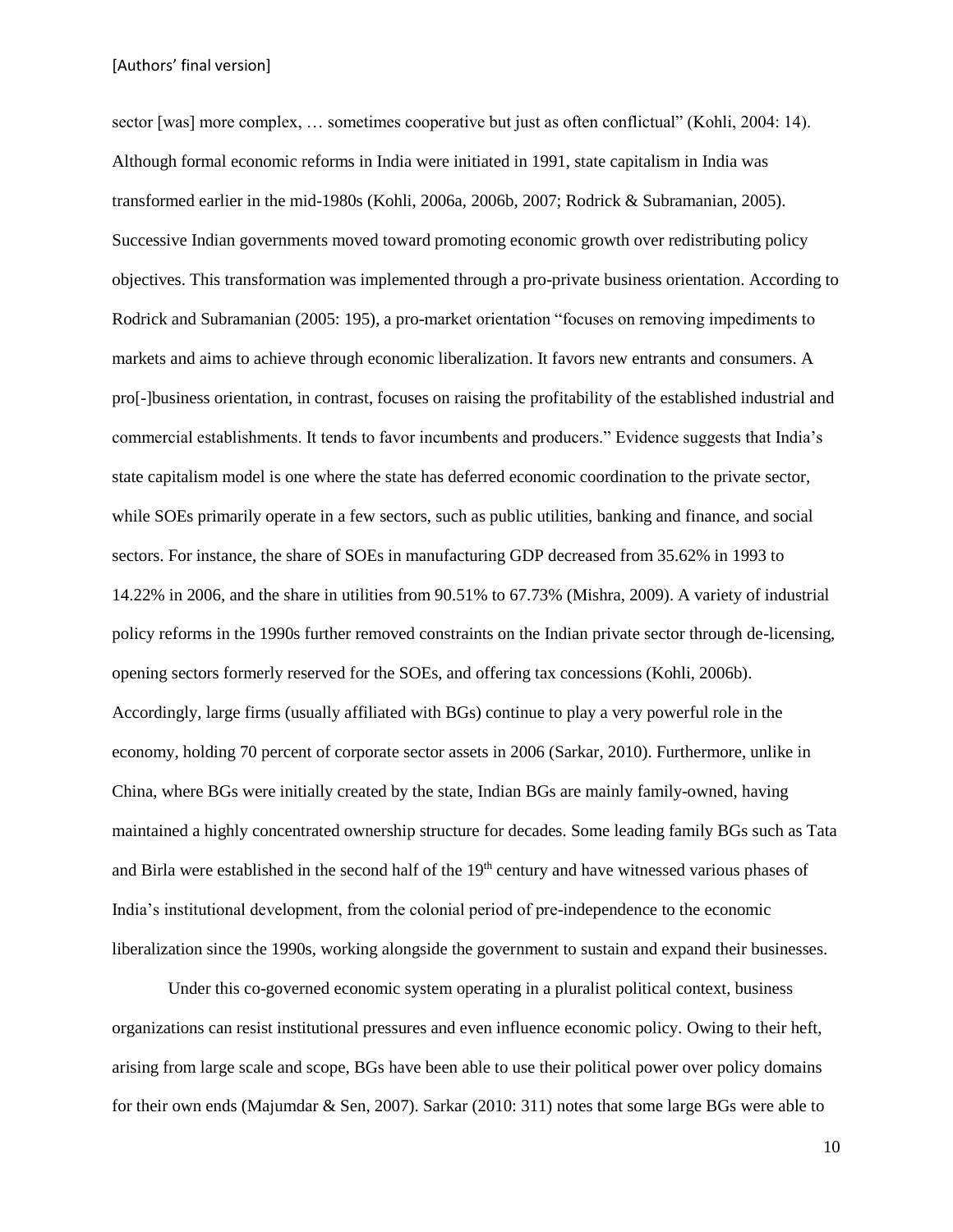sector [was] more complex, … sometimes cooperative but just as often conflictual" (Kohli, 2004: 14). Although formal economic reforms in India were initiated in 1991, state capitalism in India was transformed earlier in the mid-1980s (Kohli, 2006a, 2006b, 2007; Rodrick & Subramanian, 2005). Successive Indian governments moved toward promoting economic growth over redistributing policy objectives. This transformation was implemented through a pro-private business orientation. According to Rodrick and Subramanian (2005: 195), a pro-market orientation "focuses on removing impediments to markets and aims to achieve through economic liberalization. It favors new entrants and consumers. A pro[-]business orientation, in contrast, focuses on raising the profitability of the established industrial and commercial establishments. It tends to favor incumbents and producers." Evidence suggests that India's state capitalism model is one where the state has deferred economic coordination to the private sector, while SOEs primarily operate in a few sectors, such as public utilities, banking and finance, and social sectors. For instance, the share of SOEs in manufacturing GDP decreased from 35.62% in 1993 to 14.22% in 2006, and the share in utilities from 90.51% to 67.73% (Mishra, 2009). A variety of industrial policy reforms in the 1990s further removed constraints on the Indian private sector through de-licensing, opening sectors formerly reserved for the SOEs, and offering tax concessions (Kohli, 2006b). Accordingly, large firms (usually affiliated with BGs) continue to play a very powerful role in the economy, holding 70 percent of corporate sector assets in 2006 (Sarkar, 2010). Furthermore, unlike in China, where BGs were initially created by the state, Indian BGs are mainly family-owned, having maintained a highly concentrated ownership structure for decades. Some leading family BGs such as Tata and Birla were established in the second half of the 19th century and have witnessed various phases of India's institutional development, from the colonial period of pre-independence to the economic liberalization since the 1990s, working alongside the government to sustain and expand their businesses.

Under this co-governed economic system operating in a pluralist political context, business organizations can resist institutional pressures and even influence economic policy. Owing to their heft, arising from large scale and scope, BGs have been able to use their political power over policy domains for their own ends (Majumdar & Sen, 2007). Sarkar (2010: 311) notes that some large BGs were able to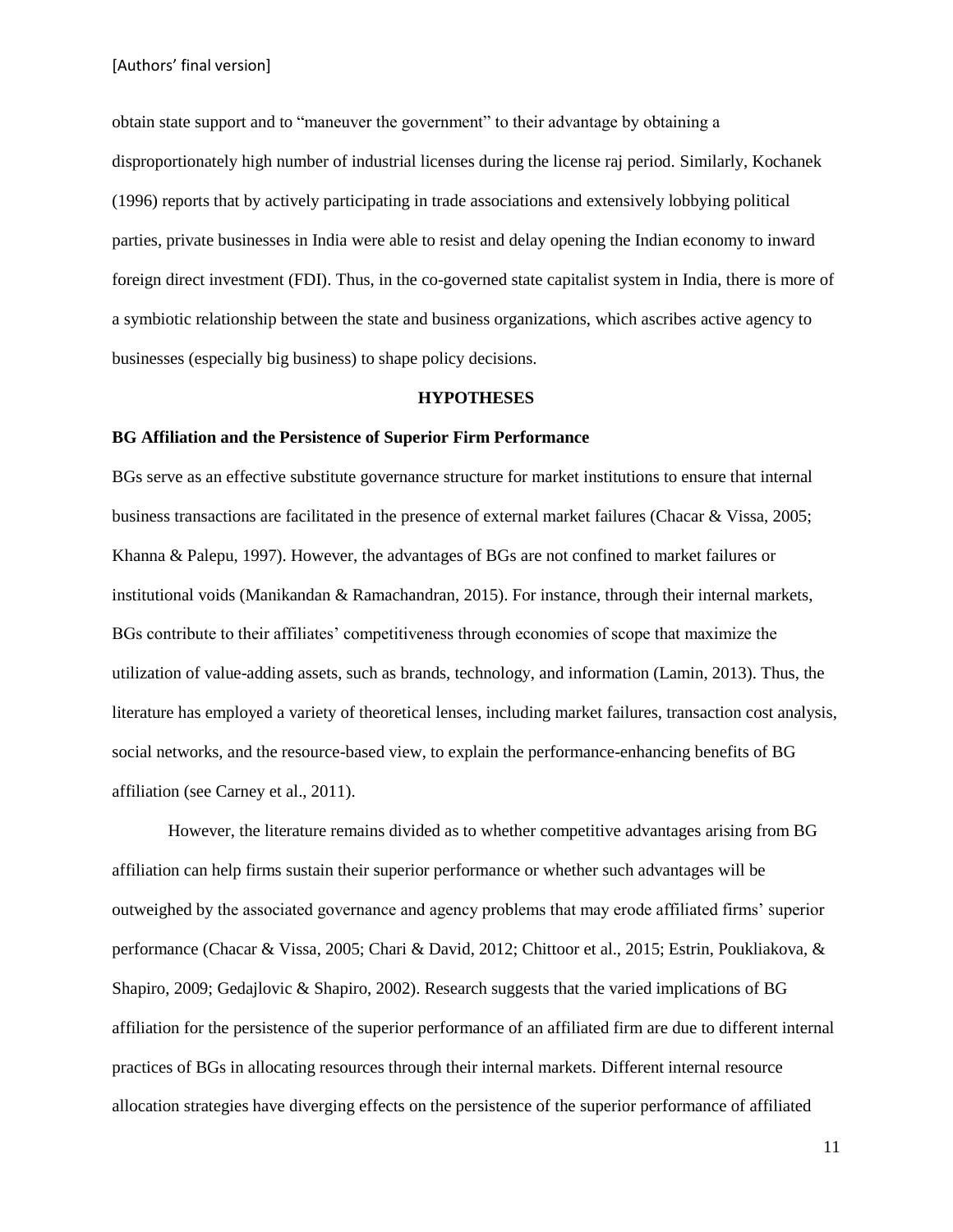obtain state support and to "maneuver the government" to their advantage by obtaining a disproportionately high number of industrial licenses during the license raj period. Similarly, Kochanek (1996) reports that by actively participating in trade associations and extensively lobbying political parties, private businesses in India were able to resist and delay opening the Indian economy to inward foreign direct investment (FDI). Thus, in the co-governed state capitalist system in India, there is more of a symbiotic relationship between the state and business organizations, which ascribes active agency to businesses (especially big business) to shape policy decisions.

## HYPOTHESES

### BG Affiliation and the Persistence of Superior Firm Performance

BGs serve as an effective substitute governance structure for market institutions to ensure that internal business transactions are facilitated in the presence of external market failures (Chacar & Vissa, 2005; Khanna & Palepu, 1997). However, the advantages of BGs are not confined to market failures or institutional voids (Manikandan & Ramachandran, 2015). For instance, through their internal markets, BGs contribute to their affiliates' competitiveness through economies of scope that maximize the utilization of value-adding assets, such as brands, technology, and information (Lamin, 2013). Thus, the literature has employed a variety of theoretical lenses, including market failures, transaction cost analysis, social networks, and the resource-based view, to explain the performance-enhancing benefits of BG affiliation (see Carney et al., 2011).

However, the literature remains divided as to whether competitive advantages arising from BG affiliation can help firms sustain their superior performance or whether such advantages will be outweighed by the associated governance and agency problems that may erode affiliated firms' superior performance (Chacar & Vissa, 2005; Chari & David, 2012; Chittoor et al., 2015; Estrin, Poukliakova, & Shapiro, 2009; Gedajlovic & Shapiro, 2002). Research suggests that the varied implications of BG affiliation for the persistence of the superior performance of an affiliated firm are due to different internal practices of BGs in allocating resources through their internal markets. Different internal resource allocation strategies have diverging effects on the persistence of the superior performance of affiliated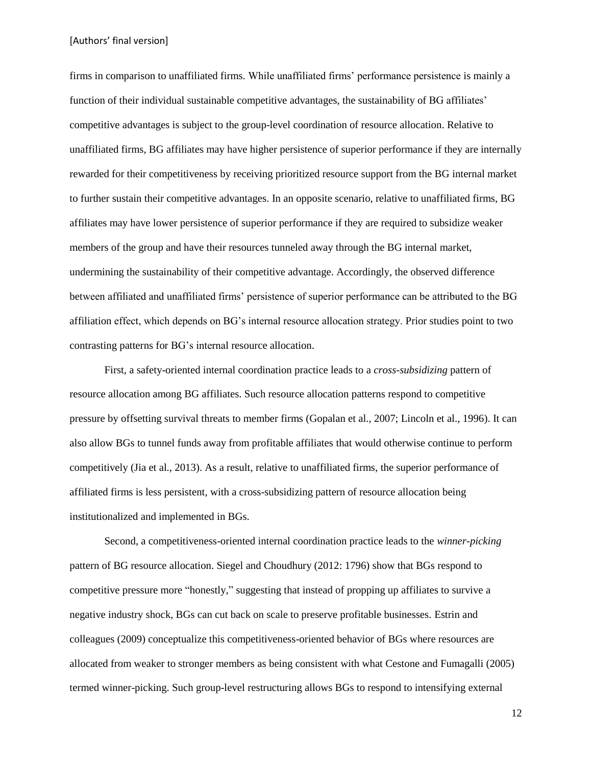firms in comparison to unaffiliated firms. While unaffiliated firms' performance persistence is mainly a function of their individual sustainable competitive advantages, the sustainability of BG affiliates' competitive advantages is subject to the group-level coordination of resource allocation. Relative to unaffiliated firms, BG affiliates may have higher persistence of superior performance if they are internally rewarded for their competitiveness by receiving prioritized resource support from the BG internal market to further sustain their competitive advantages. In an opposite scenario, relative to unaffiliated firms, BG affiliates may have lower persistence of superior performance if they are required to subsidize weaker members of the group and have their resources tunneled away through the BG internal market, undermining the sustainability of their competitive advantage. Accordingly, the observed difference between affiliated and unaffiliated firms' persistence of superior performance can be attributed to the BG affiliation effect, which depends on BG's internal resource allocation strategy. Prior studies point to two contrasting patterns for BG's internal resource allocation.

First, a safety-oriented internal coordination practice leads to a *cross-subsidizing* pattern of resource allocation among BG affiliates. Such resource allocation patterns respond to competitive pressure by offsetting survival threats to member firms (Gopalan et al., 2007; Lincoln et al., 1996). It can also allow BGs to tunnel funds away from profitable affiliates that would otherwise continue to perform competitively (Jia et al., 2013). As a result, relative to unaffiliated firms, the superior performance of affiliated firms is less persistent, with a cross-subsidizing pattern of resource allocation being institutionalized and implemented in BGs.

Second, a competitiveness-oriented internal coordination practice leads to the *winner-picking* pattern of BG resource allocation. Siegel and Choudhury (2012: 1796) show that BGs respond to competitive pressure more "honestly," suggesting that instead of propping up affiliates to survive a negative industry shock, BGs can cut back on scale to preserve profitable businesses. Estrin and colleagues (2009) conceptualize this competitiveness-oriented behavior of BGs where resources are allocated from weaker to stronger members as being consistent with what Cestone and Fumagalli (2005) termed winner-picking. Such group-level restructuring allows BGs to respond to intensifying external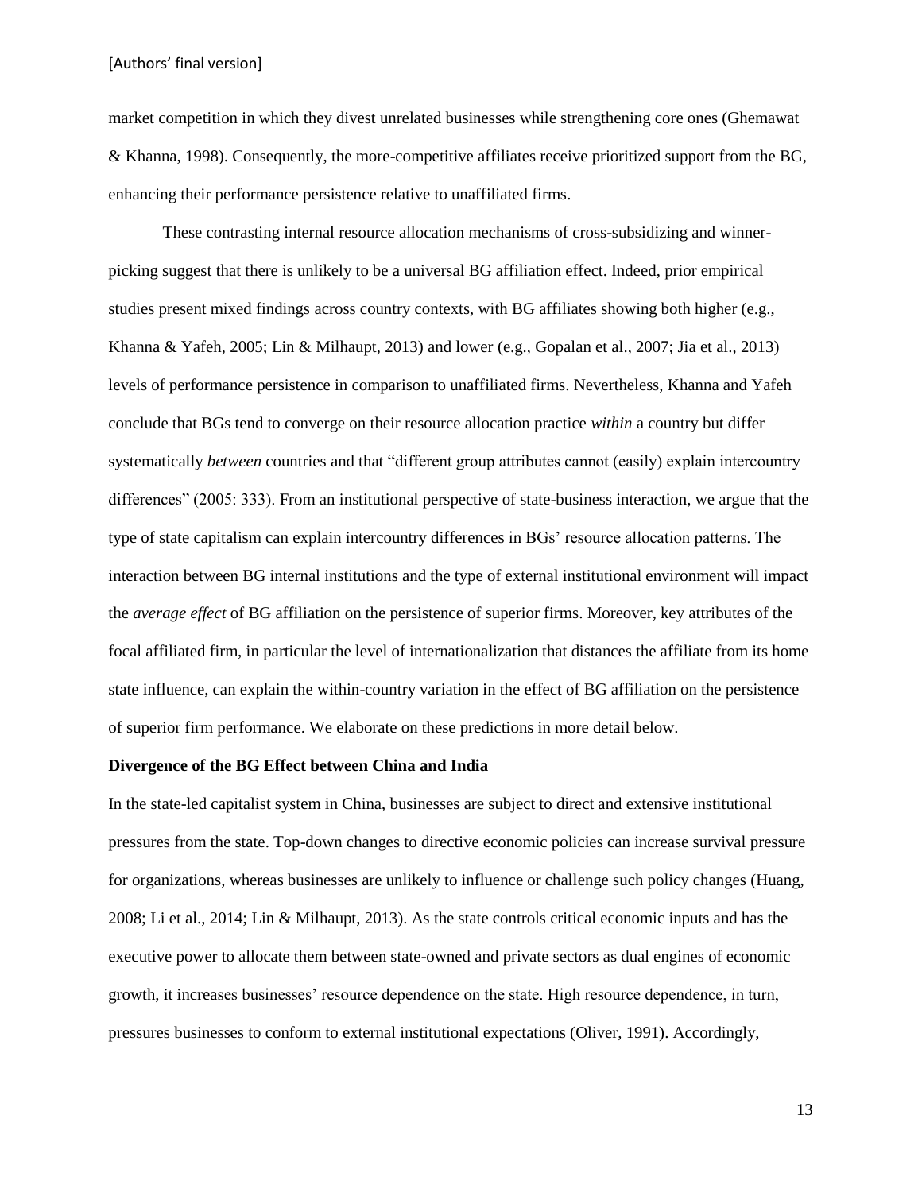market competition in which they divest unrelated businesses while strengthening core ones (Ghemawat & Khanna, 1998). Consequently, the more-competitive affiliates receive prioritized support from the BG, enhancing their performance persistence relative to unaffiliated firms.

These contrasting internal resource allocation mechanisms of cross-subsidizing and winner-picking suggest that there is unlikely to be a universal BG affiliation effect. Indeed, prior empirical studies present mixed findings across country contexts, with BG affiliates showing both higher (e.g., Khanna & Yafeh, 2005; Lin & Milhaupt, 2013) and lower (e.g., Gopalan et al., 2007; Jia et al., 2013) levels of performance persistence in comparison to unaffiliated firms. Nevertheless, Khanna and Yafeh conclude that BGs tend to converge on their resource allocation practice *within* a country but differ systematically *between* countries and that "different group attributes cannot (easily) explain intercountry differences" (2005: 333). From an institutional perspective of state-business interaction, we argue that the type of state capitalism can explain intercountry differences in BGs' resource allocation patterns. The interaction between BG internal institutions and the type of external institutional environment will impact the *average effect* of BG affiliation on the persistence of superior firms. Moreover, key attributes of the focal affiliated firm, in particular the level of internationalization that distances the affiliate from its home state influence, can explain the within-country variation in the effect of BG affiliation on the persistence of superior firm performance. We elaborate on these predictions in more detail below.

**Divergence of the BG Effect between China and India**

In the state-led capitalist system in China, businesses are subject to direct and extensive institutional pressures from the state. Top-down changes to directive economic policies can increase survival pressure for organizations, whereas businesses are unlikely to influence or challenge such policy changes (Huang, 2008; Li et al., 2014; Lin & Milhaupt, 2013). As the state controls critical economic inputs and has the executive power to allocate them between state-owned and private sectors as dual engines of economic growth, it increases businesses' resource dependence on the state. High resource dependence, in turn, pressures businesses to conform to external institutional expectations (Oliver, 1991). Accordingly,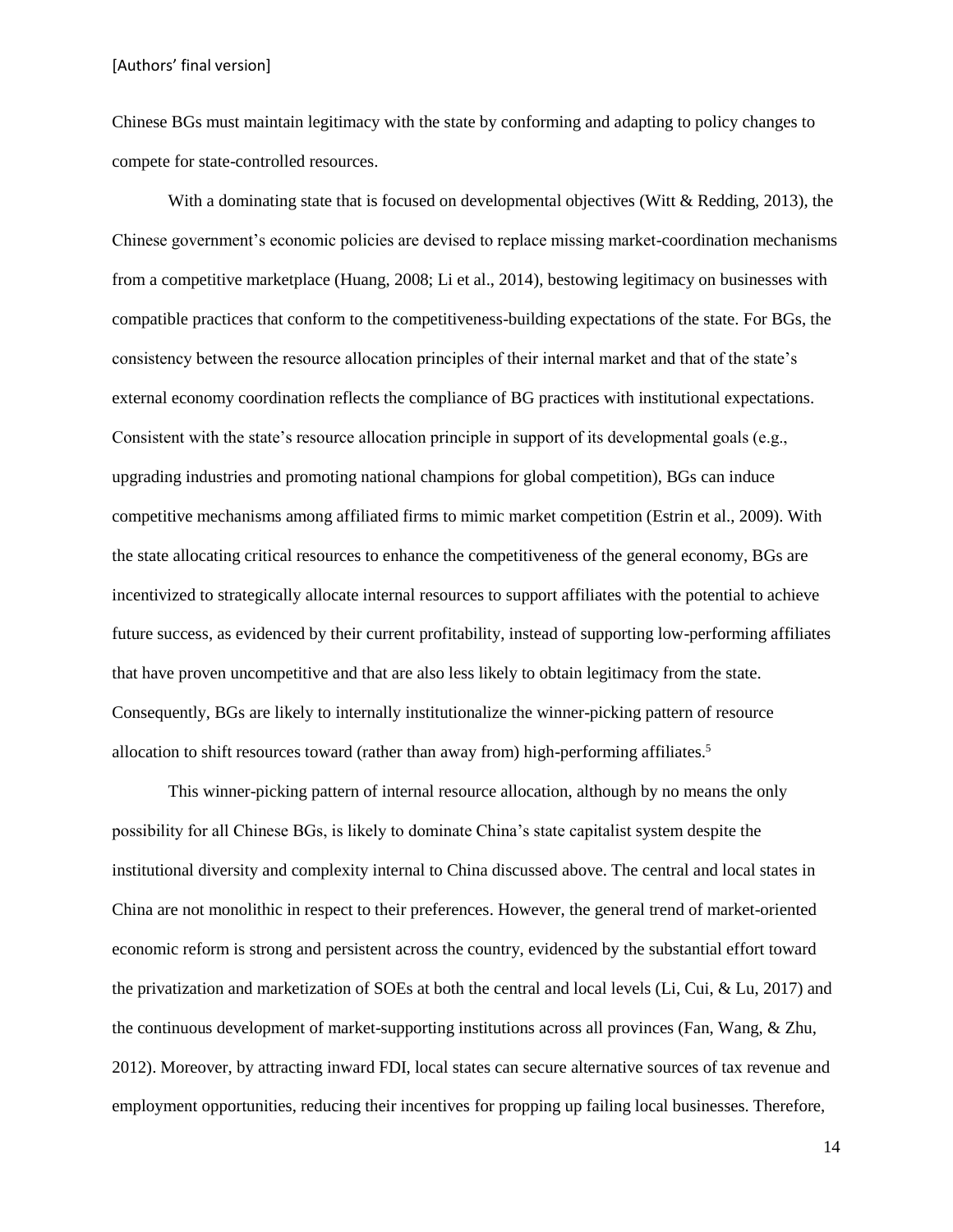Chinese BGs must maintain legitimacy with the state by conforming and adapting to policy changes to compete for state-controlled resources.

With a dominating state that is focused on developmental objectives (Witt & Redding, 2013), the Chinese government's economic policies are devised to replace missing market-coordination mechanisms from a competitive marketplace (Huang, 2008; Li et al., 2014), bestowing legitimacy on businesses with compatible practices that conform to the competitiveness-building expectations of the state. For BGs, the consistency between the resource allocation principles of their internal market and that of the state's external economy coordination reflects the compliance of BG practices with institutional expectations. Consistent with the state's resource allocation principle in support of its developmental goals (e.g., upgrading industries and promoting national champions for global competition), BGs can induce competitive mechanisms among affiliated firms to mimic market competition (Estrin et al., 2009). With the state allocating critical resources to enhance the competitiveness of the general economy, BGs are incentivized to strategically allocate internal resources to support affiliates with the potential to achieve future success, as evidenced by their current profitability, instead of supporting low-performing affiliates that have proven uncompetitive and that are also less likely to obtain legitimacy from the state. Consequently, BGs are likely to internally institutionalize the winner-picking pattern of resource allocation to shift resources toward (rather than away from) high-performing affiliates.[5]

This winner-picking pattern of internal resource allocation, although by no means the only possibility for all Chinese BGs, is likely to dominate China's state capitalist system despite the institutional diversity and complexity internal to China discussed above. The central and local states in China are not monolithic in respect to their preferences. However, the general trend of market-oriented economic reform is strong and persistent across the country, evidenced by the substantial effort toward the privatization and marketization of SOEs at both the central and local levels (Li, Cui, & Lu, 2017) and the continuous development of market-supporting institutions across all provinces (Fan, Wang, & Zhu, 2012). Moreover, by attracting inward FDI, local states can secure alternative sources of tax revenue and employment opportunities, reducing their incentives for propping up failing local businesses. Therefore,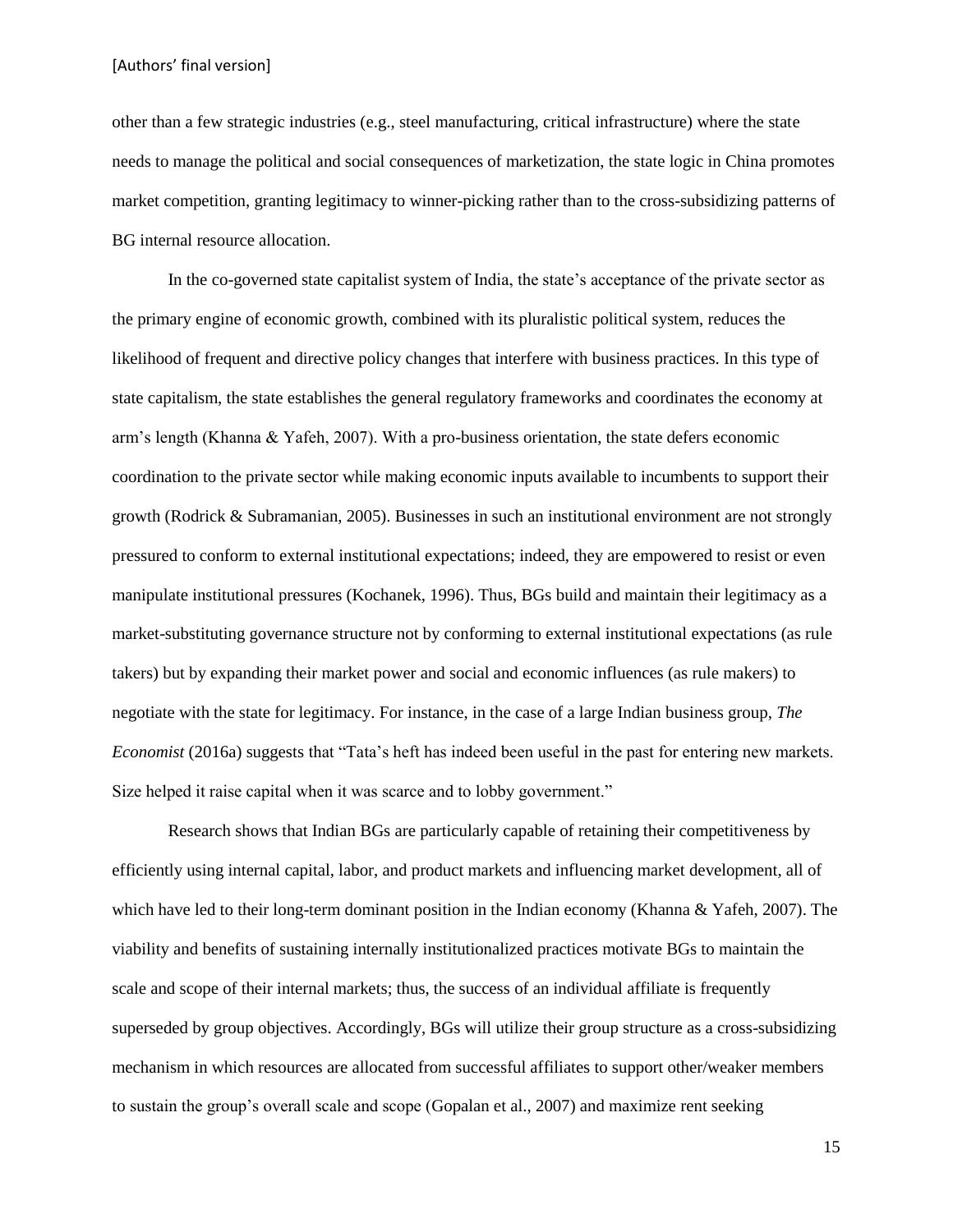other than a few strategic industries (e.g., steel manufacturing, critical infrastructure) where the state needs to manage the political and social consequences of marketization, the state logic in China promotes market competition, granting legitimacy to winner-picking rather than to the cross-subsidizing patterns of BG internal resource allocation.

In the co-governed state capitalist system of India, the state's acceptance of the private sector as the primary engine of economic growth, combined with its pluralistic political system, reduces the likelihood of frequent and directive policy changes that interfere with business practices. In this type of state capitalism, the state establishes the general regulatory frameworks and coordinates the economy at arm's length (Khanna & Yafeh, 2007). With a pro-business orientation, the state defers economic coordination to the private sector while making economic inputs available to incumbents to support their growth (Rodrick & Subramanian, 2005). Businesses in such an institutional environment are not strongly pressured to conform to external institutional expectations; indeed, they are empowered to resist or even manipulate institutional pressures (Kochanek, 1996). Thus, BGs build and maintain their legitimacy as a market-substituting governance structure not by conforming to external institutional expectations (as rule takers) but by expanding their market power and social and economic influences (as rule makers) to negotiate with the state for legitimacy. For instance, in the case of a large Indian business group, *The Economist* (2016a) suggests that "Tata's heft has indeed been useful in the past for entering new markets. Size helped it raise capital when it was scarce and to lobby government."

Research shows that Indian BGs are particularly capable of retaining their competitiveness by efficiently using internal capital, labor, and product markets and influencing market development, all of which have led to their long-term dominant position in the Indian economy (Khanna & Yafeh, 2007). The viability and benefits of sustaining internally institutionalized practices motivate BGs to maintain the scale and scope of their internal markets; thus, the success of an individual affiliate is frequently superseded by group objectives. Accordingly, BGs will utilize their group structure as a cross-subsidizing mechanism in which resources are allocated from successful affiliates to support other/weaker members to sustain the group's overall scale and scope (Gopalan et al., 2007) and maximize rent seeking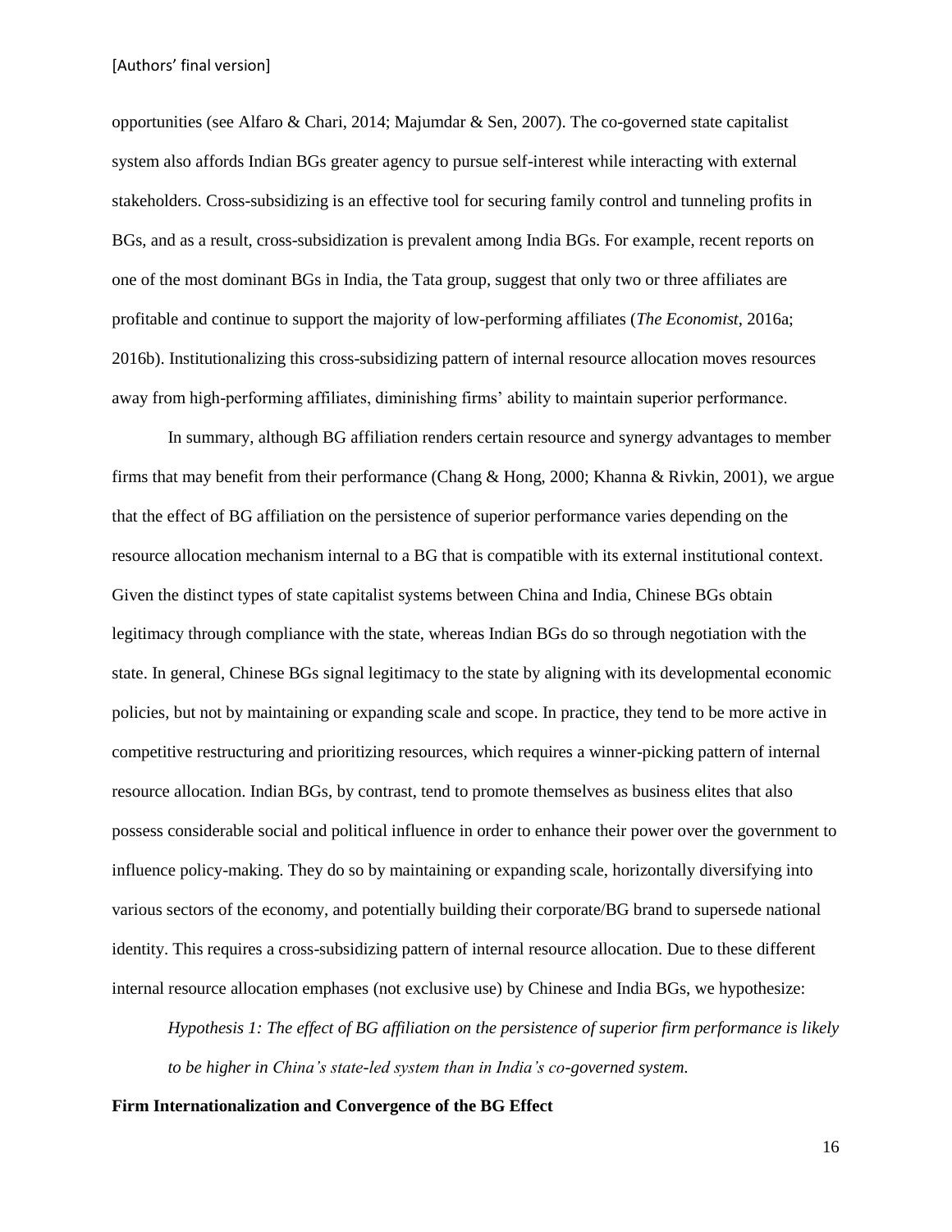opportunities (see Alfaro & Chari, 2014; Majumdar & Sen, 2007). The co-governed state capitalist system also affords Indian BGs greater agency to pursue self-interest while interacting with external stakeholders. Cross-subsidizing is an effective tool for securing family control and tunneling profits in BGs, and as a result, cross-subsidization is prevalent among India BGs. For example, recent reports on one of the most dominant BGs in India, the Tata group, suggest that only two or three affiliates are profitable and continue to support the majority of low-performing affiliates (*The Economist*, 2016a; 2016b). Institutionalizing this cross-subsidizing pattern of internal resource allocation moves resources away from high-performing affiliates, diminishing firms' ability to maintain superior performance.

In summary, although BG affiliation renders certain resource and synergy advantages to member firms that may benefit from their performance (Chang & Hong, 2000; Khanna & Rivkin, 2001), we argue that the effect of BG affiliation on the persistence of superior performance varies depending on the resource allocation mechanism internal to a BG that is compatible with its external institutional context. Given the distinct types of state capitalist systems between China and India, Chinese BGs obtain legitimacy through compliance with the state, whereas Indian BGs do so through negotiation with the state. In general, Chinese BGs signal legitimacy to the state by aligning with its developmental economic policies, but not by maintaining or expanding scale and scope. In practice, they tend to be more active in competitive restructuring and prioritizing resources, which requires a winner-picking pattern of internal resource allocation. Indian BGs, by contrast, tend to promote themselves as business elites that also possess considerable social and political influence in order to enhance their power over the government to influence policy-making. They do so by maintaining or expanding scale, horizontally diversifying into various sectors of the economy, and potentially building their corporate/BG brand to supersede national identity. This requires a cross-subsidizing pattern of internal resource allocation. Due to these different internal resource allocation emphases (not exclusive use) by Chinese and India BGs, we hypothesize:

*Hypothesis 1: The effect of BG affiliation on the persistence of superior firm performance is likely to be higher in China's state-led system than in India's co-governed system.*

**Firm Internationalization and Convergence of the BG Effect**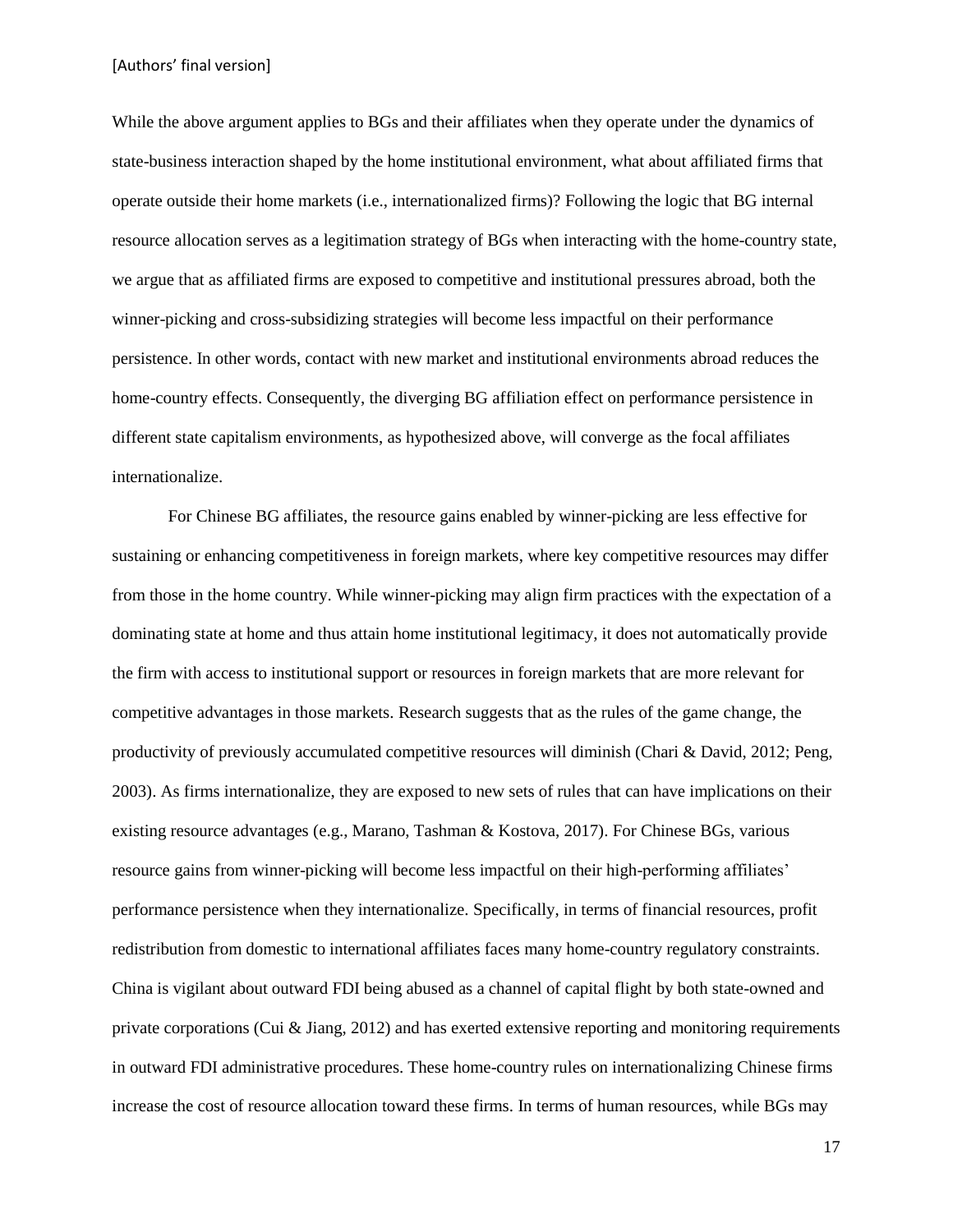While the above argument applies to BGs and their affiliates when they operate under the dynamics of state-business interaction shaped by the home institutional environment, what about affiliated firms that operate outside their home markets (i.e., internationalized firms)? Following the logic that BG internal resource allocation serves as a legitimation strategy of BGs when interacting with the home-country state, we argue that as affiliated firms are exposed to competitive and institutional pressures abroad, both the winner-picking and cross-subsidizing strategies will become less impactful on their performance persistence. In other words, contact with new market and institutional environments abroad reduces the home-country effects. Consequently, the diverging BG affiliation effect on performance persistence in different state capitalism environments, as hypothesized above, will converge as the focal affiliates internationalize.

For Chinese BG affiliates, the resource gains enabled by winner-picking are less effective for sustaining or enhancing competitiveness in foreign markets, where key competitive resources may differ from those in the home country. While winner-picking may align firm practices with the expectation of a dominating state at home and thus attain home institutional legitimacy, it does not automatically provide the firm with access to institutional support or resources in foreign markets that are more relevant for competitive advantages in those markets. Research suggests that as the rules of the game change, the productivity of previously accumulated competitive resources will diminish (Chari & David, 2012; Peng, 2003). As firms internationalize, they are exposed to new sets of rules that can have implications on their existing resource advantages (e.g., Marano, Tashman & Kostova, 2017). For Chinese BGs, various resource gains from winner-picking will become less impactful on their high-performing affiliates' performance persistence when they internationalize. Specifically, in terms of financial resources, profit redistribution from domestic to international affiliates faces many home-country regulatory constraints. China is vigilant about outward FDI being abused as a channel of capital flight by both state-owned and private corporations (Cui & Jiang, 2012) and has exerted extensive reporting and monitoring requirements in outward FDI administrative procedures. These home-country rules on internationalizing Chinese firms increase the cost of resource allocation toward these firms. In terms of human resources, while BGs may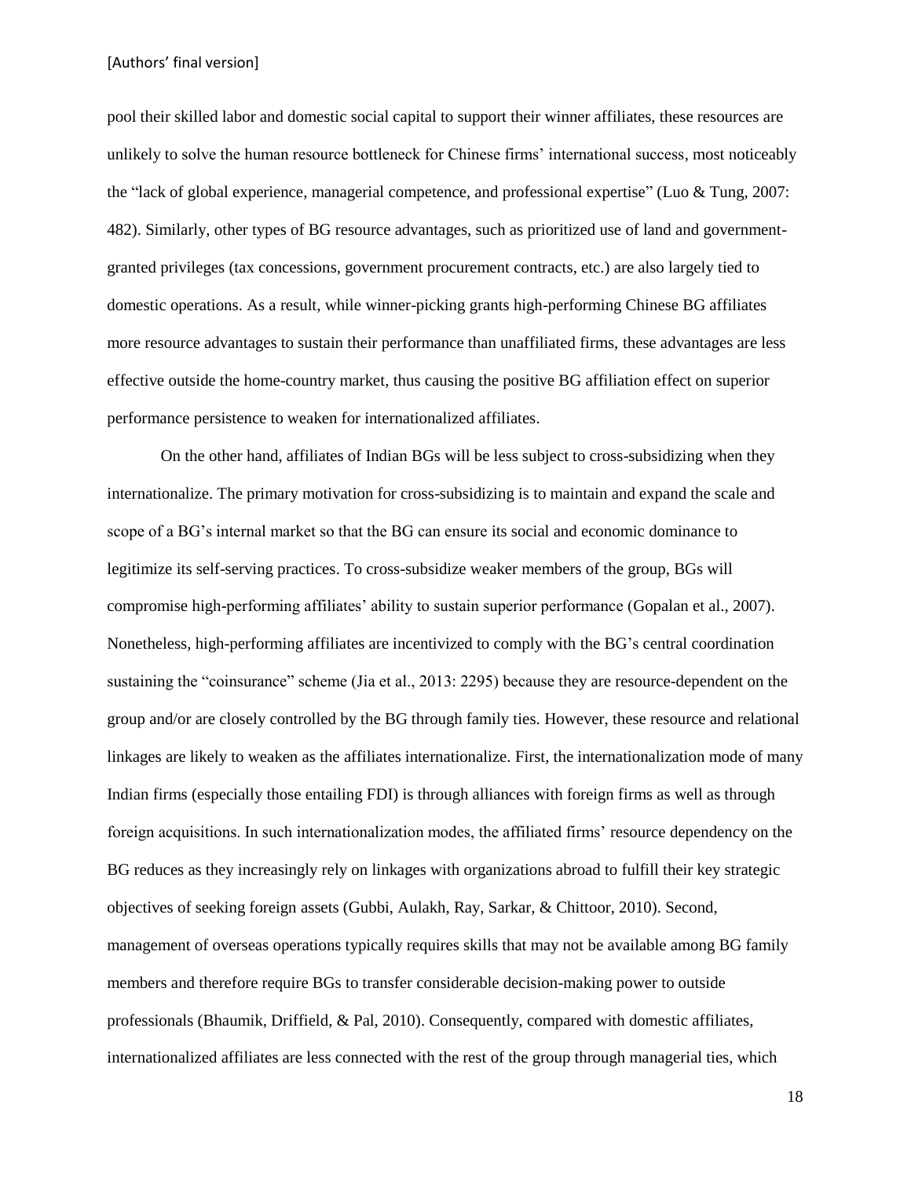pool their skilled labor and domestic social capital to support their winner affiliates, these resources are unlikely to solve the human resource bottleneck for Chinese firms' international success, most noticeably the "lack of global experience, managerial competence, and professional expertise" (Luo & Tung, 2007: 482). Similarly, other types of BG resource advantages, such as prioritized use of land and government-granted privileges (tax concessions, government procurement contracts, etc.) are also largely tied to domestic operations. As a result, while winner-picking grants high-performing Chinese BG affiliates more resource advantages to sustain their performance than unaffiliated firms, these advantages are less effective outside the home-country market, thus causing the positive BG affiliation effect on superior performance persistence to weaken for internationalized affiliates.

On the other hand, affiliates of Indian BGs will be less subject to cross-subsidizing when they internationalize. The primary motivation for cross-subsidizing is to maintain and expand the scale and scope of a BG's internal market so that the BG can ensure its social and economic dominance to legitimize its self-serving practices. To cross-subsidize weaker members of the group, BGs will compromise high-performing affiliates' ability to sustain superior performance (Gopalan et al., 2007). Nonetheless, high-performing affiliates are incentivized to comply with the BG's central coordination sustaining the "coinsurance" scheme (Jia et al., 2013: 2295) because they are resource-dependent on the group and/or are closely controlled by the BG through family ties. However, these resource and relational linkages are likely to weaken as the affiliates internationalize. First, the internationalization mode of many Indian firms (especially those entailing FDI) is through alliances with foreign firms as well as through foreign acquisitions. In such internationalization modes, the affiliated firms' resource dependency on the BG reduces as they increasingly rely on linkages with organizations abroad to fulfill their key strategic objectives of seeking foreign assets (Gubbi, Aulakh, Ray, Sarkar, & Chittoor, 2010). Second, management of overseas operations typically requires skills that may not be available among BG family members and therefore require BGs to transfer considerable decision-making power to outside professionals (Bhaumik, Driffield, & Pal, 2010). Consequently, compared with domestic affiliates, internationalized affiliates are less connected with the rest of the group through managerial ties, which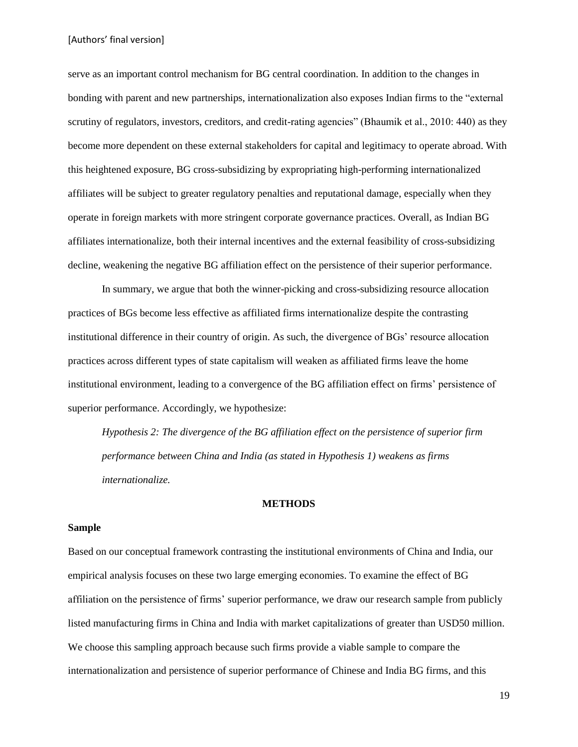serve as an important control mechanism for BG central coordination. In addition to the changes in bonding with parent and new partnerships, internationalization also exposes Indian firms to the "external scrutiny of regulators, investors, creditors, and credit-rating agencies" (Bhaumik et al., 2010: 440) as they become more dependent on these external stakeholders for capital and legitimacy to operate abroad. With this heightened exposure, BG cross-subsidizing by expropriating high-performing internationalized affiliates will be subject to greater regulatory penalties and reputational damage, especially when they operate in foreign markets with more stringent corporate governance practices. Overall, as Indian BG affiliates internationalize, both their internal incentives and the external feasibility of cross-subsidizing decline, weakening the negative BG affiliation effect on the persistence of their superior performance.

In summary, we argue that both the winner-picking and cross-subsidizing resource allocation practices of BGs become less effective as affiliated firms internationalize despite the contrasting institutional difference in their country of origin. As such, the divergence of BGs' resource allocation practices across different types of state capitalism will weaken as affiliated firms leave the home institutional environment, leading to a convergence of the BG affiliation effect on firms' persistence of superior performance. Accordingly, we hypothesize:

*Hypothesis 2: The divergence of the BG affiliation effect on the persistence of superior firm performance between China and India (as stated in Hypothesis 1) weakens as firms internationalize.*

## METHODS

### Sample

Based on our conceptual framework contrasting the institutional environments of China and India, our empirical analysis focuses on these two large emerging economies. To examine the effect of BG affiliation on the persistence of firms' superior performance, we draw our research sample from publicly listed manufacturing firms in China and India with market capitalizations of greater than USD50 million. We choose this sampling approach because such firms provide a viable sample to compare the internationalization and persistence of superior performance of Chinese and India BG firms, and this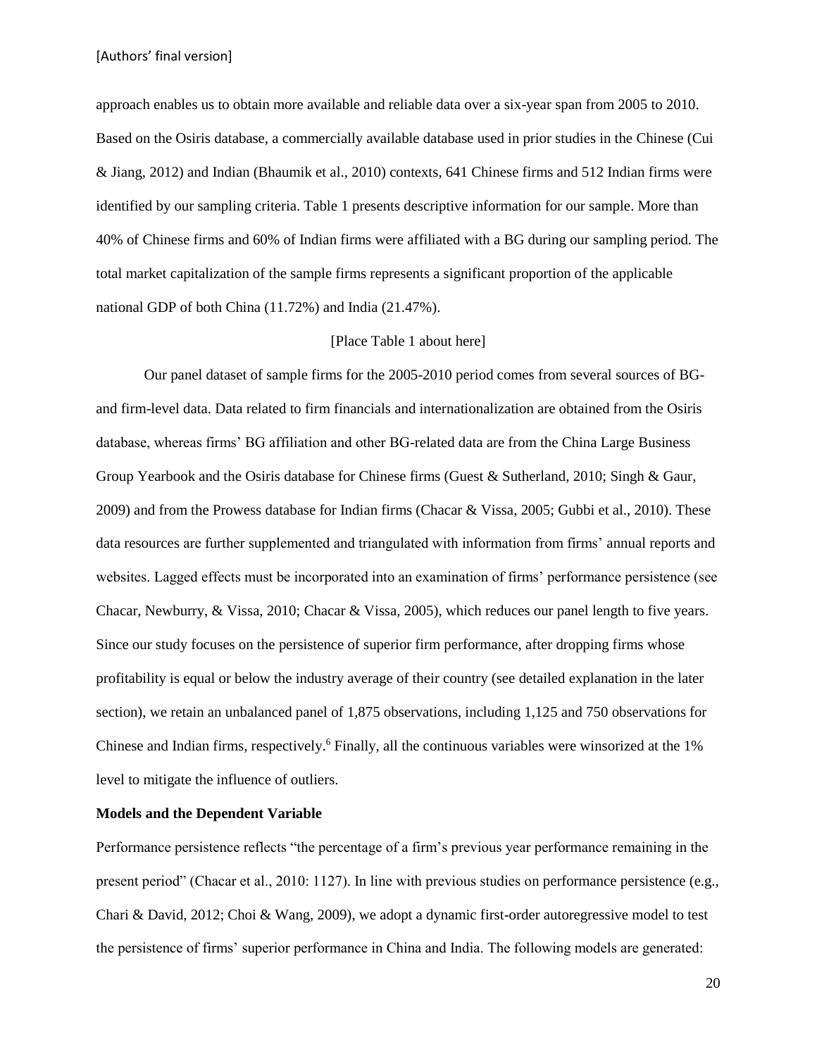approach enables us to obtain more available and reliable data over a six-year span from 2005 to 2010. Based on the Osiris database, a commercially available database used in prior studies in the Chinese (Cui & Jiang, 2012) and Indian (Bhaumik et al., 2010) contexts, 641 Chinese firms and 512 Indian firms were identified by our sampling criteria. Table 1 presents descriptive information for our sample. More than 40% of Chinese firms and 60% of Indian firms were affiliated with a BG during our sampling period. The total market capitalization of the sample firms represents a significant proportion of the applicable national GDP of both China (11.72%) and India (21.47%).

[Place Table 1 about here]

Our panel dataset of sample firms for the 2005-2010 period comes from several sources of BG- and firm-level data. Data related to firm financials and internationalization are obtained from the Osiris database, whereas firms' BG affiliation and other BG-related data are from the China Large Business Group Yearbook and the Osiris database for Chinese firms (Guest & Sutherland, 2010; Singh & Gaur, 2009) and from the Prowess database for Indian firms (Chacar & Vissa, 2005; Gubbi et al., 2010). These data resources are further supplemented and triangulated with information from firms' annual reports and websites. Lagged effects must be incorporated into an examination of firms' performance persistence (see Chacar, Newburry, & Vissa, 2010; Chacar & Vissa, 2005), which reduces our panel length to five years. Since our study focuses on the persistence of superior firm performance, after dropping firms whose profitability is equal or below the industry average of their country (see detailed explanation in the later section), we retain an unbalanced panel of 1,875 observations, including 1,125 and 750 observations for Chinese and Indian firms, respectively.[6] Finally, all the continuous variables were winsorized at the 1% level to mitigate the influence of outliers.

**Models and the Dependent Variable**

Performance persistence reflects "the percentage of a firm's previous year performance remaining in the present period" (Chacar et al., 2010: 1127). In line with previous studies on performance persistence (e.g., Chari & David, 2012; Choi & Wang, 2009), we adopt a dynamic first-order autoregressive model to test the persistence of firms' superior performance in China and India. The following models are generated: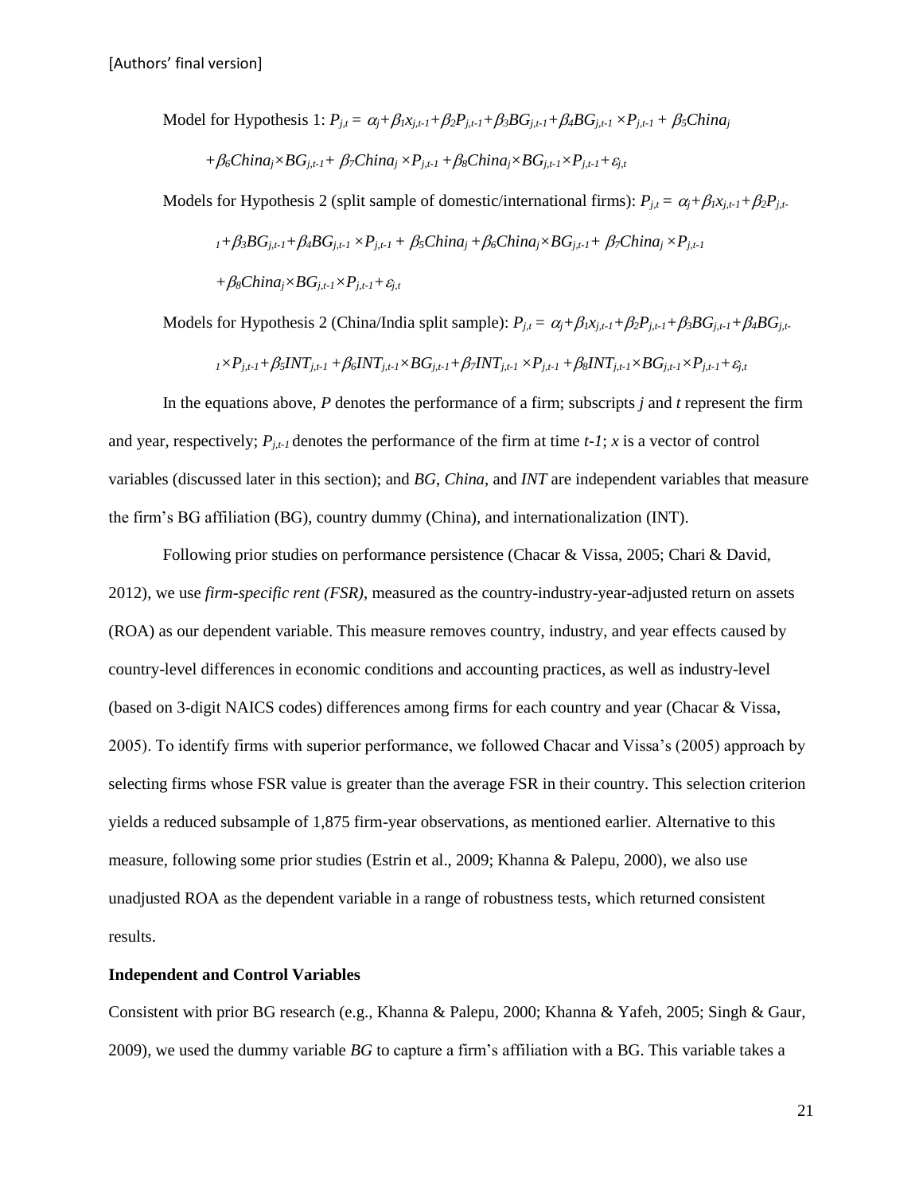[Authors' final version]

Model for Hypothesis 1: $P_{j,t} = \alpha_j + \beta_1 x_{j,t-1} + \beta_2 P_{j,t-1} + \beta_3 BG_{j,t-1} + \beta_4 BG_{j,t-1} \times P_{j,t-1} + \beta_5 China_j + \beta_6 China_j \times BG_{j,t-1} + \beta_7 China_j \times P_{j,t-1} + \beta_8 China_j \times BG_{j,t-1} \times P_{j,t-1} + \varepsilon_{j,t}$

Models for Hypothesis 2 (split sample of domestic/international firms): $P_{j,t} = \alpha_j + \beta_1 x_{j,t-1} + \beta_2 P_{j,t-1} + \beta_3 BG_{j,t-1} + \beta_4 BG_{j,t-1} \times P_{j,t-1} + \beta_5 China_j + \beta_6 China_j \times BG_{j,t-1} + \beta_7 China_j \times P_{j,t-1} + \beta_8 China_j \times BG_{j,t-1} \times P_{j,t-1} + \varepsilon_{j,t}$

Models for Hypothesis 2 (China/India split sample): $P_{j,t} = \alpha_j + \beta_1 x_{j,t-1} + \beta_2 P_{j,t-1} + \beta_3 BG_{j,t-1} + \beta_4 BG_{j,t-1} \times P_{j,t-1} + \beta_5 INT_{j,t-1} + \beta_6 INT_{j,t-1} \times BG_{j,t-1} + \beta_7 INT_{j,t-1} \times P_{j,t-1} + \beta_8 INT_{j,t-1} \times BG_{j,t-1} \times P_{j,t-1} + \varepsilon_{j,t}$

In the equations above, $P$ denotes the performance of a firm; subscripts $j$ and $t$ represent the firm and year, respectively; $P_{j,t-1}$ denotes the performance of the firm at time $t-1$; $x$ is a vector of control variables (discussed later in this section); and *BG*, *China*, and *INT* are independent variables that measure the firm's BG affiliation (BG), country dummy (China), and internationalization (INT).

Following prior studies on performance persistence (Chacar & Vissa, 2005; Chari & David, 2012), we use *firm-specific rent (FSR)*, measured as the country-industry-year-adjusted return on assets (ROA) as our dependent variable. This measure removes country, industry, and year effects caused by country-level differences in economic conditions and accounting practices, as well as industry-level (based on 3-digit NAICS codes) differences among firms for each country and year (Chacar & Vissa, 2005). To identify firms with superior performance, we followed Chacar and Vissa's (2005) approach by selecting firms whose FSR value is greater than the average FSR in their country. This selection criterion yields a reduced subsample of 1,875 firm-year observations, as mentioned earlier. Alternative to this measure, following some prior studies (Estrin et al., 2009; Khanna & Palepu, 2000), we also use unadjusted ROA as the dependent variable in a range of robustness tests, which returned consistent results.

**Independent and Control Variables**

Consistent with prior BG research (e.g., Khanna & Palepu, 2000; Khanna & Yafeh, 2005; Singh & Gaur, 2009), we used the dummy variable *BG* to capture a firm's affiliation with a BG. This variable takes a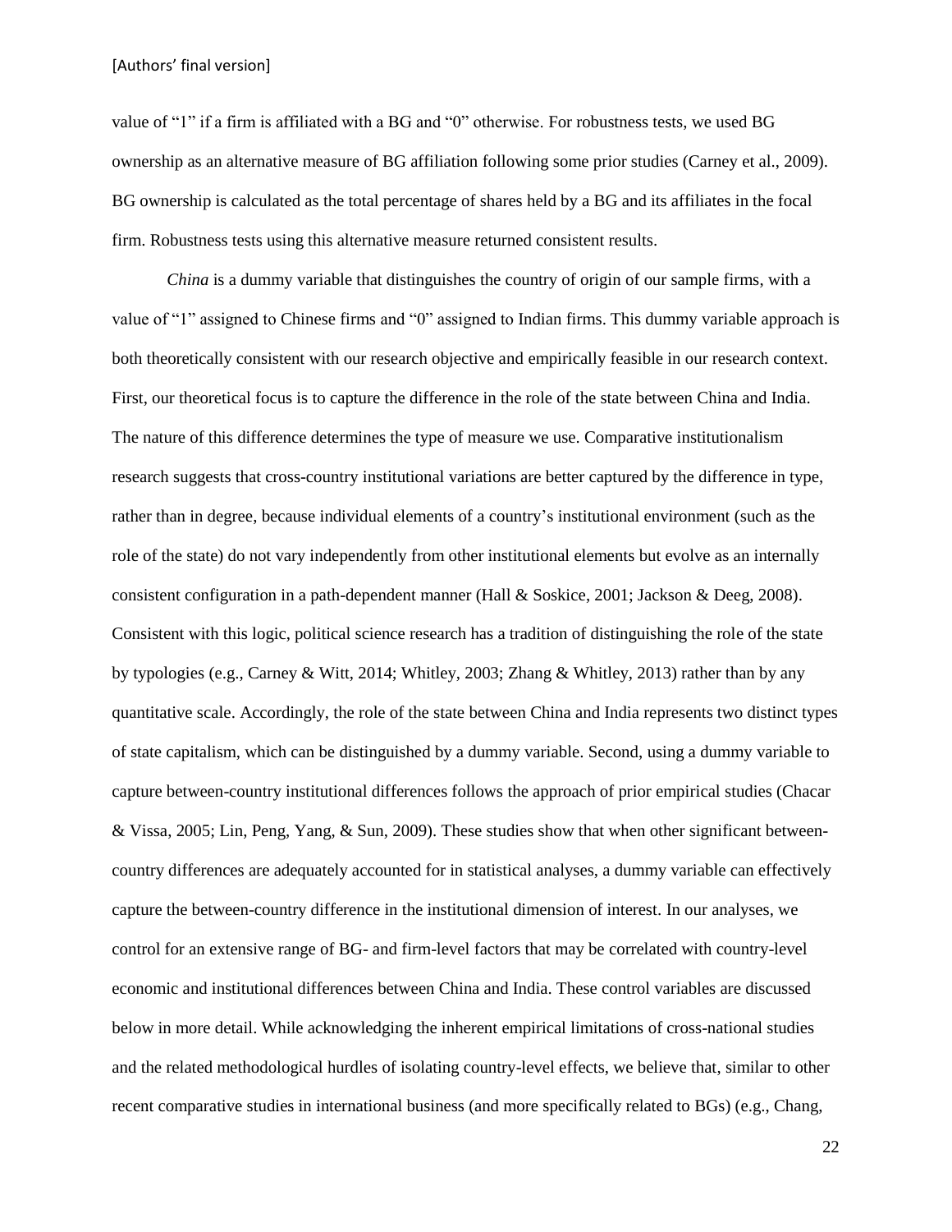value of "1" if a firm is affiliated with a BG and "0" otherwise. For robustness tests, we used BG ownership as an alternative measure of BG affiliation following some prior studies (Carney et al., 2009). BG ownership is calculated as the total percentage of shares held by a BG and its affiliates in the focal firm. Robustness tests using this alternative measure returned consistent results.

*China* is a dummy variable that distinguishes the country of origin of our sample firms, with a value of "1" assigned to Chinese firms and "0" assigned to Indian firms. This dummy variable approach is both theoretically consistent with our research objective and empirically feasible in our research context. First, our theoretical focus is to capture the difference in the role of the state between China and India. The nature of this difference determines the type of measure we use. Comparative institutionalism research suggests that cross-country institutional variations are better captured by the difference in type, rather than in degree, because individual elements of a country's institutional environment (such as the role of the state) do not vary independently from other institutional elements but evolve as an internally consistent configuration in a path-dependent manner (Hall & Soskice, 2001; Jackson & Deeg, 2008). Consistent with this logic, political science research has a tradition of distinguishing the role of the state by typologies (e.g., Carney & Witt, 2014; Whitley, 2003; Zhang & Whitley, 2013) rather than by any quantitative scale. Accordingly, the role of the state between China and India represents two distinct types of state capitalism, which can be distinguished by a dummy variable. Second, using a dummy variable to capture between-country institutional differences follows the approach of prior empirical studies (Chacar & Vissa, 2005; Lin, Peng, Yang, & Sun, 2009). These studies show that when other significant between-country differences are adequately accounted for in statistical analyses, a dummy variable can effectively capture the between-country difference in the institutional dimension of interest. In our analyses, we control for an extensive range of BG- and firm-level factors that may be correlated with country-level economic and institutional differences between China and India. These control variables are discussed below in more detail. While acknowledging the inherent empirical limitations of cross-national studies and the related methodological hurdles of isolating country-level effects, we believe that, similar to other recent comparative studies in international business (and more specifically related to BGs) (e.g., Chang,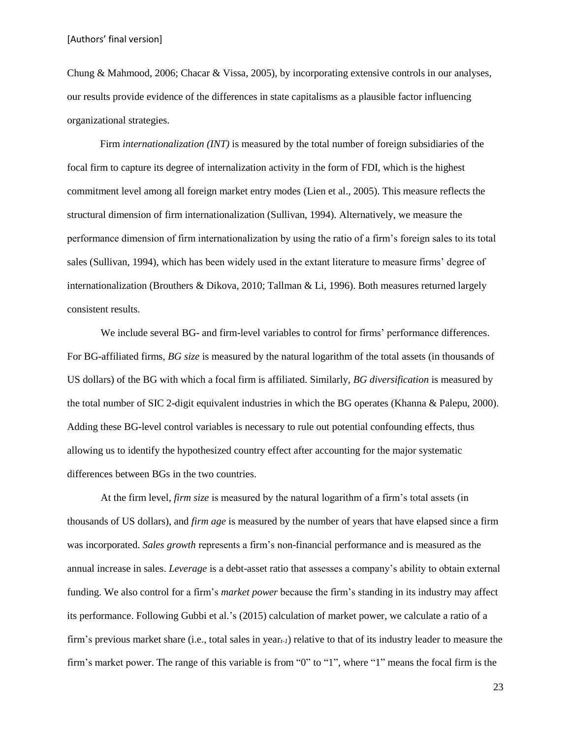Chung & Mahmood, 2006; Chacar & Vissa, 2005), by incorporating extensive controls in our analyses, our results provide evidence of the differences in state capitalisms as a plausible factor influencing organizational strategies.

Firm *internationalization (INT)* is measured by the total number of foreign subsidiaries of the focal firm to capture its degree of internalization activity in the form of FDI, which is the highest commitment level among all foreign market entry modes (Lien et al., 2005). This measure reflects the structural dimension of firm internationalization (Sullivan, 1994). Alternatively, we measure the performance dimension of firm internationalization by using the ratio of a firm's foreign sales to its total sales (Sullivan, 1994), which has been widely used in the extant literature to measure firms' degree of internationalization (Brouthers & Dikova, 2010; Tallman & Li, 1996). Both measures returned largely consistent results.

We include several BG- and firm-level variables to control for firms' performance differences. For BG-affiliated firms, *BG size* is measured by the natural logarithm of the total assets (in thousands of US dollars) of the BG with which a focal firm is affiliated. Similarly, *BG diversification* is measured by the total number of SIC 2-digit equivalent industries in which the BG operates (Khanna & Palepu, 2000). Adding these BG-level control variables is necessary to rule out potential confounding effects, thus allowing us to identify the hypothesized country effect after accounting for the major systematic differences between BGs in the two countries.

At the firm level, *firm size* is measured by the natural logarithm of a firm's total assets (in thousands of US dollars), and *firm age* is measured by the number of years that have elapsed since a firm was incorporated. *Sales growth* represents a firm's non-financial performance and is measured as the annual increase in sales. *Leverage* is a debt-asset ratio that assesses a company's ability to obtain external funding. We also control for a firm's *market power* because the firm's standing in its industry may affect its performance. Following Gubbi et al.'s (2015) calculation of market power, we calculate a ratio of a firm's previous market share (i.e., total sales in year$_{t-1}$) relative to that of its industry leader to measure the firm's market power. The range of this variable is from "0" to "1", where "1" means the focal firm is the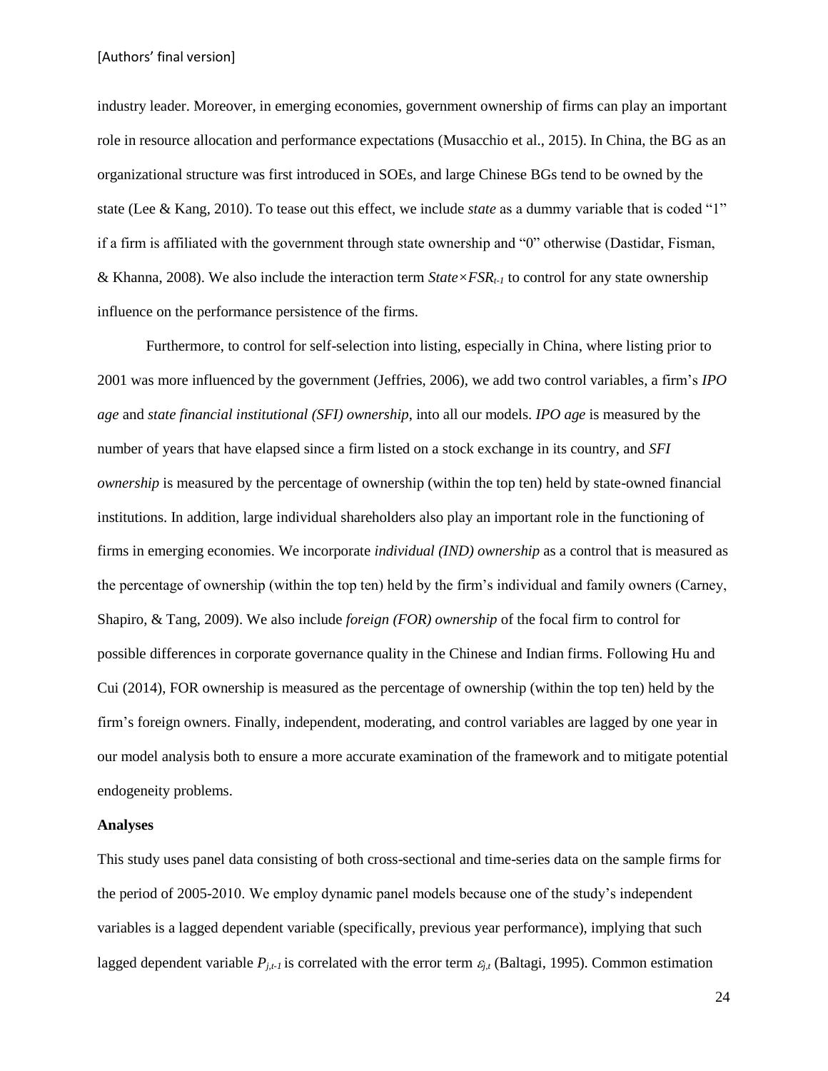industry leader. Moreover, in emerging economies, government ownership of firms can play an important role in resource allocation and performance expectations (Musacchio et al., 2015). In China, the BG as an organizational structure was first introduced in SOEs, and large Chinese BGs tend to be owned by the state (Lee & Kang, 2010). To tease out this effect, we include *state* as a dummy variable that is coded "1" if a firm is affiliated with the government through state ownership and "0" otherwise (Dastidar, Fisman, & Khanna, 2008). We also include the interaction term $State \times FSR_{t-1}$ to control for any state ownership influence on the performance persistence of the firms.

Furthermore, to control for self-selection into listing, especially in China, where listing prior to 2001 was more influenced by the government (Jeffries, 2006), we add two control variables, a firm's *IPO age* and *state financial institutional (SFI) ownership*, into all our models. *IPO age* is measured by the number of years that have elapsed since a firm listed on a stock exchange in its country, and *SFI ownership* is measured by the percentage of ownership (within the top ten) held by state-owned financial institutions. In addition, large individual shareholders also play an important role in the functioning of firms in emerging economies. We incorporate *individual (IND) ownership* as a control that is measured as the percentage of ownership (within the top ten) held by the firm's individual and family owners (Carney, Shapiro, & Tang, 2009). We also include *foreign (FOR) ownership* of the focal firm to control for possible differences in corporate governance quality in the Chinese and Indian firms. Following Hu and Cui (2014), FOR ownership is measured as the percentage of ownership (within the top ten) held by the firm's foreign owners. Finally, independent, moderating, and control variables are lagged by one year in our model analysis both to ensure a more accurate examination of the framework and to mitigate potential endogeneity problems.

**Analyses**

This study uses panel data consisting of both cross-sectional and time-series data on the sample firms for the period of 2005-2010. We employ dynamic panel models because one of the study's independent variables is a lagged dependent variable (specifically, previous year performance), implying that such lagged dependent variable $P_{j,t-1}$ is correlated with the error term $\varepsilon_{j,t}$ (Baltagi, 1995). Common estimation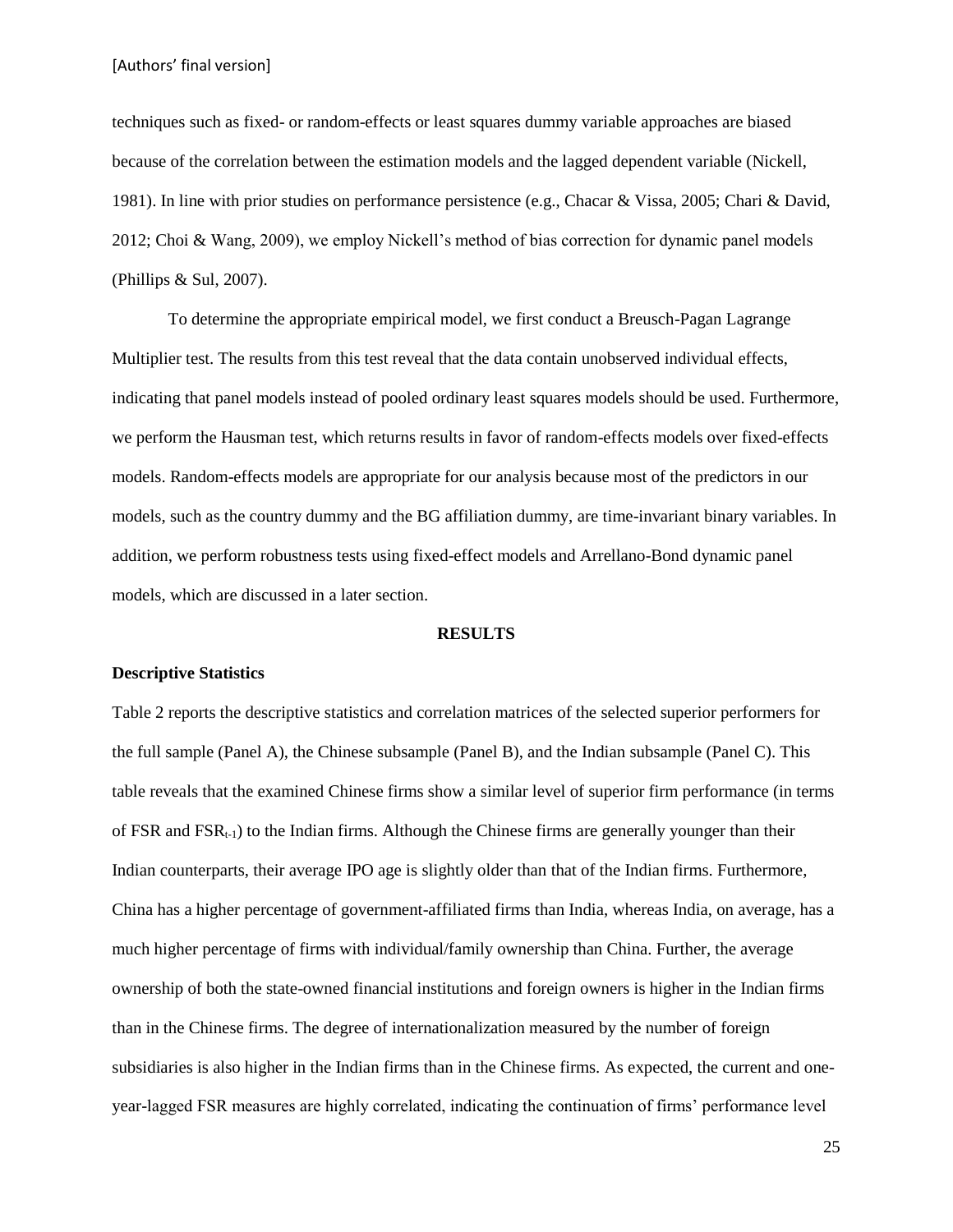techniques such as fixed- or random-effects or least squares dummy variable approaches are biased because of the correlation between the estimation models and the lagged dependent variable (Nickell, 1981). In line with prior studies on performance persistence (e.g., Chacar & Vissa, 2005; Chari & David, 2012; Choi & Wang, 2009), we employ Nickell's method of bias correction for dynamic panel models (Phillips & Sul, 2007).

To determine the appropriate empirical model, we first conduct a Breusch-Pagan Lagrange Multiplier test. The results from this test reveal that the data contain unobserved individual effects, indicating that panel models instead of pooled ordinary least squares models should be used. Furthermore, we perform the Hausman test, which returns results in favor of random-effects models over fixed-effects models. Random-effects models are appropriate for our analysis because most of the predictors in our models, such as the country dummy and the BG affiliation dummy, are time-invariant binary variables. In addition, we perform robustness tests using fixed-effect models and Arrellano-Bond dynamic panel models, which are discussed in a later section.

## RESULTS

### Descriptive Statistics

Table 2 reports the descriptive statistics and correlation matrices of the selected superior performers for the full sample (Panel A), the Chinese subsample (Panel B), and the Indian subsample (Panel C). This table reveals that the examined Chinese firms show a similar level of superior firm performance (in terms of FSR and $FSR_{t-1}$) to the Indian firms. Although the Chinese firms are generally younger than their Indian counterparts, their average IPO age is slightly older than that of the Indian firms. Furthermore, China has a higher percentage of government-affiliated firms than India, whereas India, on average, has a much higher percentage of firms with individual/family ownership than China. Further, the average ownership of both the state-owned financial institutions and foreign owners is higher in the Indian firms than in the Chinese firms. The degree of internationalization measured by the number of foreign subsidiaries is also higher in the Indian firms than in the Chinese firms. As expected, the current and one-year-lagged FSR measures are highly correlated, indicating the continuation of firms' performance level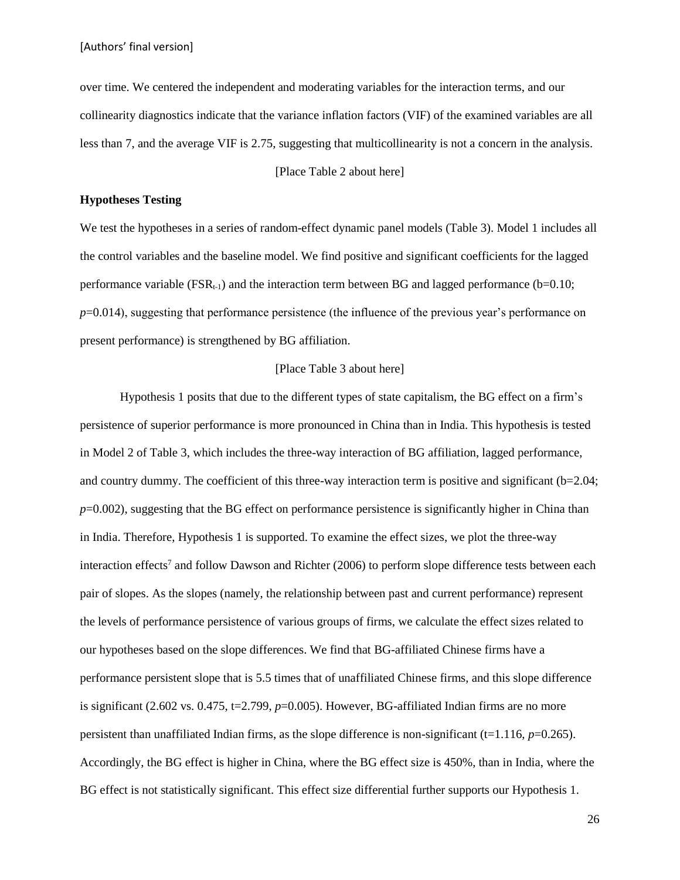over time. We centered the independent and moderating variables for the interaction terms, and our collinearity diagnostics indicate that the variance inflation factors (VIF) of the examined variables are all less than 7, and the average VIF is 2.75, suggesting that multicollinearity is not a concern in the analysis.

[Place Table 2 about here]

**Hypotheses Testing**

We test the hypotheses in a series of random-effect dynamic panel models (Table 3). Model 1 includes all the control variables and the baseline model. We find positive and significant coefficients for the lagged performance variable ($FSR_{t-1}$) and the interaction term between BG and lagged performance (b=0.10; $p$=0.014), suggesting that performance persistence (the influence of the previous year's performance on present performance) is strengthened by BG affiliation.

[Place Table 3 about here]

Hypothesis 1 posits that due to the different types of state capitalism, the BG effect on a firm's persistence of superior performance is more pronounced in China than in India. This hypothesis is tested in Model 2 of Table 3, which includes the three-way interaction of BG affiliation, lagged performance, and country dummy. The coefficient of this three-way interaction term is positive and significant (b=2.04; $p$=0.002), suggesting that the BG effect on performance persistence is significantly higher in China than in India. Therefore, Hypothesis 1 is supported. To examine the effect sizes, we plot the three-way interaction effects[7] and follow Dawson and Richter (2006) to perform slope difference tests between each pair of slopes. As the slopes (namely, the relationship between past and current performance) represent the levels of performance persistence of various groups of firms, we calculate the effect sizes related to our hypotheses based on the slope differences. We find that BG-affiliated Chinese firms have a performance persistent slope that is 5.5 times that of unaffiliated Chinese firms, and this slope difference is significant (2.602 vs. 0.475, t=2.799, $p$=0.005). However, BG-affiliated Indian firms are no more persistent than unaffiliated Indian firms, as the slope difference is non-significant (t=1.116, $p$=0.265). Accordingly, the BG effect is higher in China, where the BG effect size is 450%, than in India, where the BG effect is not statistically significant. This effect size differential further supports our Hypothesis 1.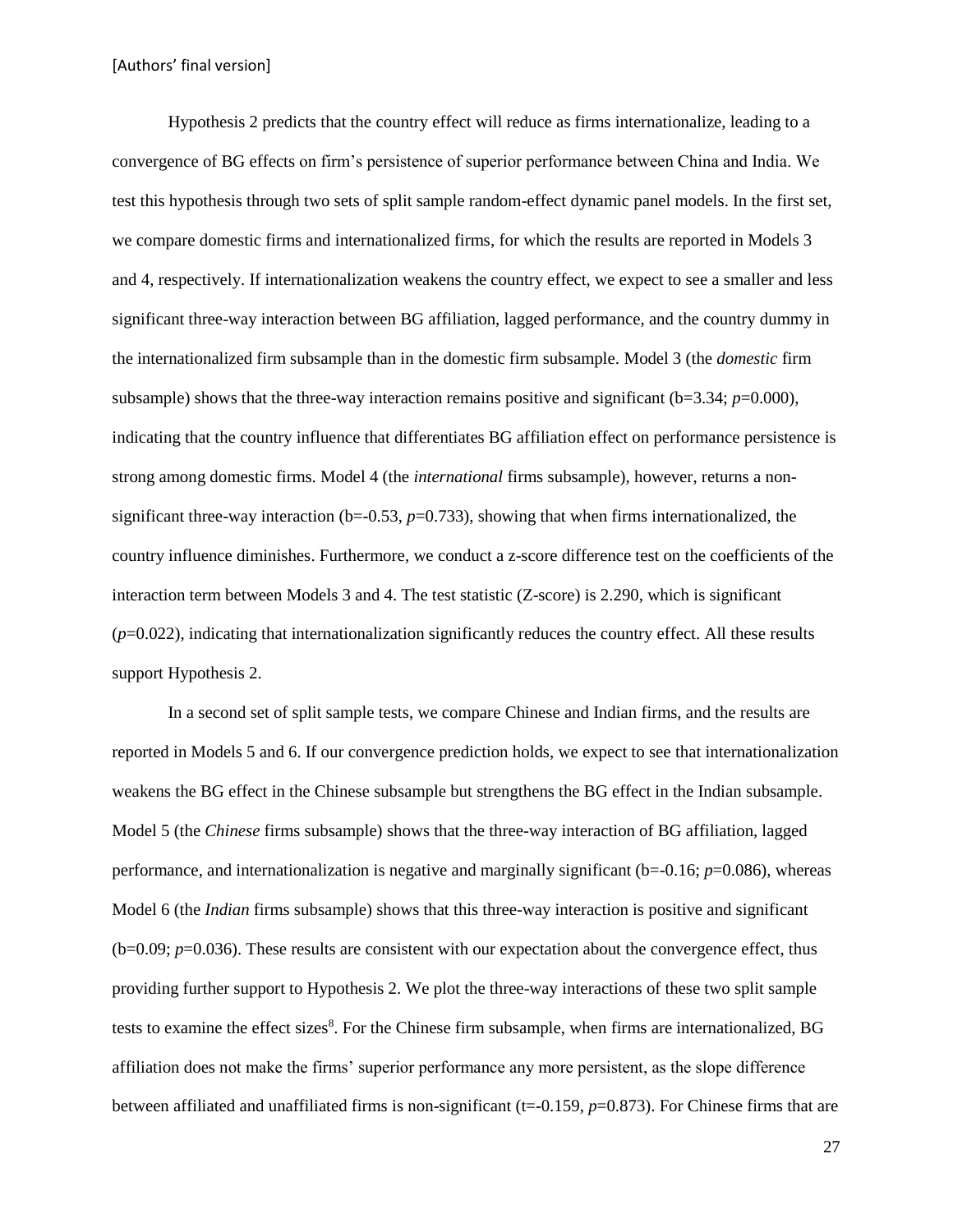Hypothesis 2 predicts that the country effect will reduce as firms internationalize, leading to a convergence of BG effects on firm's persistence of superior performance between China and India. We test this hypothesis through two sets of split sample random-effect dynamic panel models. In the first set, we compare domestic firms and internationalized firms, for which the results are reported in Models 3 and 4, respectively. If internationalization weakens the country effect, we expect to see a smaller and less significant three-way interaction between BG affiliation, lagged performance, and the country dummy in the internationalized firm subsample than in the domestic firm subsample. Model 3 (the *domestic* firm subsample) shows that the three-way interaction remains positive and significant (b=3.34; $p$=0.000), indicating that the country influence that differentiates BG affiliation effect on performance persistence is strong among domestic firms. Model 4 (the *international* firms subsample), however, returns a non-significant three-way interaction (b=-0.53, $p$=0.733), showing that when firms internationalized, the country influence diminishes. Furthermore, we conduct a z-score difference test on the coefficients of the interaction term between Models 3 and 4. The test statistic (Z-score) is 2.290, which is significant ($p$=0.022), indicating that internationalization significantly reduces the country effect. All these results support Hypothesis 2.

In a second set of split sample tests, we compare Chinese and Indian firms, and the results are reported in Models 5 and 6. If our convergence prediction holds, we expect to see that internationalization weakens the BG effect in the Chinese subsample but strengthens the BG effect in the Indian subsample. Model 5 (the *Chinese* firms subsample) shows that the three-way interaction of BG affiliation, lagged performance, and internationalization is negative and marginally significant (b=-0.16; $p$=0.086), whereas Model 6 (the *Indian* firms subsample) shows that this three-way interaction is positive and significant (b=0.09; $p$=0.036). These results are consistent with our expectation about the convergence effect, thus providing further support to Hypothesis 2. We plot the three-way interactions of these two split sample tests to examine the effect sizes[8]. For the Chinese firm subsample, when firms are internationalized, BG affiliation does not make the firms' superior performance any more persistent, as the slope difference between affiliated and unaffiliated firms is non-significant (t=-0.159, $p$=0.873). For Chinese firms that are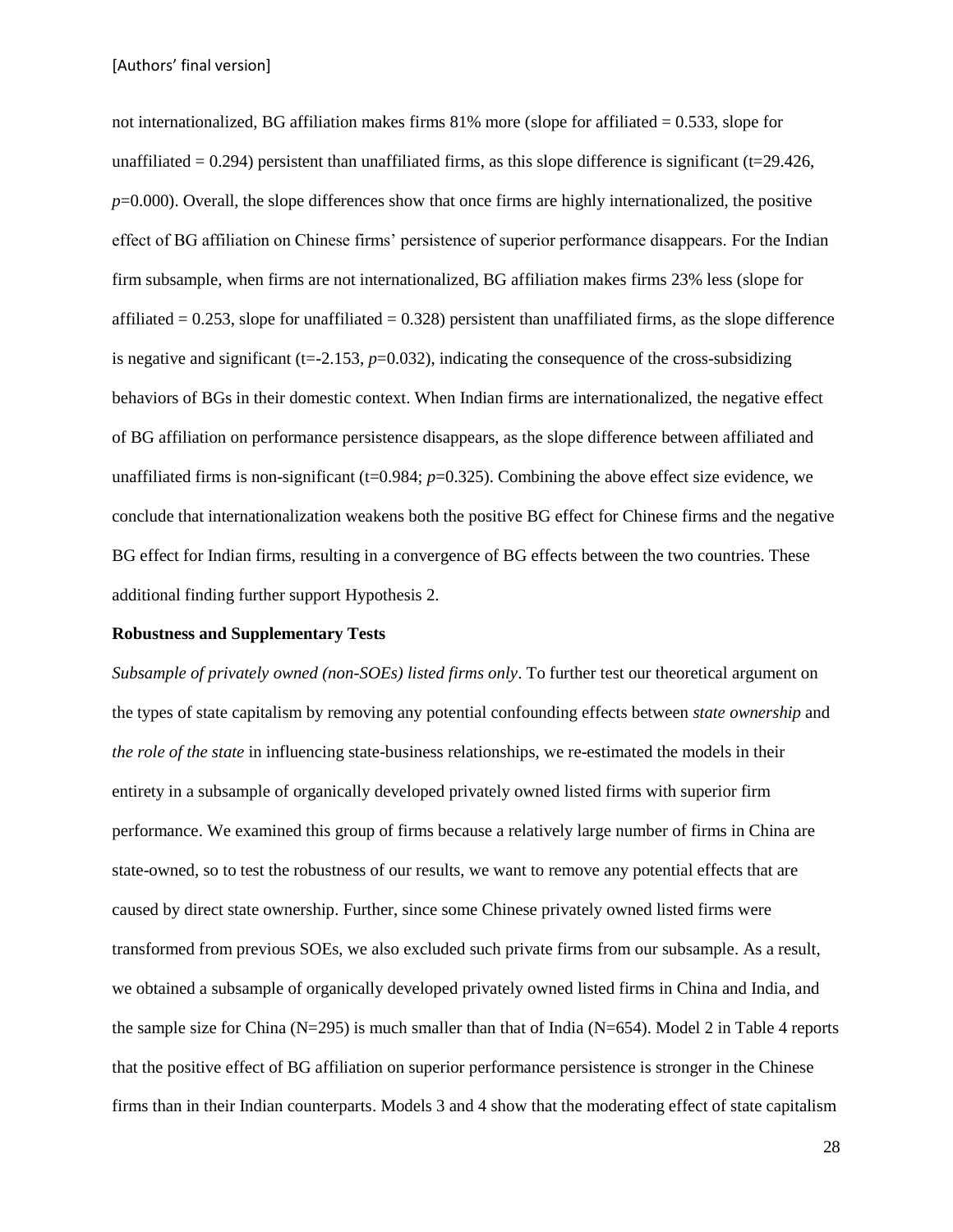not internationalized, BG affiliation makes firms 81% more (slope for affiliated = 0.533, slope for unaffiliated = 0.294) persistent than unaffiliated firms, as this slope difference is significant (t=29.426, $p$=0.000). Overall, the slope differences show that once firms are highly internationalized, the positive effect of BG affiliation on Chinese firms' persistence of superior performance disappears. For the Indian firm subsample, when firms are not internationalized, BG affiliation makes firms 23% less (slope for affiliated = 0.253, slope for unaffiliated = 0.328) persistent than unaffiliated firms, as the slope difference is negative and significant (t=-2.153, $p$=0.032), indicating the consequence of the cross-subsidizing behaviors of BGs in their domestic context. When Indian firms are internationalized, the negative effect of BG affiliation on performance persistence disappears, as the slope difference between affiliated and unaffiliated firms is non-significant (t=0.984; $p$=0.325). Combining the above effect size evidence, we conclude that internationalization weakens both the positive BG effect for Chinese firms and the negative BG effect for Indian firms, resulting in a convergence of BG effects between the two countries. These additional finding further support Hypothesis 2.

**Robustness and Supplementary Tests**

*Subsample of privately owned (non-SOEs) listed firms only*. To further test our theoretical argument on the types of state capitalism by removing any potential confounding effects between *state ownership* and *the role of the state* in influencing state-business relationships, we re-estimated the models in their entirety in a subsample of organically developed privately owned listed firms with superior firm performance. We examined this group of firms because a relatively large number of firms in China are state-owned, so to test the robustness of our results, we want to remove any potential effects that are caused by direct state ownership. Further, since some Chinese privately owned listed firms were transformed from previous SOEs, we also excluded such private firms from our subsample. As a result, we obtained a subsample of organically developed privately owned listed firms in China and India, and the sample size for China (N=295) is much smaller than that of India (N=654). Model 2 in Table 4 reports that the positive effect of BG affiliation on superior performance persistence is stronger in the Chinese firms than in their Indian counterparts. Models 3 and 4 show that the moderating effect of state capitalism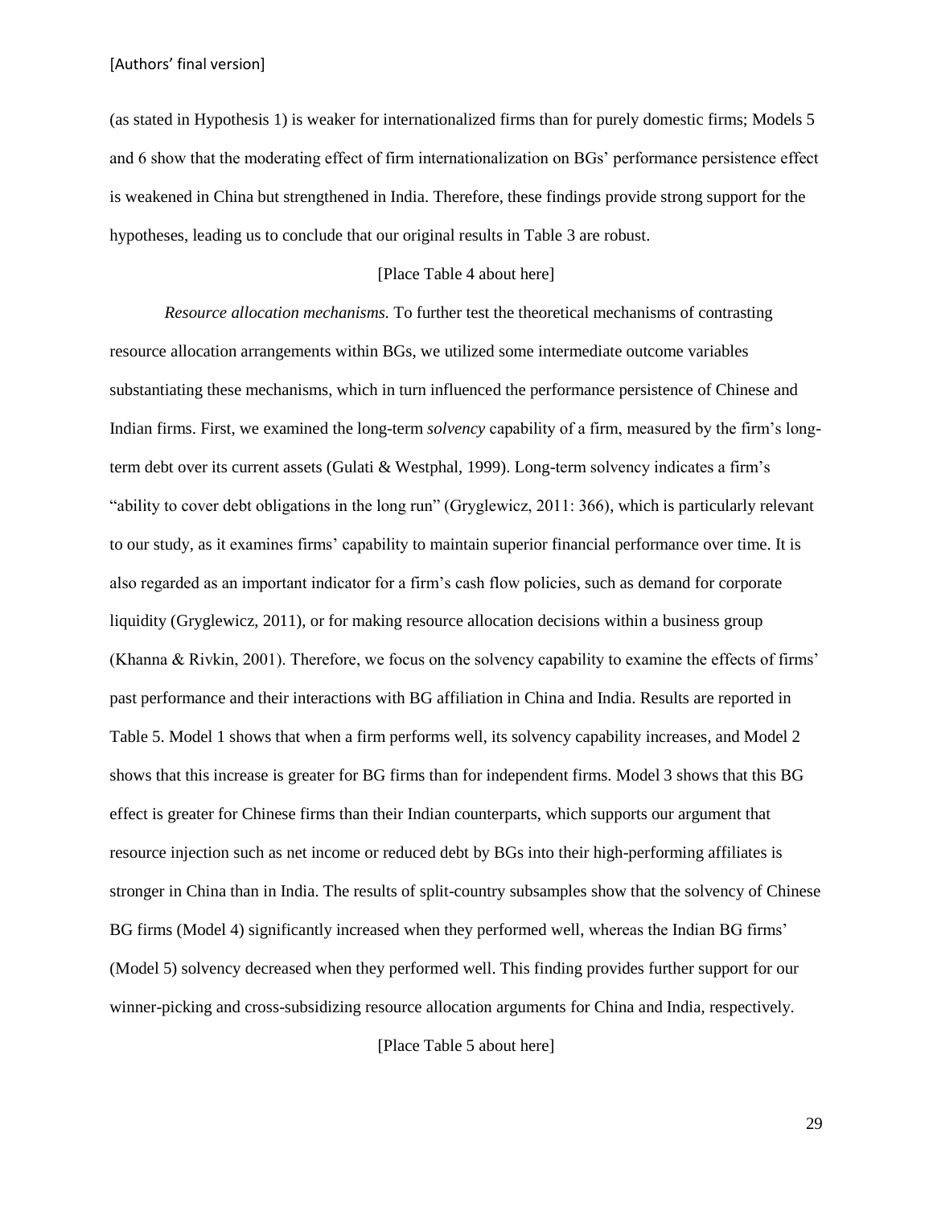(as stated in Hypothesis 1) is weaker for internationalized firms than for purely domestic firms; Models 5 and 6 show that the moderating effect of firm internationalization on BGs' performance persistence effect is weakened in China but strengthened in India. Therefore, these findings provide strong support for the hypotheses, leading us to conclude that our original results in Table 3 are robust.

[Place Table 4 about here]

*Resource allocation mechanisms.* To further test the theoretical mechanisms of contrasting resource allocation arrangements within BGs, we utilized some intermediate outcome variables substantiating these mechanisms, which in turn influenced the performance persistence of Chinese and Indian firms. First, we examined the long-term *solvency* capability of a firm, measured by the firm's long-term debt over its current assets (Gulati & Westphal, 1999). Long-term solvency indicates a firm's "ability to cover debt obligations in the long run" (Gryglewicz, 2011: 366), which is particularly relevant to our study, as it examines firms' capability to maintain superior financial performance over time. It is also regarded as an important indicator for a firm's cash flow policies, such as demand for corporate liquidity (Gryglewicz, 2011), or for making resource allocation decisions within a business group (Khanna & Rivkin, 2001). Therefore, we focus on the solvency capability to examine the effects of firms' past performance and their interactions with BG affiliation in China and India. Results are reported in Table 5. Model 1 shows that when a firm performs well, its solvency capability increases, and Model 2 shows that this increase is greater for BG firms than for independent firms. Model 3 shows that this BG effect is greater for Chinese firms than their Indian counterparts, which supports our argument that resource injection such as net income or reduced debt by BGs into their high-performing affiliates is stronger in China than in India. The results of split-country subsamples show that the solvency of Chinese BG firms (Model 4) significantly increased when they performed well, whereas the Indian BG firms' (Model 5) solvency decreased when they performed well. This finding provides further support for our winner-picking and cross-subsidizing resource allocation arguments for China and India, respectively.

[Place Table 5 about here]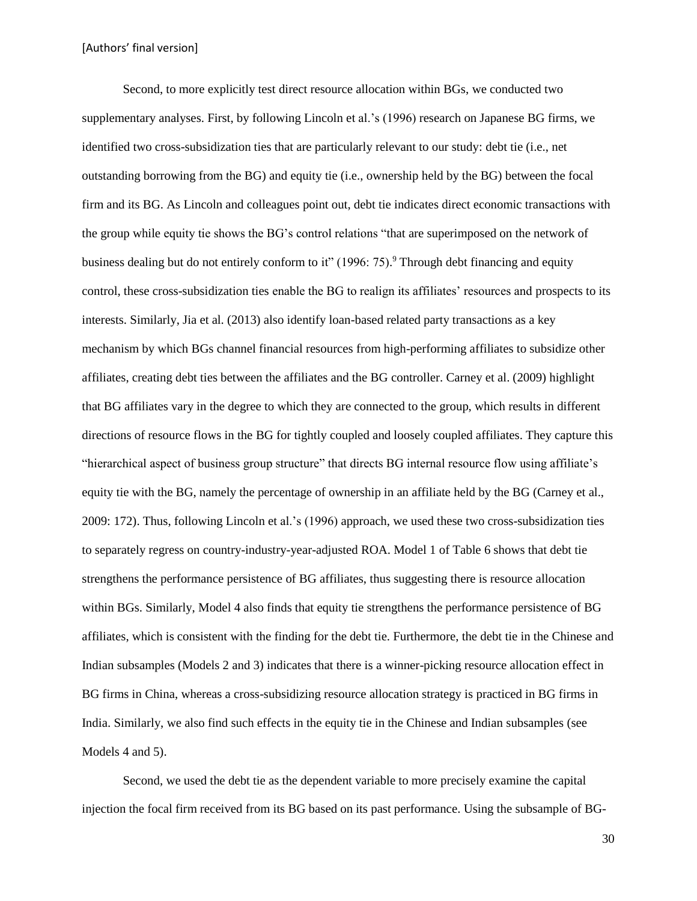Second, to more explicitly test direct resource allocation within BGs, we conducted two supplementary analyses. First, by following Lincoln et al.'s (1996) research on Japanese BG firms, we identified two cross-subsidization ties that are particularly relevant to our study: debt tie (i.e., net outstanding borrowing from the BG) and equity tie (i.e., ownership held by the BG) between the focal firm and its BG. As Lincoln and colleagues point out, debt tie indicates direct economic transactions with the group while equity tie shows the BG's control relations "that are superimposed on the network of business dealing but do not entirely conform to it" (1996: 75).[9] Through debt financing and equity control, these cross-subsidization ties enable the BG to realign its affiliates' resources and prospects to its interests. Similarly, Jia et al. (2013) also identify loan-based related party transactions as a key mechanism by which BGs channel financial resources from high-performing affiliates to subsidize other affiliates, creating debt ties between the affiliates and the BG controller. Carney et al. (2009) highlight that BG affiliates vary in the degree to which they are connected to the group, which results in different directions of resource flows in the BG for tightly coupled and loosely coupled affiliates. They capture this "hierarchical aspect of business group structure" that directs BG internal resource flow using affiliate's equity tie with the BG, namely the percentage of ownership in an affiliate held by the BG (Carney et al., 2009: 172). Thus, following Lincoln et al.'s (1996) approach, we used these two cross-subsidization ties to separately regress on country-industry-year-adjusted ROA. Model 1 of Table 6 shows that debt tie strengthens the performance persistence of BG affiliates, thus suggesting there is resource allocation within BGs. Similarly, Model 4 also finds that equity tie strengthens the performance persistence of BG affiliates, which is consistent with the finding for the debt tie. Furthermore, the debt tie in the Chinese and Indian subsamples (Models 2 and 3) indicates that there is a winner-picking resource allocation effect in BG firms in China, whereas a cross-subsidizing resource allocation strategy is practiced in BG firms in India. Similarly, we also find such effects in the equity tie in the Chinese and Indian subsamples (see Models 4 and 5).

Second, we used the debt tie as the dependent variable to more precisely examine the capital injection the focal firm received from its BG based on its past performance. Using the subsample of BG-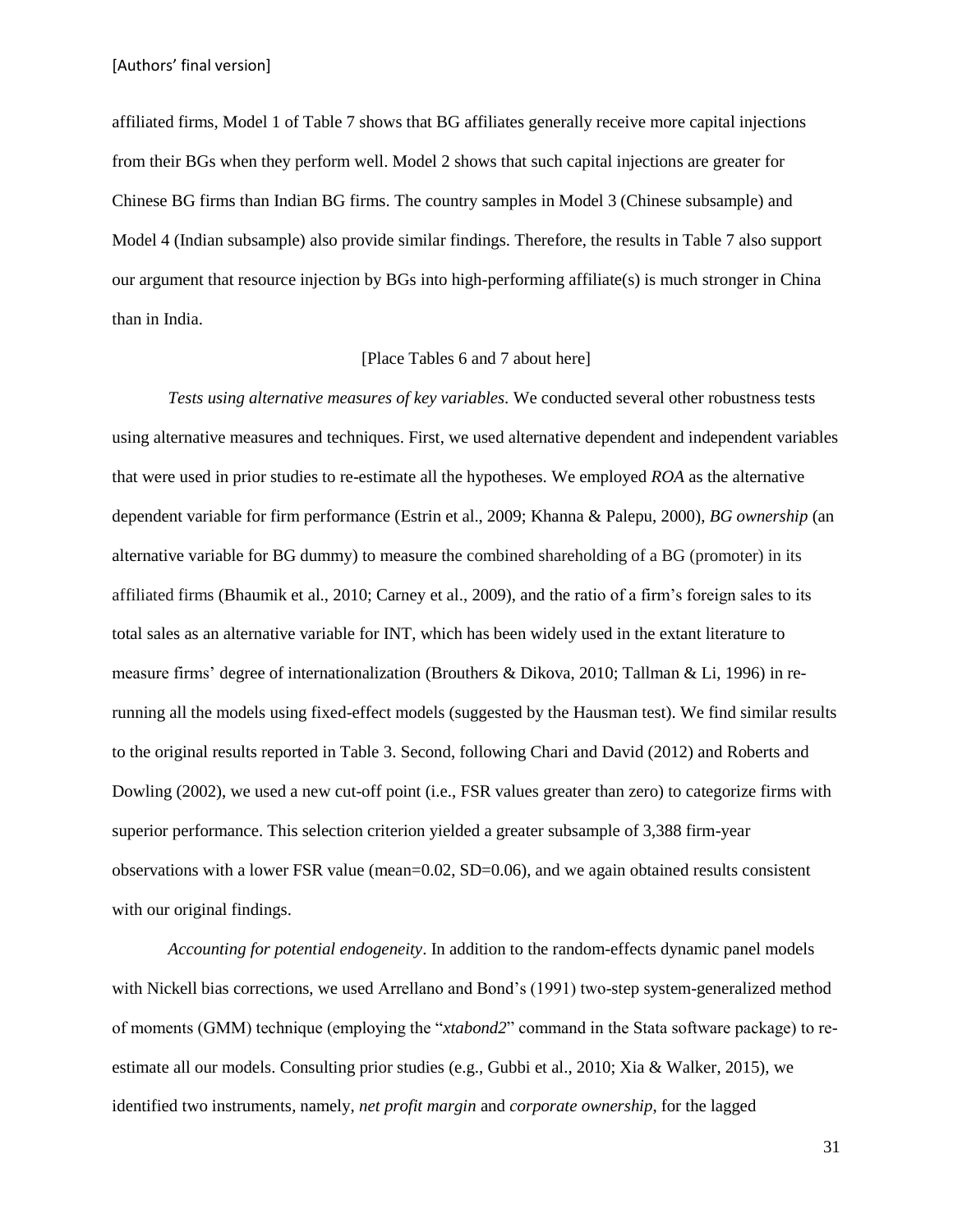affiliated firms, Model 1 of Table 7 shows that BG affiliates generally receive more capital injections from their BGs when they perform well. Model 2 shows that such capital injections are greater for Chinese BG firms than Indian BG firms. The country samples in Model 3 (Chinese subsample) and Model 4 (Indian subsample) also provide similar findings. Therefore, the results in Table 7 also support our argument that resource injection by BGs into high-performing affiliate(s) is much stronger in China than in India.

[Place Tables 6 and 7 about here]

*Tests using alternative measures of key variables.* We conducted several other robustness tests using alternative measures and techniques. First, we used alternative dependent and independent variables that were used in prior studies to re-estimate all the hypotheses. We employed *ROA* as the alternative dependent variable for firm performance (Estrin et al., 2009; Khanna & Palepu, 2000), *BG ownership* (an alternative variable for BG dummy) to measure the combined shareholding of a BG (promoter) in its affiliated firms (Bhaumik et al., 2010; Carney et al., 2009), and the ratio of a firm's foreign sales to its total sales as an alternative variable for INT, which has been widely used in the extant literature to measure firms' degree of internationalization (Brouthers & Dikova, 2010; Tallman & Li, 1996) in re-running all the models using fixed-effect models (suggested by the Hausman test). We find similar results to the original results reported in Table 3. Second, following Chari and David (2012) and Roberts and Dowling (2002), we used a new cut-off point (i.e., FSR values greater than zero) to categorize firms with superior performance. This selection criterion yielded a greater subsample of 3,388 firm-year observations with a lower FSR value (mean=0.02, SD=0.06), and we again obtained results consistent with our original findings.

*Accounting for potential endogeneity*. In addition to the random-effects dynamic panel models with Nickell bias corrections, we used Arrellano and Bond's (1991) two-step system-generalized method of moments (GMM) technique (employing the "*xtabond2*" command in the Stata software package) to re-estimate all our models. Consulting prior studies (e.g., Gubbi et al., 2010; Xia & Walker, 2015), we identified two instruments, namely, *net profit margin* and *corporate ownership*, for the lagged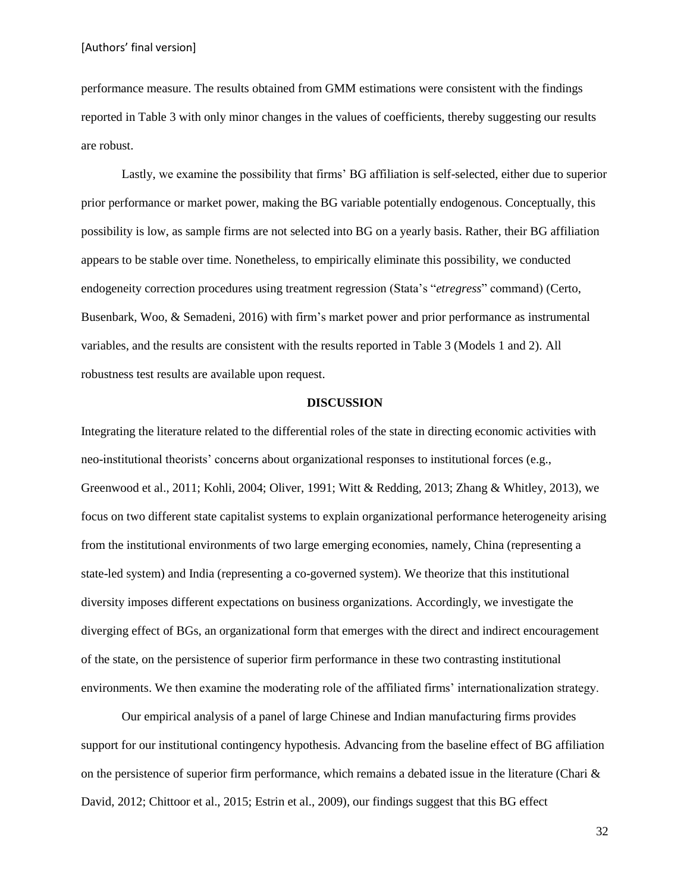performance measure. The results obtained from GMM estimations were consistent with the findings reported in Table 3 with only minor changes in the values of coefficients, thereby suggesting our results are robust.

Lastly, we examine the possibility that firms' BG affiliation is self-selected, either due to superior prior performance or market power, making the BG variable potentially endogenous. Conceptually, this possibility is low, as sample firms are not selected into BG on a yearly basis. Rather, their BG affiliation appears to be stable over time. Nonetheless, to empirically eliminate this possibility, we conducted endogeneity correction procedures using treatment regression (Stata's "*etregress*" command) (Certo, Busenbark, Woo, & Semadeni, 2016) with firm's market power and prior performance as instrumental variables, and the results are consistent with the results reported in Table 3 (Models 1 and 2). All robustness test results are available upon request.

## DISCUSSION

Integrating the literature related to the differential roles of the state in directing economic activities with neo-institutional theorists' concerns about organizational responses to institutional forces (e.g., Greenwood et al., 2011; Kohli, 2004; Oliver, 1991; Witt & Redding, 2013; Zhang & Whitley, 2013), we focus on two different state capitalist systems to explain organizational performance heterogeneity arising from the institutional environments of two large emerging economies, namely, China (representing a state-led system) and India (representing a co-governed system). We theorize that this institutional diversity imposes different expectations on business organizations. Accordingly, we investigate the diverging effect of BGs, an organizational form that emerges with the direct and indirect encouragement of the state, on the persistence of superior firm performance in these two contrasting institutional environments. We then examine the moderating role of the affiliated firms' internationalization strategy.

Our empirical analysis of a panel of large Chinese and Indian manufacturing firms provides support for our institutional contingency hypothesis. Advancing from the baseline effect of BG affiliation on the persistence of superior firm performance, which remains a debated issue in the literature (Chari & David, 2012; Chittoor et al., 2015; Estrin et al., 2009), our findings suggest that this BG effect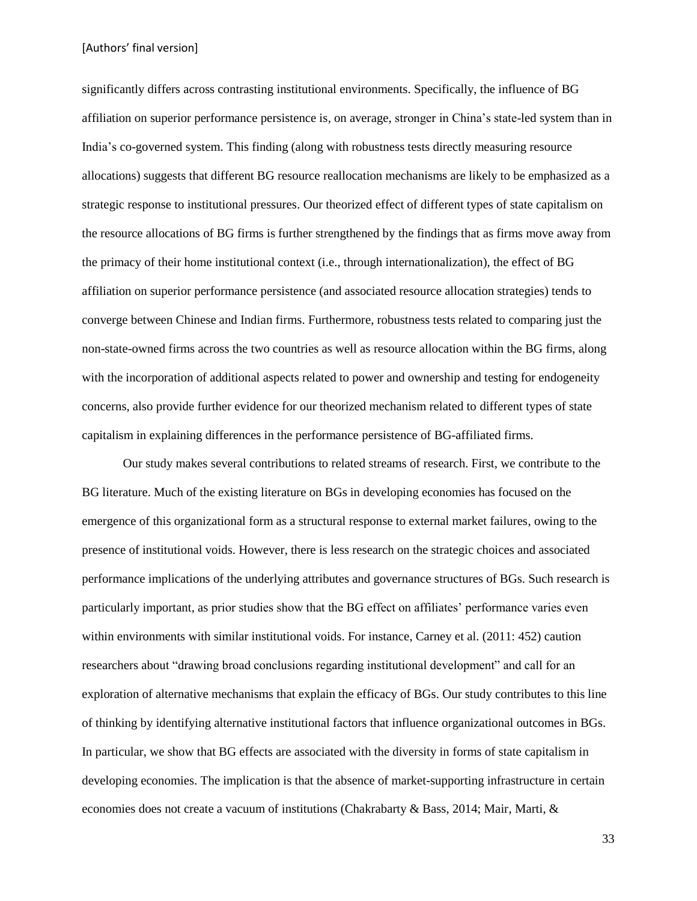significantly differs across contrasting institutional environments. Specifically, the influence of BG affiliation on superior performance persistence is, on average, stronger in China's state-led system than in India's co-governed system. This finding (along with robustness tests directly measuring resource allocations) suggests that different BG resource reallocation mechanisms are likely to be emphasized as a strategic response to institutional pressures. Our theorized effect of different types of state capitalism on the resource allocations of BG firms is further strengthened by the findings that as firms move away from the primacy of their home institutional context (i.e., through internationalization), the effect of BG affiliation on superior performance persistence (and associated resource allocation strategies) tends to converge between Chinese and Indian firms. Furthermore, robustness tests related to comparing just the non-state-owned firms across the two countries as well as resource allocation within the BG firms, along with the incorporation of additional aspects related to power and ownership and testing for endogeneity concerns, also provide further evidence for our theorized mechanism related to different types of state capitalism in explaining differences in the performance persistence of BG-affiliated firms.

Our study makes several contributions to related streams of research. First, we contribute to the BG literature. Much of the existing literature on BGs in developing economies has focused on the emergence of this organizational form as a structural response to external market failures, owing to the presence of institutional voids. However, there is less research on the strategic choices and associated performance implications of the underlying attributes and governance structures of BGs. Such research is particularly important, as prior studies show that the BG effect on affiliates' performance varies even within environments with similar institutional voids. For instance, Carney et al. (2011: 452) caution researchers about "drawing broad conclusions regarding institutional development" and call for an exploration of alternative mechanisms that explain the efficacy of BGs. Our study contributes to this line of thinking by identifying alternative institutional factors that influence organizational outcomes in BGs. In particular, we show that BG effects are associated with the diversity in forms of state capitalism in developing economies. The implication is that the absence of market-supporting infrastructure in certain economies does not create a vacuum of institutions (Chakrabarty & Bass, 2014; Mair, Marti, &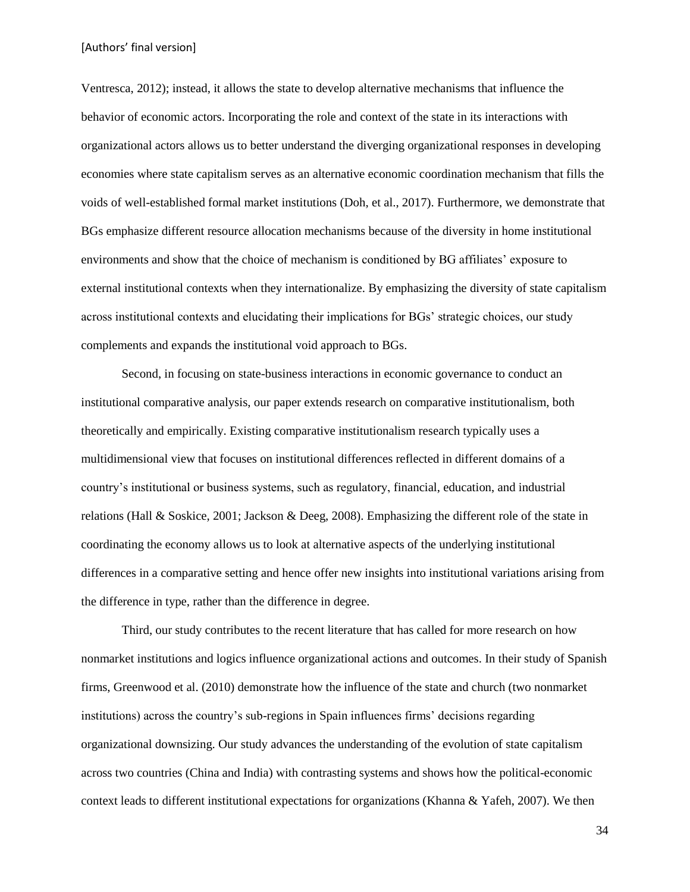Ventresca, 2012); instead, it allows the state to develop alternative mechanisms that influence the behavior of economic actors. Incorporating the role and context of the state in its interactions with organizational actors allows us to better understand the diverging organizational responses in developing economies where state capitalism serves as an alternative economic coordination mechanism that fills the voids of well-established formal market institutions (Doh, et al., 2017). Furthermore, we demonstrate that BGs emphasize different resource allocation mechanisms because of the diversity in home institutional environments and show that the choice of mechanism is conditioned by BG affiliates' exposure to external institutional contexts when they internationalize. By emphasizing the diversity of state capitalism across institutional contexts and elucidating their implications for BGs' strategic choices, our study complements and expands the institutional void approach to BGs.

Second, in focusing on state-business interactions in economic governance to conduct an institutional comparative analysis, our paper extends research on comparative institutionalism, both theoretically and empirically. Existing comparative institutionalism research typically uses a multidimensional view that focuses on institutional differences reflected in different domains of a country's institutional or business systems, such as regulatory, financial, education, and industrial relations (Hall & Soskice, 2001; Jackson & Deeg, 2008). Emphasizing the different role of the state in coordinating the economy allows us to look at alternative aspects of the underlying institutional differences in a comparative setting and hence offer new insights into institutional variations arising from the difference in type, rather than the difference in degree.

Third, our study contributes to the recent literature that has called for more research on how nonmarket institutions and logics influence organizational actions and outcomes. In their study of Spanish firms, Greenwood et al. (2010) demonstrate how the influence of the state and church (two nonmarket institutions) across the country's sub-regions in Spain influences firms' decisions regarding organizational downsizing. Our study advances the understanding of the evolution of state capitalism across two countries (China and India) with contrasting systems and shows how the political-economic context leads to different institutional expectations for organizations (Khanna & Yafeh, 2007). We then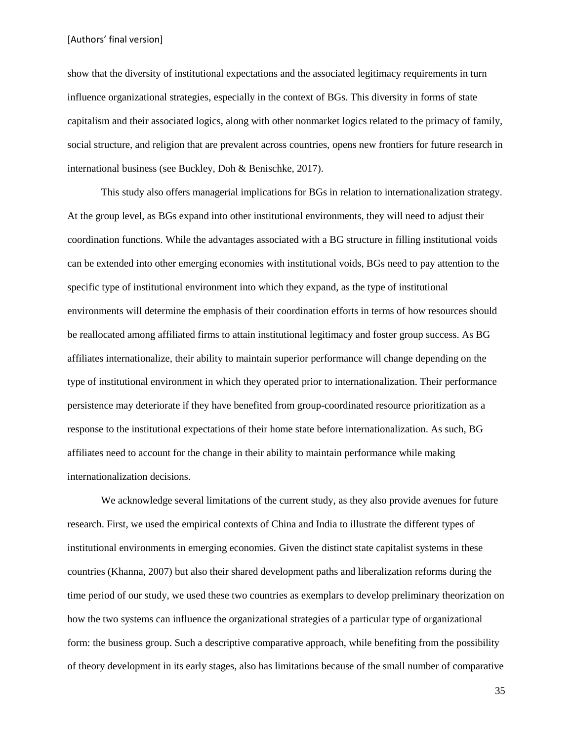show that the diversity of institutional expectations and the associated legitimacy requirements in turn influence organizational strategies, especially in the context of BGs. This diversity in forms of state capitalism and their associated logics, along with other nonmarket logics related to the primacy of family, social structure, and religion that are prevalent across countries, opens new frontiers for future research in international business (see Buckley, Doh & Benischke, 2017).

This study also offers managerial implications for BGs in relation to internationalization strategy. At the group level, as BGs expand into other institutional environments, they will need to adjust their coordination functions. While the advantages associated with a BG structure in filling institutional voids can be extended into other emerging economies with institutional voids, BGs need to pay attention to the specific type of institutional environment into which they expand, as the type of institutional environments will determine the emphasis of their coordination efforts in terms of how resources should be reallocated among affiliated firms to attain institutional legitimacy and foster group success. As BG affiliates internationalize, their ability to maintain superior performance will change depending on the type of institutional environment in which they operated prior to internationalization. Their performance persistence may deteriorate if they have benefited from group-coordinated resource prioritization as a response to the institutional expectations of their home state before internationalization. As such, BG affiliates need to account for the change in their ability to maintain performance while making internationalization decisions.

We acknowledge several limitations of the current study, as they also provide avenues for future research. First, we used the empirical contexts of China and India to illustrate the different types of institutional environments in emerging economies. Given the distinct state capitalist systems in these countries (Khanna, 2007) but also their shared development paths and liberalization reforms during the time period of our study, we used these two countries as exemplars to develop preliminary theorization on how the two systems can influence the organizational strategies of a particular type of organizational form: the business group. Such a descriptive comparative approach, while benefiting from the possibility of theory development in its early stages, also has limitations because of the small number of comparative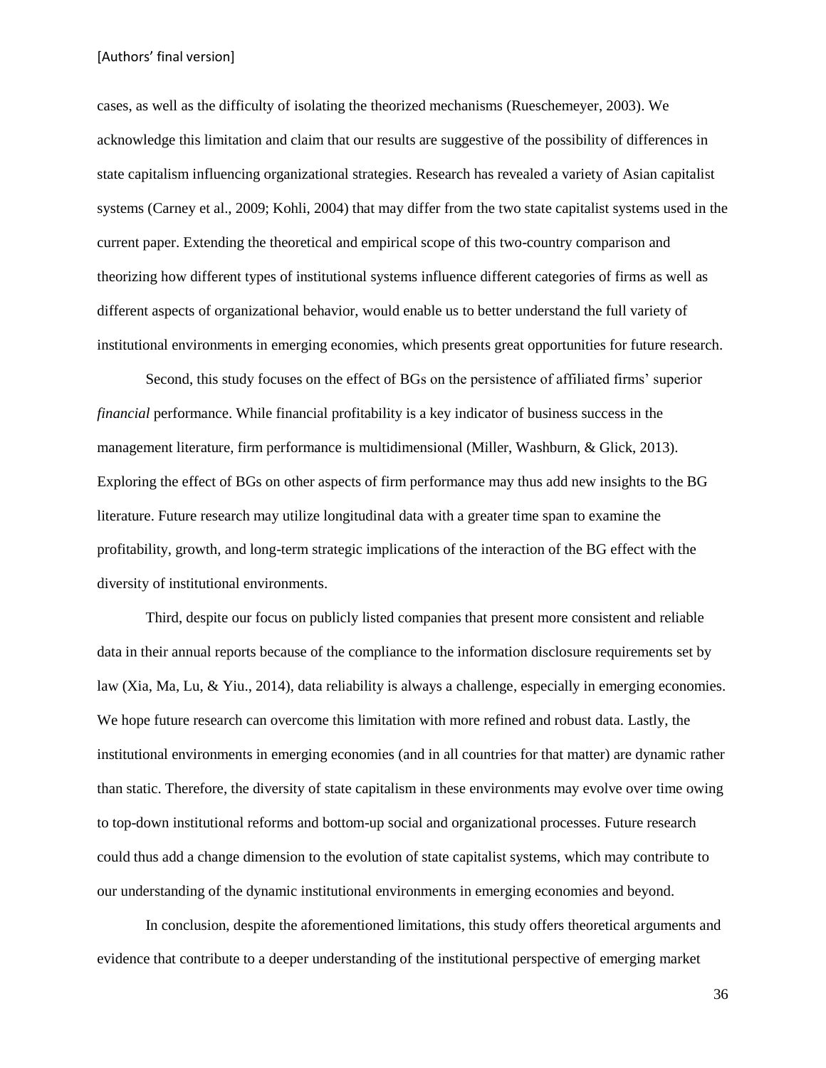cases, as well as the difficulty of isolating the theorized mechanisms (Rueschemeyer, 2003). We acknowledge this limitation and claim that our results are suggestive of the possibility of differences in state capitalism influencing organizational strategies. Research has revealed a variety of Asian capitalist systems (Carney et al., 2009; Kohli, 2004) that may differ from the two state capitalist systems used in the current paper. Extending the theoretical and empirical scope of this two-country comparison and theorizing how different types of institutional systems influence different categories of firms as well as different aspects of organizational behavior, would enable us to better understand the full variety of institutional environments in emerging economies, which presents great opportunities for future research.

Second, this study focuses on the effect of BGs on the persistence of affiliated firms' superior *financial* performance. While financial profitability is a key indicator of business success in the management literature, firm performance is multidimensional (Miller, Washburn, & Glick, 2013). Exploring the effect of BGs on other aspects of firm performance may thus add new insights to the BG literature. Future research may utilize longitudinal data with a greater time span to examine the profitability, growth, and long-term strategic implications of the interaction of the BG effect with the diversity of institutional environments.

Third, despite our focus on publicly listed companies that present more consistent and reliable data in their annual reports because of the compliance to the information disclosure requirements set by law (Xia, Ma, Lu, & Yiu., 2014), data reliability is always a challenge, especially in emerging economies. We hope future research can overcome this limitation with more refined and robust data. Lastly, the institutional environments in emerging economies (and in all countries for that matter) are dynamic rather than static. Therefore, the diversity of state capitalism in these environments may evolve over time owing to top-down institutional reforms and bottom-up social and organizational processes. Future research could thus add a change dimension to the evolution of state capitalist systems, which may contribute to our understanding of the dynamic institutional environments in emerging economies and beyond.

In conclusion, despite the aforementioned limitations, this study offers theoretical arguments and evidence that contribute to a deeper understanding of the institutional perspective of emerging market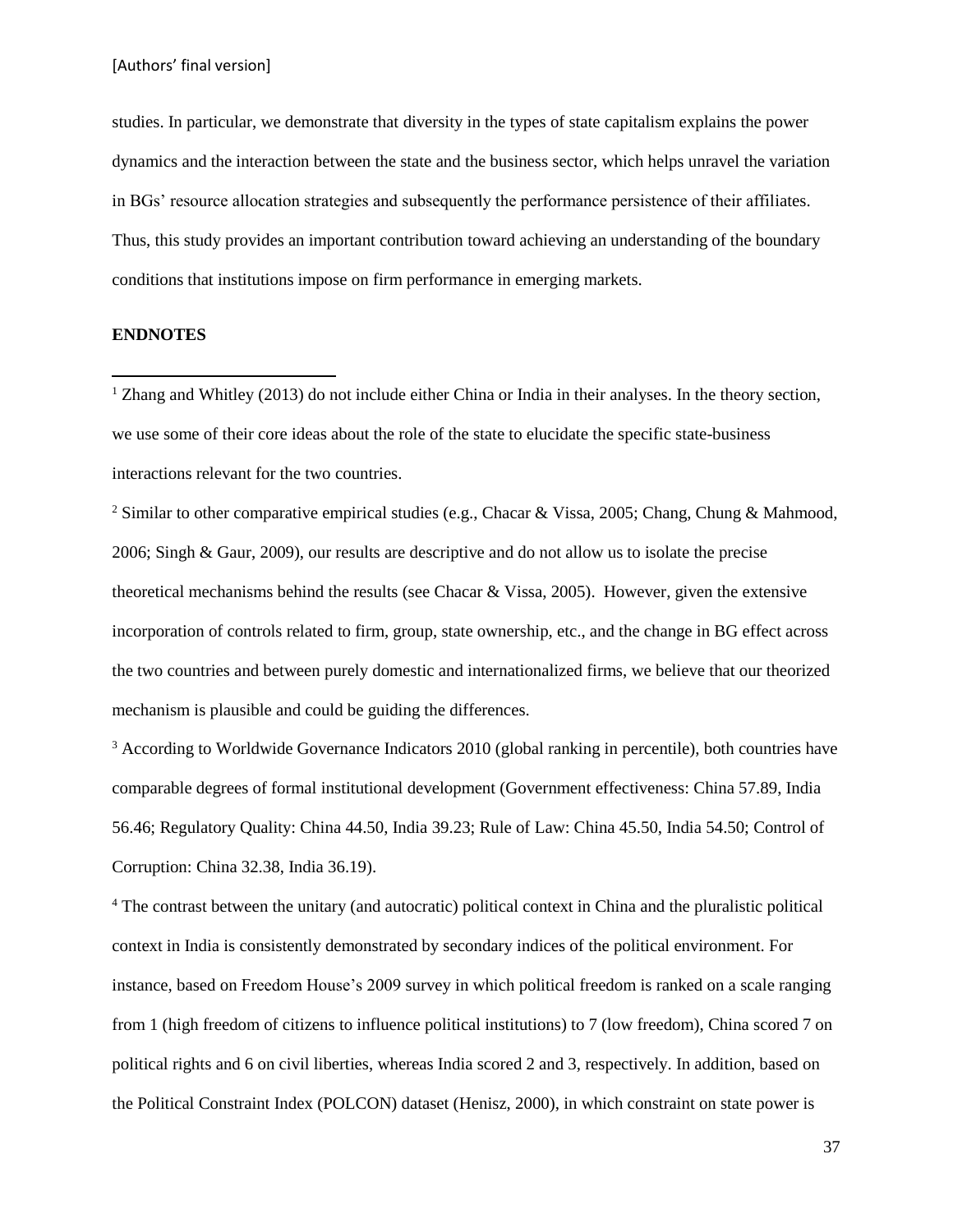studies. In particular, we demonstrate that diversity in the types of state capitalism explains the power dynamics and the interaction between the state and the business sector, which helps unravel the variation in BGs' resource allocation strategies and subsequently the performance persistence of their affiliates. Thus, this study provides an important contribution toward achieving an understanding of the boundary conditions that institutions impose on firm performance in emerging markets.

**ENDNOTES**

[1] Zhang and Whitley (2013) do not include either China or India in their analyses. In the theory section, we use some of their core ideas about the role of the state to elucidate the specific state-business interactions relevant for the two countries.

[2] Similar to other comparative empirical studies (e.g., Chacar & Vissa, 2005; Chang, Chung & Mahmood, 2006; Singh & Gaur, 2009), our results are descriptive and do not allow us to isolate the precise theoretical mechanisms behind the results (see Chacar & Vissa, 2005). However, given the extensive incorporation of controls related to firm, group, state ownership, etc., and the change in BG effect across the two countries and between purely domestic and internationalized firms, we believe that our theorized mechanism is plausible and could be guiding the differences.

[3] According to Worldwide Governance Indicators 2010 (global ranking in percentile), both countries have comparable degrees of formal institutional development (Government effectiveness: China 57.89, India 56.46; Regulatory Quality: China 44.50, India 39.23; Rule of Law: China 45.50, India 54.50; Control of Corruption: China 32.38, India 36.19).

[4] The contrast between the unitary (and autocratic) political context in China and the pluralistic political context in India is consistently demonstrated by secondary indices of the political environment. For instance, based on Freedom House's 2009 survey in which political freedom is ranked on a scale ranging from 1 (high freedom of citizens to influence political institutions) to 7 (low freedom), China scored 7 on political rights and 6 on civil liberties, whereas India scored 2 and 3, respectively. In addition, based on the Political Constraint Index (POLCON) dataset (Henisz, 2000), in which constraint on state power is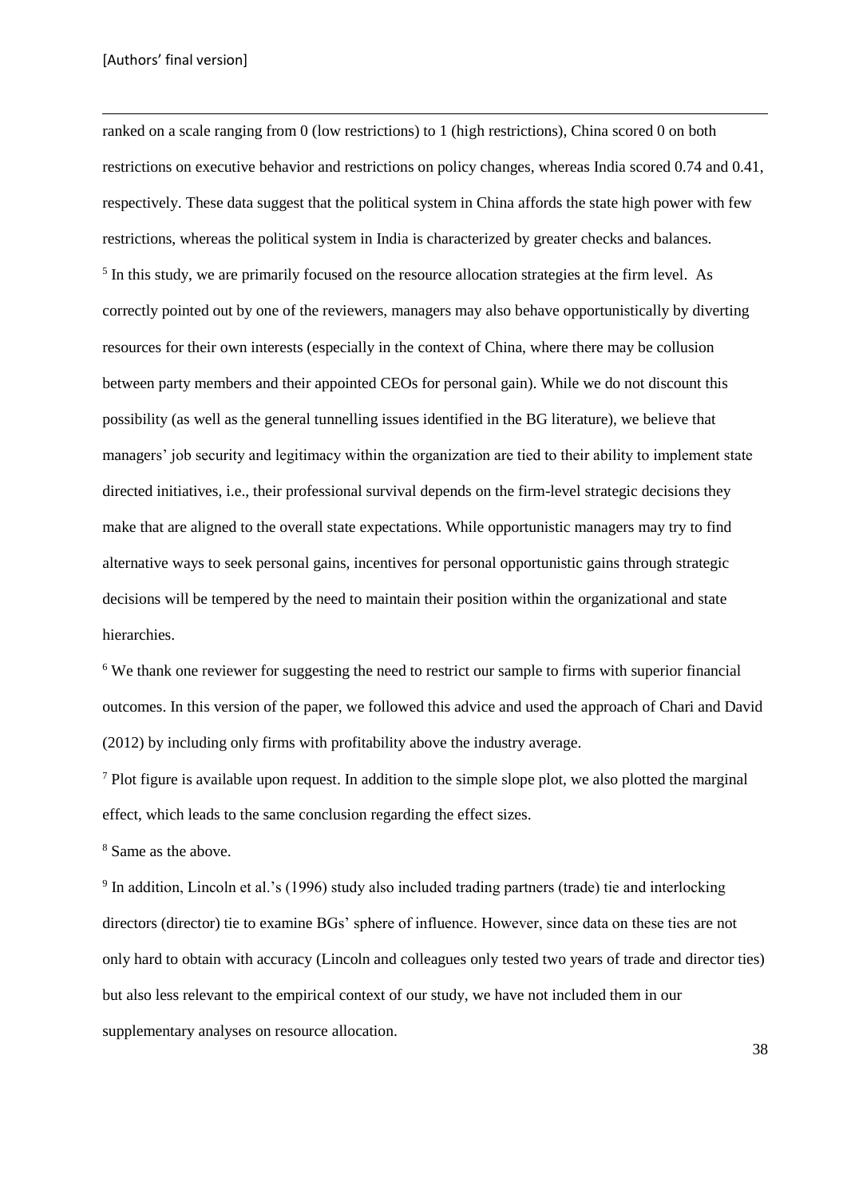ranked on a scale ranging from 0 (low restrictions) to 1 (high restrictions), China scored 0 on both restrictions on executive behavior and restrictions on policy changes, whereas India scored 0.74 and 0.41, respectively. These data suggest that the political system in China affords the state high power with few restrictions, whereas the political system in India is characterized by greater checks and balances.

[5] In this study, we are primarily focused on the resource allocation strategies at the firm level. As correctly pointed out by one of the reviewers, managers may also behave opportunistically by diverting resources for their own interests (especially in the context of China, where there may be collusion between party members and their appointed CEOs for personal gain). While we do not discount this possibility (as well as the general tunnelling issues identified in the BG literature), we believe that managers' job security and legitimacy within the organization are tied to their ability to implement state directed initiatives, i.e., their professional survival depends on the firm-level strategic decisions they make that are aligned to the overall state expectations. While opportunistic managers may try to find alternative ways to seek personal gains, incentives for personal opportunistic gains through strategic decisions will be tempered by the need to maintain their position within the organizational and state hierarchies.

[6] We thank one reviewer for suggesting the need to restrict our sample to firms with superior financial outcomes. In this version of the paper, we followed this advice and used the approach of Chari and David (2012) by including only firms with profitability above the industry average.

[7] Plot figure is available upon request. In addition to the simple slope plot, we also plotted the marginal effect, which leads to the same conclusion regarding the effect sizes.

[8] Same as the above.

[9] In addition, Lincoln et al.'s (1996) study also included trading partners (trade) tie and interlocking directors (director) tie to examine BGs' sphere of influence. However, since data on these ties are not only hard to obtain with accuracy (Lincoln and colleagues only tested two years of trade and director ties) but also less relevant to the empirical context of our study, we have not included them in our supplementary analyses on resource allocation.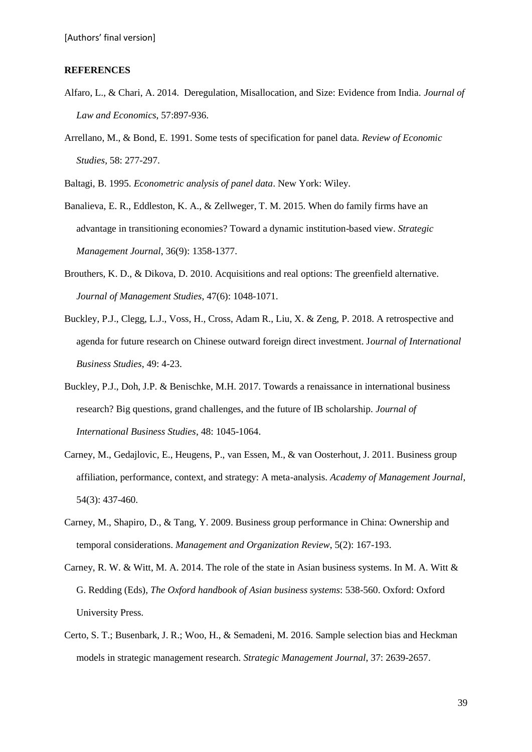**REFERENCES**

Alfaro, L., & Chari, A. 2014. Deregulation, Misallocation, and Size: Evidence from India. *Journal of Law and Economics*, 57:897-936.

Arrellano, M., & Bond, E. 1991. Some tests of specification for panel data. *Review of Economic Studies*, 58: 277-297.

Baltagi, B. 1995. *Econometric analysis of panel data*. New York: Wiley.

Banalieva, E. R., Eddleston, K. A., & Zellweger, T. M. 2015. When do family firms have an advantage in transitioning economies? Toward a dynamic institution-based view. *Strategic Management Journal*, 36(9): 1358-1377.

Brouthers, K. D., & Dikova, D. 2010. Acquisitions and real options: The greenfield alternative. *Journal of Management Studies*, 47(6): 1048-1071.

Buckley, P.J., Clegg, L.J., Voss, H., Cross, Adam R., Liu, X. & Zeng, P. 2018. A retrospective and agenda for future research on Chinese outward foreign direct investment. J*ournal of International Business Studies*, 49: 4-23.

Buckley, P.J., Doh, J.P. & Benischke, M.H. 2017. Towards a renaissance in international business research? Big questions, grand challenges, and the future of IB scholarship. *Journal of International Business Studies*, 48: 1045-1064.

Carney, M., Gedajlovic, E., Heugens, P., van Essen, M., & van Oosterhout, J. 2011. Business group affiliation, performance, context, and strategy: A meta-analysis. *Academy of Management Journal*, 54(3): 437-460.

Carney, M., Shapiro, D., & Tang, Y. 2009. Business group performance in China: Ownership and temporal considerations. *Management and Organization Review*, 5(2): 167-193.

Carney, R. W. & Witt, M. A. 2014. The role of the state in Asian business systems. In M. A. Witt & G. Redding (Eds), *The Oxford handbook of Asian business systems*: 538-560. Oxford: Oxford University Press.

Certo, S. T.; Busenbark, J. R.; Woo, H., & Semadeni, M. 2016. Sample selection bias and Heckman models in strategic management research. *Strategic Management Journal*, 37: 2639-2657.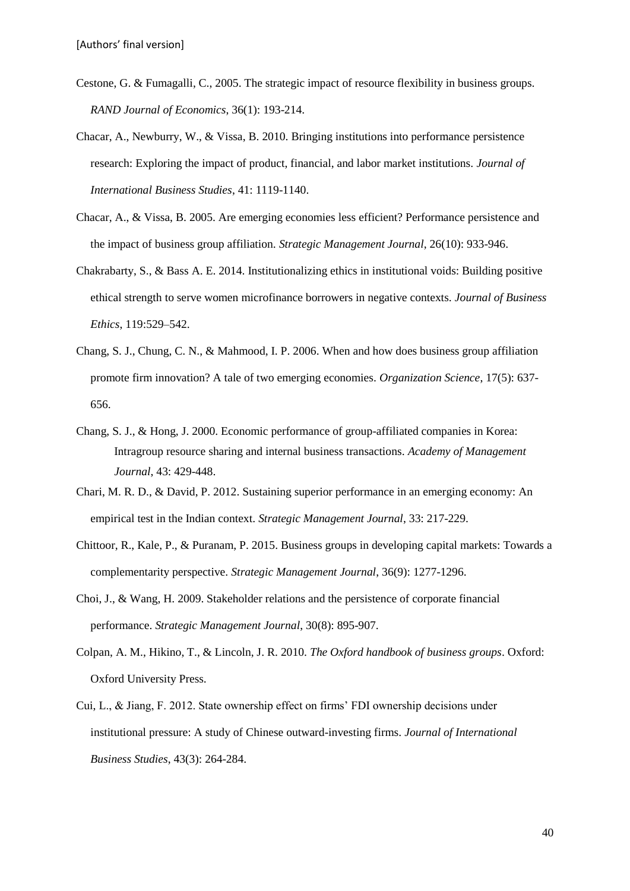Cestone, G. & Fumagalli, C., 2005. The strategic impact of resource flexibility in business groups. *RAND Journal of Economics*, 36(1): 193-214.

Chacar, A., Newburry, W., & Vissa, B. 2010. Bringing institutions into performance persistence research: Exploring the impact of product, financial, and labor market institutions. *Journal of International Business Studies*, 41: 1119-1140.

Chacar, A., & Vissa, B. 2005. Are emerging economies less efficient? Performance persistence and the impact of business group affiliation. *Strategic Management Journal*, 26(10): 933-946.

Chakrabarty, S., & Bass A. E. 2014. Institutionalizing ethics in institutional voids: Building positive ethical strength to serve women microfinance borrowers in negative contexts. *Journal of Business Ethics*, 119:529–542.

Chang, S. J., Chung, C. N., & Mahmood, I. P. 2006. When and how does business group affiliation promote firm innovation? A tale of two emerging economies. *Organization Science*, 17(5): 637-656.

Chang, S. J., & Hong, J. 2000. Economic performance of group-affiliated companies in Korea: Intragroup resource sharing and internal business transactions. *Academy of Management Journal*, 43: 429-448.

Chari, M. R. D., & David, P. 2012. Sustaining superior performance in an emerging economy: An empirical test in the Indian context. *Strategic Management Journal*, 33: 217-229.

Chittoor, R., Kale, P., & Puranam, P. 2015. Business groups in developing capital markets: Towards a complementarity perspective. *Strategic Management Journal*, 36(9): 1277-1296.

Choi, J., & Wang, H. 2009. Stakeholder relations and the persistence of corporate financial performance. *Strategic Management Journal*, 30(8): 895-907.

Colpan, A. M., Hikino, T., & Lincoln, J. R. 2010. *The Oxford handbook of business groups*. Oxford: Oxford University Press.

Cui, L., & Jiang, F. 2012. State ownership effect on firms' FDI ownership decisions under institutional pressure: A study of Chinese outward-investing firms. *Journal of International Business Studies*, 43(3): 264-284.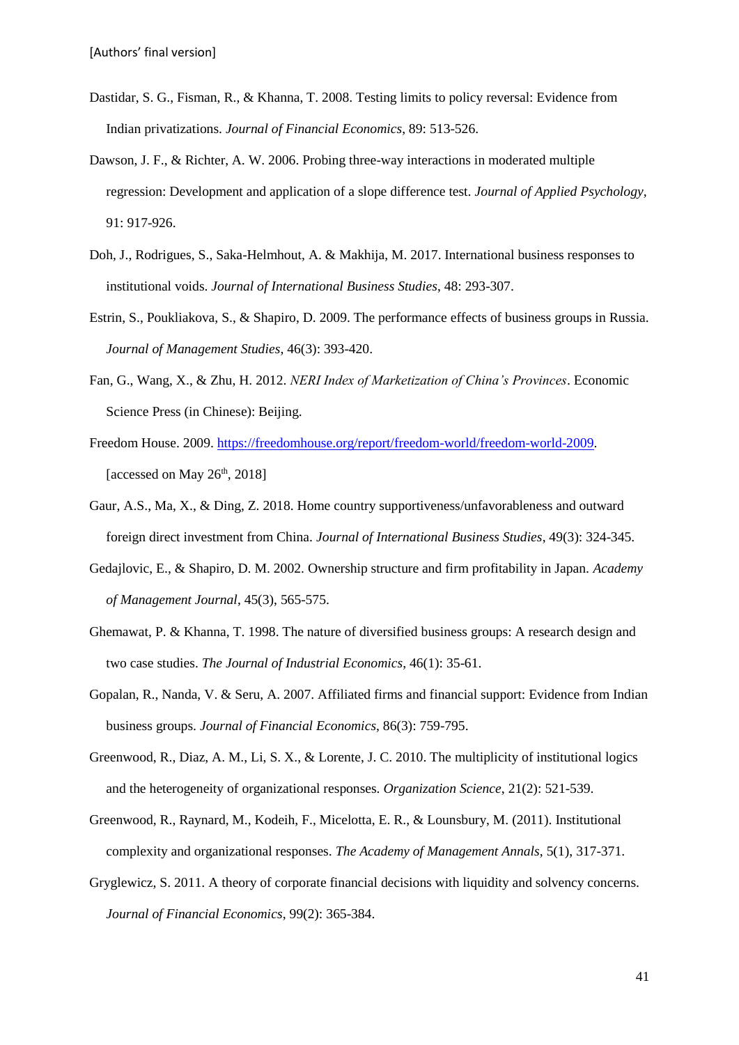Dastidar, S. G., Fisman, R., & Khanna, T. 2008. Testing limits to policy reversal: Evidence from Indian privatizations. *Journal of Financial Economics*, 89: 513-526.

Dawson, J. F., & Richter, A. W. 2006. Probing three-way interactions in moderated multiple regression: Development and application of a slope difference test. *Journal of Applied Psychology*, 91: 917-926.

Doh, J., Rodrigues, S., Saka-Helmhout, A. & Makhija, M. 2017. International business responses to institutional voids. *Journal of International Business Studies*, 48: 293-307.

Estrin, S., Poukliakova, S., & Shapiro, D. 2009. The performance effects of business groups in Russia. *Journal of Management Studies*, 46(3): 393-420.

Fan, G., Wang, X., & Zhu, H. 2012. *NERI Index of Marketization of China's Provinces*. Economic Science Press (in Chinese): Beijing.

Freedom House. 2009. https://freedomhouse.org/report/freedom-world/freedom-world-2009. [accessed on May 26th, 2018]

Gaur, A.S., Ma, X., & Ding, Z. 2018. Home country supportiveness/unfavorableness and outward foreign direct investment from China. *Journal of International Business Studies*, 49(3): 324-345.

Gedajlovic, E., & Shapiro, D. M. 2002. Ownership structure and firm profitability in Japan. *Academy of Management Journal*, 45(3), 565-575.

Ghemawat, P. & Khanna, T. 1998. The nature of diversified business groups: A research design and two case studies. *The Journal of Industrial Economics*, 46(1): 35-61.

Gopalan, R., Nanda, V. & Seru, A. 2007. Affiliated firms and financial support: Evidence from Indian business groups. *Journal of Financial Economics*, 86(3): 759-795.

Greenwood, R., Diaz, A. M., Li, S. X., & Lorente, J. C. 2010. The multiplicity of institutional logics and the heterogeneity of organizational responses. *Organization Science*, 21(2): 521-539.

Greenwood, R., Raynard, M., Kodeih, F., Micelotta, E. R., & Lounsbury, M. (2011). Institutional complexity and organizational responses. *The Academy of Management Annals*, 5(1), 317-371.

Gryglewicz, S. 2011. A theory of corporate financial decisions with liquidity and solvency concerns. *Journal of Financial Economics*, 99(2): 365-384.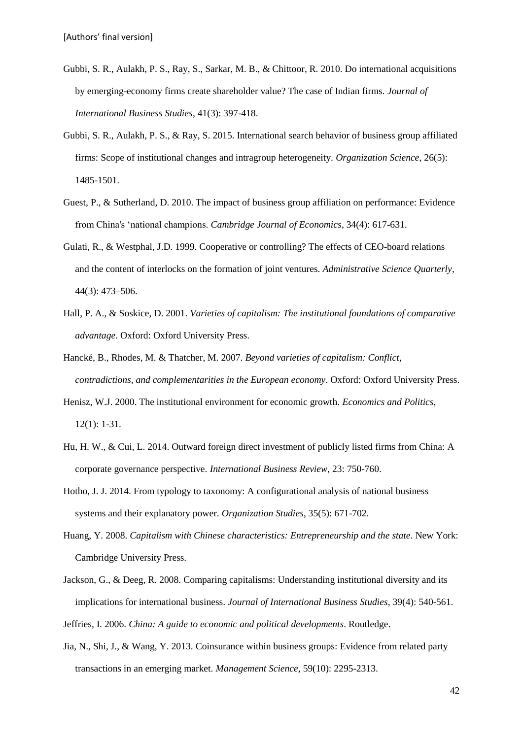Gubbi, S. R., Aulakh, P. S., Ray, S., Sarkar, M. B., & Chittoor, R. 2010. Do international acquisitions by emerging-economy firms create shareholder value? The case of Indian firms. *Journal of International Business Studies*, 41(3): 397-418.

Gubbi, S. R., Aulakh, P. S., & Ray, S. 2015. International search behavior of business group affiliated firms: Scope of institutional changes and intragroup heterogeneity. *Organization Science*, 26(5): 1485-1501.

Guest, P., & Sutherland, D. 2010. The impact of business group affiliation on performance: Evidence from China's 'national champions. *Cambridge Journal of Economics*, 34(4): 617-631.

Gulati, R., & Westphal, J.D. 1999. Cooperative or controlling? The effects of CEO-board relations and the content of interlocks on the formation of joint ventures. *Administrative Science Quarterly*, 44(3): 473–506.

Hall, P. A., & Soskice, D. 2001. *Varieties of capitalism: The institutional foundations of comparative advantage*. Oxford: Oxford University Press.

Hancké, B., Rhodes, M. & Thatcher, M. 2007. *Beyond varieties of capitalism: Conflict, contradictions, and complementarities in the European economy*. Oxford: Oxford University Press.

Henisz, W.J. 2000. The institutional environment for economic growth. *Economics and Politics*, 12(1): 1-31.

Hu, H. W., & Cui, L. 2014. Outward foreign direct investment of publicly listed firms from China: A corporate governance perspective. *International Business Review*, 23: 750-760.

Hotho, J. J. 2014. From typology to taxonomy: A configurational analysis of national business systems and their explanatory power. *Organization Studies*, 35(5): 671-702.

Huang, Y. 2008. *Capitalism with Chinese characteristics: Entrepreneurship and the state*. New York: Cambridge University Press.

Jackson, G., & Deeg, R. 2008. Comparing capitalisms: Understanding institutional diversity and its implications for international business. *Journal of International Business Studies*, 39(4): 540-561.

Jeffries, I. 2006. *China: A guide to economic and political developments*. Routledge.

Jia, N., Shi, J., & Wang, Y. 2013. Coinsurance within business groups: Evidence from related party transactions in an emerging market. *Management Science*, 59(10): 2295-2313.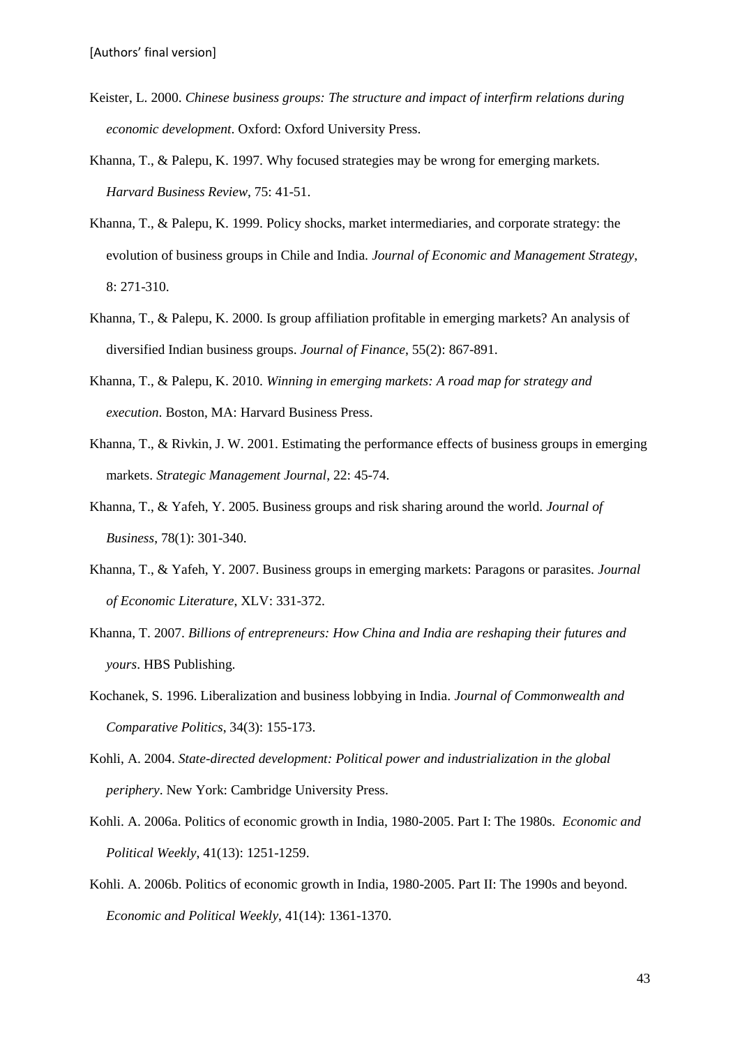Keister, L. 2000. *Chinese business groups: The structure and impact of interfirm relations during economic development*. Oxford: Oxford University Press.

Khanna, T., & Palepu, K. 1997. Why focused strategies may be wrong for emerging markets. *Harvard Business Review*, 75: 41-51.

Khanna, T., & Palepu, K. 1999. Policy shocks, market intermediaries, and corporate strategy: the evolution of business groups in Chile and India. *Journal of Economic and Management Strategy*, 8: 271-310.

Khanna, T., & Palepu, K. 2000. Is group affiliation profitable in emerging markets? An analysis of diversified Indian business groups. *Journal of Finance*, 55(2): 867-891.

Khanna, T., & Palepu, K. 2010. *Winning in emerging markets: A road map for strategy and execution*. Boston, MA: Harvard Business Press.

Khanna, T., & Rivkin, J. W. 2001. Estimating the performance effects of business groups in emerging markets. *Strategic Management Journal*, 22: 45-74.

Khanna, T., & Yafeh, Y. 2005. Business groups and risk sharing around the world. *Journal of Business*, 78(1): 301-340.

Khanna, T., & Yafeh, Y. 2007. Business groups in emerging markets: Paragons or parasites. *Journal of Economic Literature*, XLV: 331-372.

Khanna, T. 2007. *Billions of entrepreneurs: How China and India are reshaping their futures and yours*. HBS Publishing.

Kochanek, S. 1996. Liberalization and business lobbying in India. *Journal of Commonwealth and Comparative Politics*, 34(3): 155-173.

Kohli, A. 2004. *State-directed development: Political power and industrialization in the global periphery*. New York: Cambridge University Press.

Kohli. A. 2006a. Politics of economic growth in India, 1980-2005. Part I: The 1980s. *Economic and Political Weekly*, 41(13): 1251-1259.

Kohli. A. 2006b. Politics of economic growth in India, 1980-2005. Part II: The 1990s and beyond. *Economic and Political Weekly*, 41(14): 1361-1370.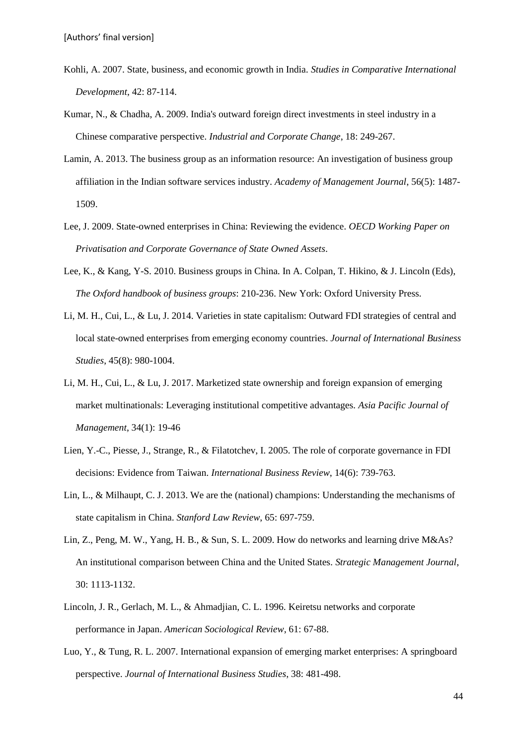Kohli, A. 2007. State, business, and economic growth in India. *Studies in Comparative International Development*, 42: 87-114.

Kumar, N., & Chadha, A. 2009. India's outward foreign direct investments in steel industry in a Chinese comparative perspective. *Industrial and Corporate Change*, 18: 249-267.

Lamin, A. 2013. The business group as an information resource: An investigation of business group affiliation in the Indian software services industry. *Academy of Management Journal*, 56(5): 1487-1509.

Lee, J. 2009. State-owned enterprises in China: Reviewing the evidence. *OECD Working Paper on Privatisation and Corporate Governance of State Owned Assets*.

Lee, K., & Kang, Y-S. 2010. Business groups in China. In A. Colpan, T. Hikino, & J. Lincoln (Eds), *The Oxford handbook of business groups*: 210-236. New York: Oxford University Press.

Li, M. H., Cui, L., & Lu, J. 2014. Varieties in state capitalism: Outward FDI strategies of central and local state-owned enterprises from emerging economy countries. *Journal of International Business Studies*, 45(8): 980-1004.

Li, M. H., Cui, L., & Lu, J. 2017. Marketized state ownership and foreign expansion of emerging market multinationals: Leveraging institutional competitive advantages. *Asia Pacific Journal of Management*, 34(1): 19-46

Lien, Y.-C., Piesse, J., Strange, R., & Filatotchev, I. 2005. The role of corporate governance in FDI decisions: Evidence from Taiwan. *International Business Review*, 14(6): 739-763.

Lin, L., & Milhaupt, C. J. 2013. We are the (national) champions: Understanding the mechanisms of state capitalism in China. *Stanford Law Review*, 65: 697-759.

Lin, Z., Peng, M. W., Yang, H. B., & Sun, S. L. 2009. How do networks and learning drive M&As? An institutional comparison between China and the United States. *Strategic Management Journal*, 30: 1113-1132.

Lincoln, J. R., Gerlach, M. L., & Ahmadjian, C. L. 1996. Keiretsu networks and corporate performance in Japan. *American Sociological Review*, 61: 67-88.

Luo, Y., & Tung, R. L. 2007. International expansion of emerging market enterprises: A springboard perspective. *Journal of International Business Studies*, 38: 481-498.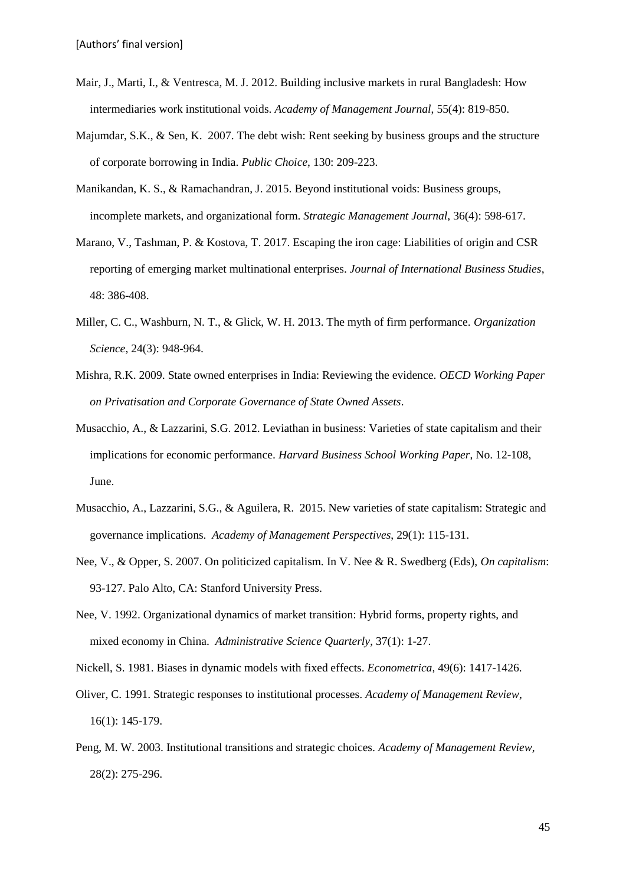Mair, J., Marti, I., & Ventresca, M. J. 2012. Building inclusive markets in rural Bangladesh: How intermediaries work institutional voids. *Academy of Management Journal*, 55(4): 819-850.

Majumdar, S.K., & Sen, K. 2007. The debt wish: Rent seeking by business groups and the structure of corporate borrowing in India. *Public Choice*, 130: 209-223.

Manikandan, K. S., & Ramachandran, J. 2015. Beyond institutional voids: Business groups, incomplete markets, and organizational form. *Strategic Management Journal*, 36(4): 598-617.

Marano, V., Tashman, P. & Kostova, T. 2017. Escaping the iron cage: Liabilities of origin and CSR reporting of emerging market multinational enterprises. *Journal of International Business Studies*, 48: 386-408.

Miller, C. C., Washburn, N. T., & Glick, W. H. 2013. The myth of firm performance. *Organization Science*, 24(3): 948-964.

Mishra, R.K. 2009. State owned enterprises in India: Reviewing the evidence. *OECD Working Paper on Privatisation and Corporate Governance of State Owned Assets*.

Musacchio, A., & Lazzarini, S.G. 2012. Leviathan in business: Varieties of state capitalism and their implications for economic performance. *Harvard Business School Working Paper*, No. 12-108, June.

Musacchio, A., Lazzarini, S.G., & Aguilera, R. 2015. New varieties of state capitalism: Strategic and governance implications. *Academy of Management Perspectives*, 29(1): 115-131.

Nee, V., & Opper, S. 2007. On politicized capitalism. In V. Nee & R. Swedberg (Eds), *On capitalism*: 93-127. Palo Alto, CA: Stanford University Press.

Nee, V. 1992. Organizational dynamics of market transition: Hybrid forms, property rights, and mixed economy in China. *Administrative Science Quarterly*, 37(1): 1-27.

Nickell, S. 1981. Biases in dynamic models with fixed effects. *Econometrica*, 49(6): 1417-1426.

Oliver, C. 1991. Strategic responses to institutional processes. *Academy of Management Review*, 16(1): 145-179.

Peng, M. W. 2003. Institutional transitions and strategic choices. *Academy of Management Review*, 28(2): 275-296.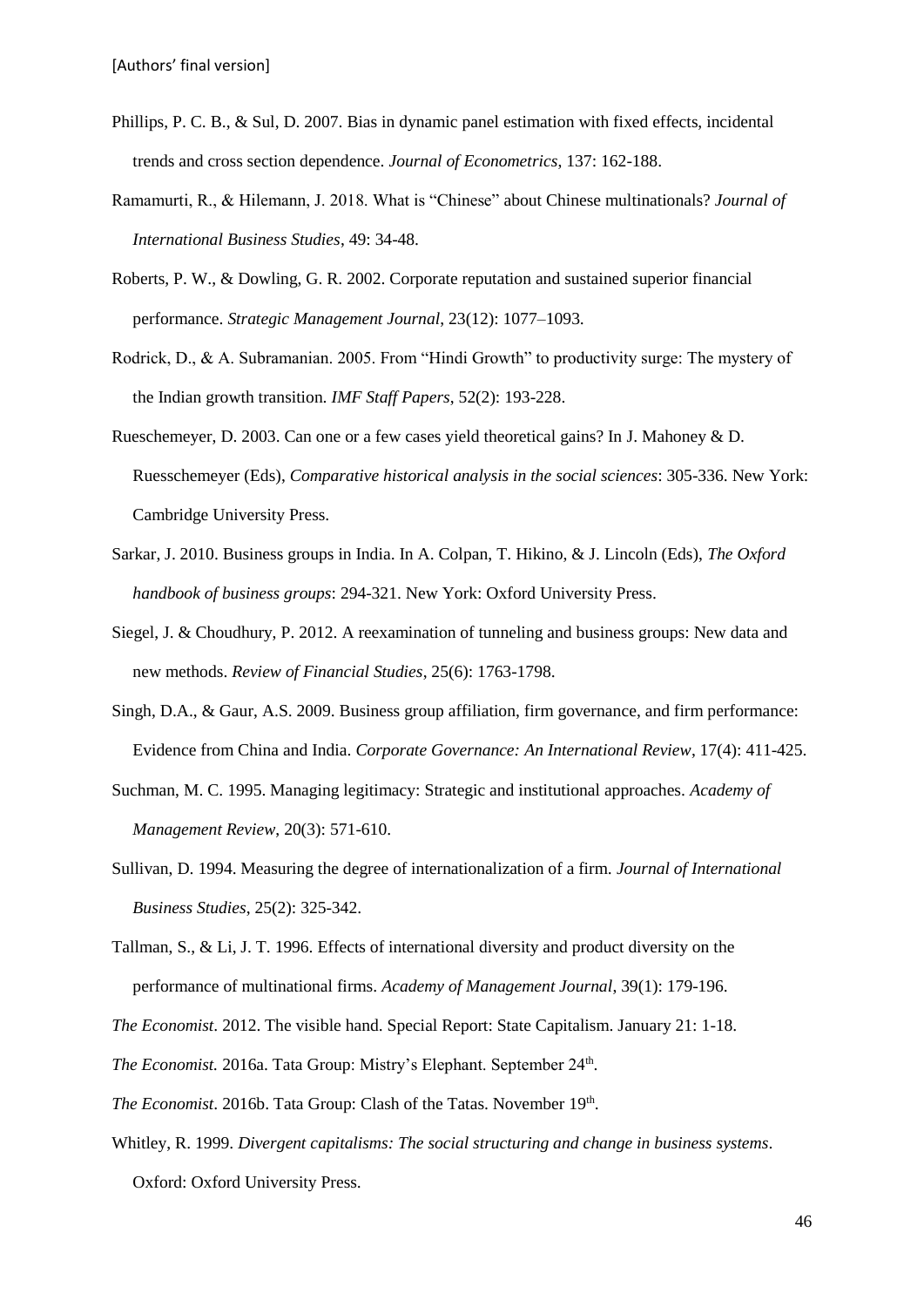Phillips, P. C. B., & Sul, D. 2007. Bias in dynamic panel estimation with fixed effects, incidental trends and cross section dependence. *Journal of Econometrics*, 137: 162-188.

Ramamurti, R., & Hilemann, J. 2018. What is "Chinese" about Chinese multinationals? *Journal of International Business Studies*, 49: 34-48.

Roberts, P. W., & Dowling, G. R. 2002. Corporate reputation and sustained superior financial performance. *Strategic Management Journal*, 23(12): 1077–1093.

Rodrick, D., & A. Subramanian. 2005. From "Hindi Growth" to productivity surge: The mystery of the Indian growth transition. *IMF Staff Papers*, 52(2): 193-228.

Rueschemeyer, D. 2003. Can one or a few cases yield theoretical gains? In J. Mahoney & D. Ruesschemeyer (Eds), *Comparative historical analysis in the social sciences*: 305-336. New York: Cambridge University Press.

Sarkar, J. 2010. Business groups in India. In A. Colpan, T. Hikino, & J. Lincoln (Eds), *The Oxford handbook of business groups*: 294-321. New York: Oxford University Press.

Siegel, J. & Choudhury, P. 2012. A reexamination of tunneling and business groups: New data and new methods. *Review of Financial Studies*, 25(6): 1763-1798.

Singh, D.A., & Gaur, A.S. 2009. Business group affiliation, firm governance, and firm performance: Evidence from China and India. *Corporate Governance: An International Review*, 17(4): 411-425.

Suchman, M. C. 1995. Managing legitimacy: Strategic and institutional approaches. *Academy of Management Review*, 20(3): 571-610.

Sullivan, D. 1994. Measuring the degree of internationalization of a firm. *Journal of International Business Studies*, 25(2): 325-342.

Tallman, S., & Li, J. T. 1996. Effects of international diversity and product diversity on the performance of multinational firms. *Academy of Management Journal*, 39(1): 179-196.

*The Economist*. 2012. The visible hand. Special Report: State Capitalism. January 21: 1-18.

*The Economist.* 2016a. Tata Group: Mistry's Elephant. September 24th.

*The Economist*. 2016b. Tata Group: Clash of the Tatas. November 19th.

Whitley, R. 1999. *Divergent capitalisms: The social structuring and change in business systems*. Oxford: Oxford University Press.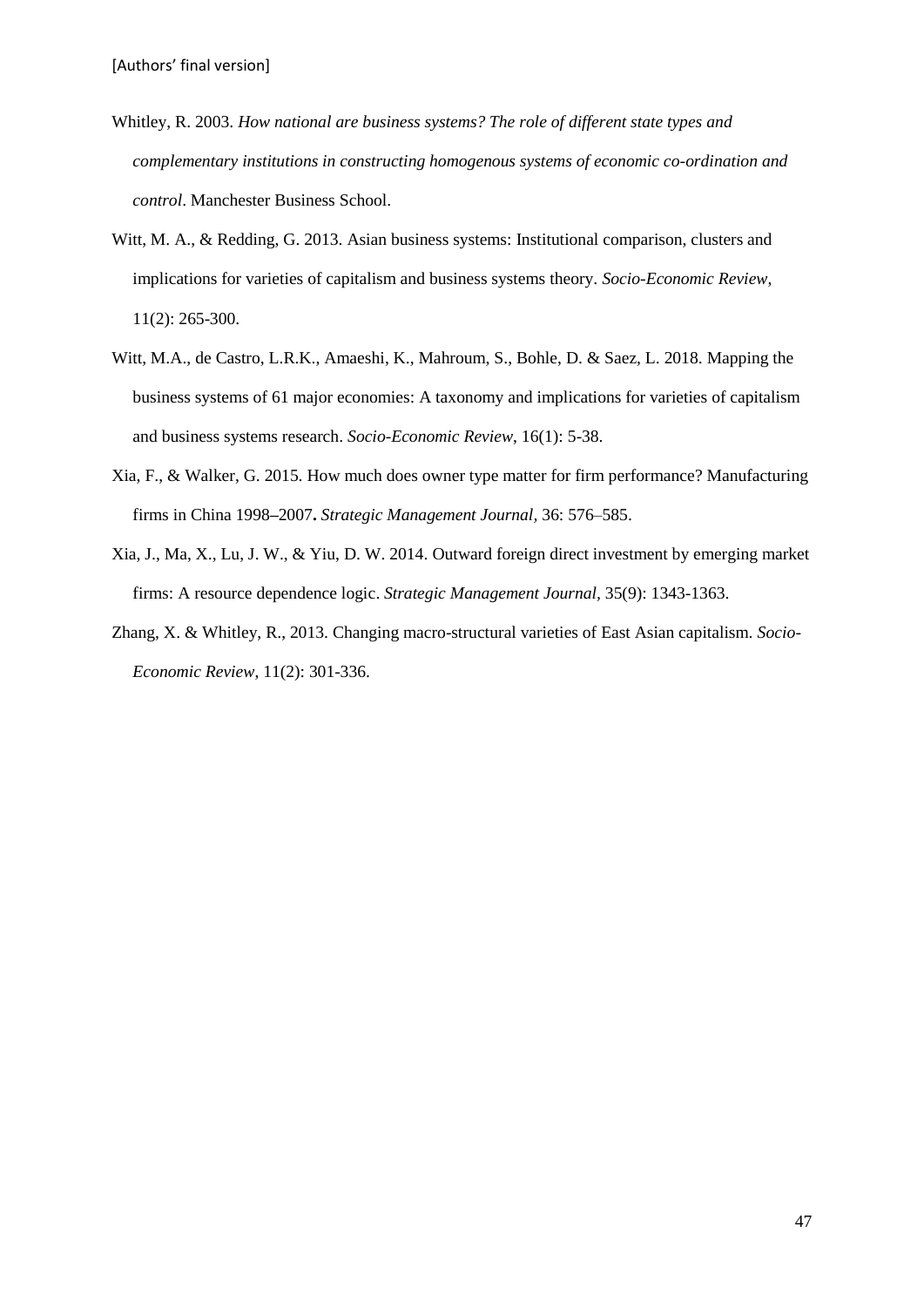Whitley, R. 2003. *How national are business systems? The role of different state types and complementary institutions in constructing homogenous systems of economic co-ordination and control*. Manchester Business School.

Witt, M. A., & Redding, G. 2013. Asian business systems: Institutional comparison, clusters and implications for varieties of capitalism and business systems theory. *Socio-Economic Review*, 11(2): 265-300.

Witt, M.A., de Castro, L.R.K., Amaeshi, K., Mahroum, S., Bohle, D. & Saez, L. 2018. Mapping the business systems of 61 major economies: A taxonomy and implications for varieties of capitalism and business systems research. *Socio-Economic Review*, 16(1): 5-38.

Xia, F., & Walker, G. 2015. How much does owner type matter for firm performance? Manufacturing firms in China 1998–2007**.** *Strategic Management Journal*, 36: 576–585.

Xia, J., Ma, X., Lu, J. W., & Yiu, D. W. 2014. Outward foreign direct investment by emerging market firms: A resource dependence logic. *Strategic Management Journal*, 35(9): 1343-1363.

Zhang, X. & Whitley, R., 2013. Changing macro-structural varieties of East Asian capitalism. *Socio-Economic Review*, 11(2): 301-336.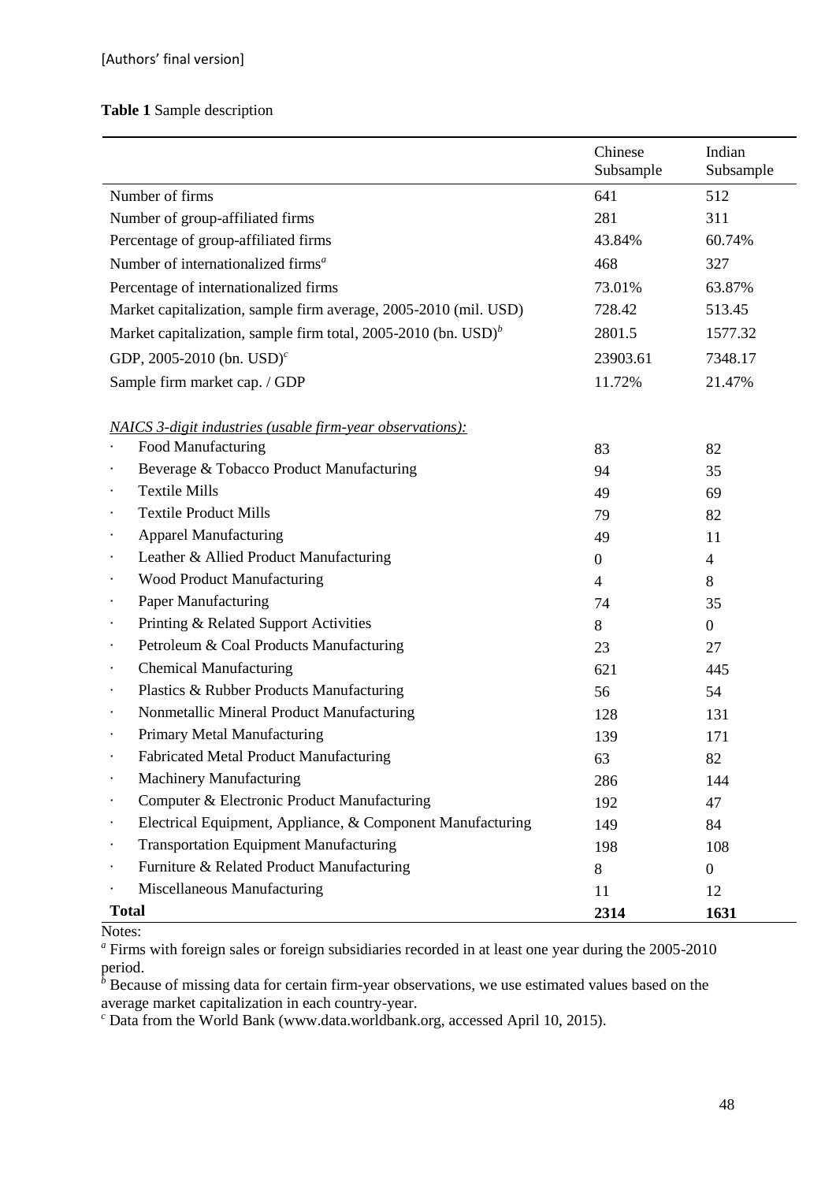[Authors' final version]

**Table 1** Sample description

| | Chinese Subsample | Indian Subsample |
|---|---|---|
| Number of firms | 641 | 512 |
| Number of group-affiliated firms | 281 | 311 |
| Percentage of group-affiliated firms | 43.84% | 60.74% |
| Number of internationalized firms[a] | 468 | 327 |
| Percentage of internationalized firms | 73.01% | 63.87% |
| Market capitalization, sample firm average, 2005-2010 (mil. USD) | 728.42 | 513.45 |
| Market capitalization, sample firm total, 2005-2010 (bn. USD)[b] | 2801.5 | 1577.32 |
| GDP, 2005-2010 (bn. USD)[c] | 23903.61 | 7348.17 |
| Sample firm market cap. / GDP | 11.72% | 21.47% |
| *NAICS 3-digit industries (usable firm-year observations):* | | |
| · Food Manufacturing | 83 | 82 |
| · Beverage & Tobacco Product Manufacturing | 94 | 35 |
| · Textile Mills | 49 | 69 |
| · Textile Product Mills | 79 | 82 |
| · Apparel Manufacturing | 49 | 11 |
| · Leather & Allied Product Manufacturing | 0 | 4 |
| · Wood Product Manufacturing | 4 | 8 |
| · Paper Manufacturing | 74 | 35 |
| · Printing & Related Support Activities | 8 | 0 |
| · Petroleum & Coal Products Manufacturing | 23 | 27 |
| · Chemical Manufacturing | 621 | 445 |
| · Plastics & Rubber Products Manufacturing | 56 | 54 |
| · Nonmetallic Mineral Product Manufacturing | 128 | 131 |
| · Primary Metal Manufacturing | 139 | 171 |
| · Fabricated Metal Product Manufacturing | 63 | 82 |
| · Machinery Manufacturing | 286 | 144 |
| · Computer & Electronic Product Manufacturing | 192 | 47 |
| · Electrical Equipment, Appliance, & Component Manufacturing | 149 | 84 |
| · Transportation Equipment Manufacturing | 198 | 108 |
| · Furniture & Related Product Manufacturing | 8 | 0 |
| · Miscellaneous Manufacturing | 11 | 12 |
| **Total** | **2314** | **1631** |

Notes:
[a] Firms with foreign sales or foreign subsidiaries recorded in at least one year during the 2005-2010 period.
[b] Because of missing data for certain firm-year observations, we use estimated values based on the average market capitalization in each country-year.
[c] Data from the World Bank (www.data.worldbank.org, accessed April 10, 2015).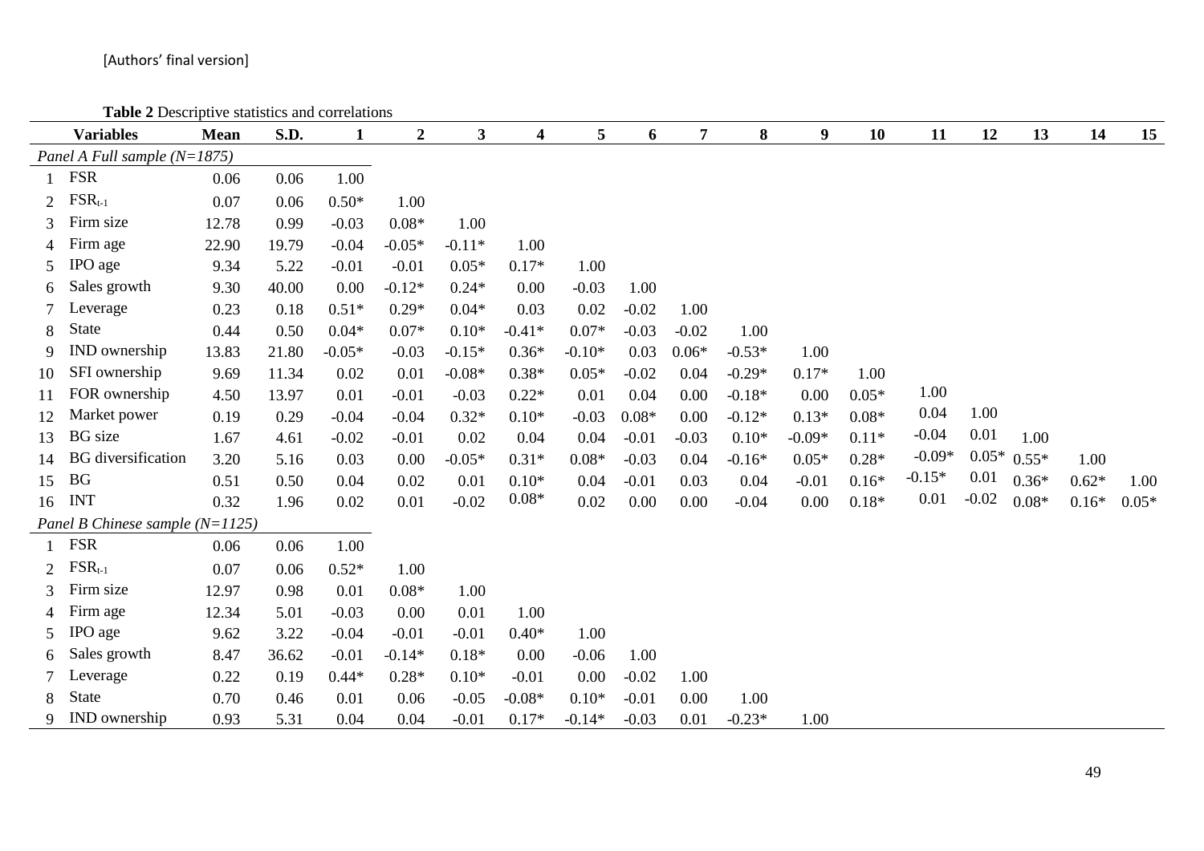[Authors' final version]

**Table 2** Descriptive statistics and correlations

| | **Variables** | **Mean** | **S.D.** | **1** | **2** | **3** | **4** | **5** | **6** | **7** | **8** | **9** | **10** | **11** | **12** | **13** | **14** | **15** |
|---|---|---|---|---|---|---|---|---|---|---|---|---|---|---|---|---|---|---|
| *Panel A Full sample (N=1875)* | | | | | | | | | | | | | | | | | | |
| 1 | FSR | 0.06 | 0.06 | 1.00 | | | | | | | | | | | | | | |
| 2 | $FSR_{t-1}$ | 0.07 | 0.06 | 0.50* | 1.00 | | | | | | | | | | | | | |
| 3 | Firm size | 12.78 | 0.99 | -0.03 | 0.08* | 1.00 | | | | | | | | | | | | |
| 4 | Firm age | 22.90 | 19.79 | -0.04 | -0.05* | -0.11* | 1.00 | | | | | | | | | | | |
| 5 | IPO age | 9.34 | 5.22 | -0.01 | -0.01 | 0.05* | 0.17* | 1.00 | | | | | | | | | | |
| 6 | Sales growth | 9.30 | 40.00 | 0.00 | -0.12* | 0.24* | 0.00 | -0.03 | 1.00 | | | | | | | | | |
| 7 | Leverage | 0.23 | 0.18 | 0.51* | 0.29* | 0.04* | 0.03 | 0.02 | -0.02 | 1.00 | | | | | | | | |
| 8 | State | 0.44 | 0.50 | 0.04* | 0.07* | 0.10* | -0.41* | 0.07* | -0.03 | -0.02 | 1.00 | | | | | | | |
| 9 | IND ownership | 13.83 | 21.80 | -0.05* | -0.03 | -0.15* | 0.36* | -0.10* | 0.03 | 0.06* | -0.53* | 1.00 | | | | | | |
| 10 | SFI ownership | 9.69 | 11.34 | 0.02 | 0.01 | -0.08* | 0.38* | 0.05* | -0.02 | 0.04 | -0.29* | 0.17* | 1.00 | | | | | |
| 11 | FOR ownership | 4.50 | 13.97 | 0.01 | -0.01 | -0.03 | 0.22* | 0.01 | 0.04 | 0.00 | -0.18* | 0.00 | 0.05* | 1.00 | | | | |
| 12 | Market power | 0.19 | 0.29 | -0.04 | -0.04 | 0.32* | 0.10* | -0.03 | 0.08* | 0.00 | -0.12* | 0.13* | 0.08* | 0.04 | 1.00 | | | |
| 13 | BG size | 1.67 | 4.61 | -0.02 | -0.01 | 0.02 | 0.04 | 0.04 | -0.01 | -0.03 | 0.10* | -0.09* | 0.11* | -0.04 | 0.01 | 1.00 | | |
| 14 | BG diversification | 3.20 | 5.16 | 0.03 | 0.00 | -0.05* | 0.31* | 0.08* | -0.03 | 0.04 | -0.16* | 0.05* | 0.28* | -0.09* | 0.05* | 0.55* | 1.00 | |
| 15 | BG | 0.51 | 0.50 | 0.04 | 0.02 | 0.01 | 0.10* | 0.04 | -0.01 | 0.03 | 0.04 | -0.01 | 0.16* | -0.15* | 0.01 | 0.36* | 0.62* | 1.00 |
| 16 | INT | 0.32 | 1.96 | 0.02 | 0.01 | -0.02 | 0.08* | 0.02 | 0.00 | 0.00 | -0.04 | 0.00 | 0.18* | 0.01 | -0.02 | 0.08* | 0.16* | 0.05* |
| *Panel B Chinese sample (N=1125)* | | | | | | | | | | | | | | | | | | |
| 1 | FSR | 0.06 | 0.06 | 1.00 | | | | | | | | | | | | | | |
| 2 | $FSR_{t-1}$ | 0.07 | 0.06 | 0.52* | 1.00 | | | | | | | | | | | | | |
| 3 | Firm size | 12.97 | 0.98 | 0.01 | 0.08* | 1.00 | | | | | | | | | | | | |
| 4 | Firm age | 12.34 | 5.01 | -0.03 | 0.00 | 0.01 | 1.00 | | | | | | | | | | | |
| 5 | IPO age | 9.62 | 3.22 | -0.04 | -0.01 | -0.01 | 0.40* | 1.00 | | | | | | | | | | |
| 6 | Sales growth | 8.47 | 36.62 | -0.01 | -0.14* | 0.18* | 0.00 | -0.06 | 1.00 | | | | | | | | | |
| 7 | Leverage | 0.22 | 0.19 | 0.44* | 0.28* | 0.10* | -0.01 | 0.00 | -0.02 | 1.00 | | | | | | | | |
| 8 | State | 0.70 | 0.46 | 0.01 | 0.06 | -0.05 | -0.08* | 0.10* | -0.01 | 0.00 | 1.00 | | | | | | | |
| 9 | IND ownership | 0.93 | 5.31 | 0.04 | 0.04 | -0.01 | 0.17* | -0.14* | -0.03 | 0.01 | -0.23* | 1.00 | | | | | | |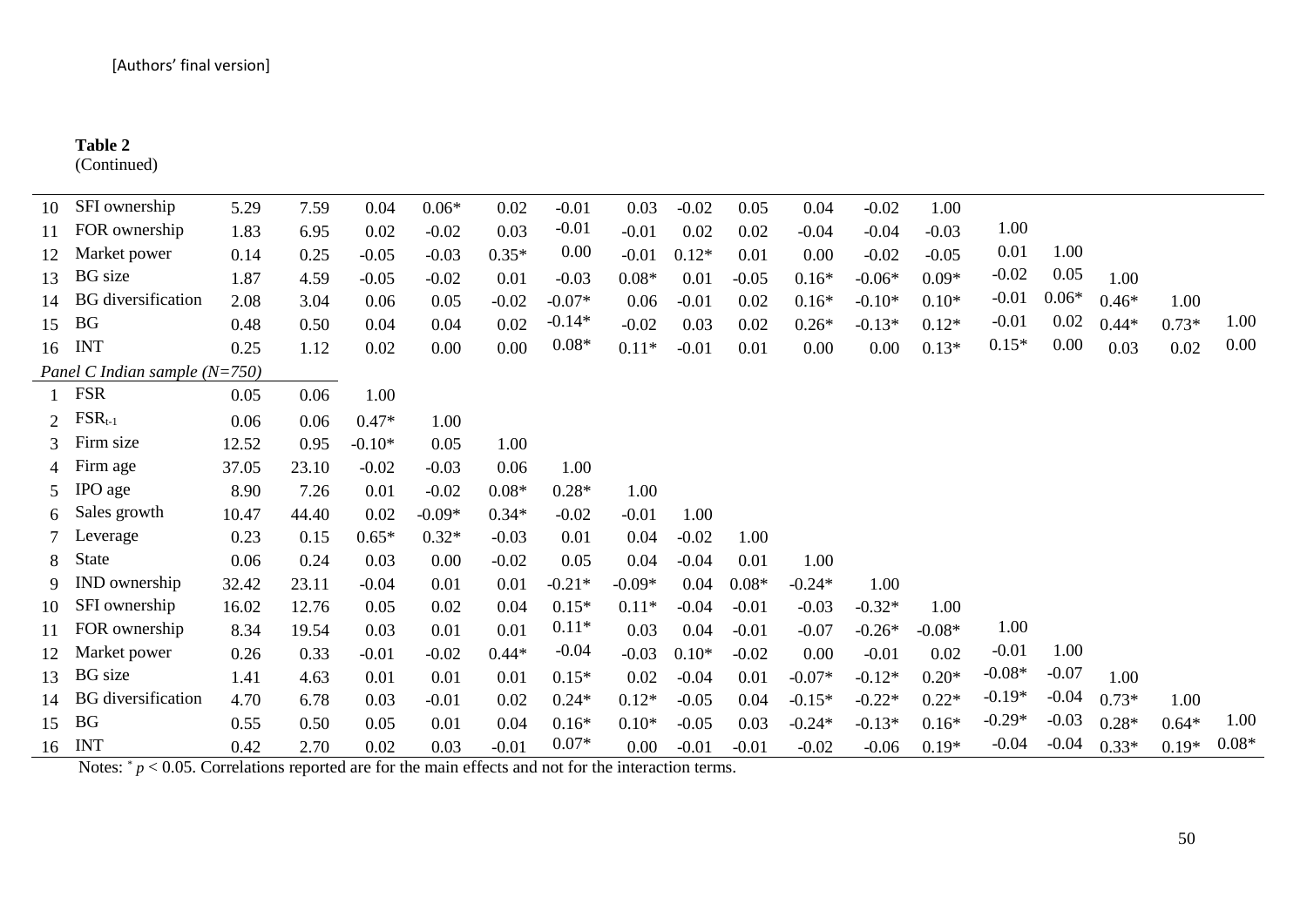**Table 2**
(Continued)

| | | | | | | | | | | | | | | | | | | |
|---|---|---|---|---|---|---|---|---|---|---|---|---|---|---|---|---|---|---|
| 10 | SFI ownership | 5.29 | 7.59 | 0.04 | 0.06* | 0.02 | -0.01 | 0.03 | -0.02 | 0.05 | 0.04 | -0.02 | 1.00 | | | | | |
| 11 | FOR ownership | 1.83 | 6.95 | 0.02 | -0.02 | 0.03 | -0.01 | -0.01 | 0.02 | 0.02 | -0.04 | -0.04 | -0.03 | 1.00 | | | | |
| 12 | Market power | 0.14 | 0.25 | -0.05 | -0.03 | 0.35* | 0.00 | -0.01 | 0.12* | 0.01 | 0.00 | -0.02 | -0.05 | 0.01 | 1.00 | | | |
| 13 | BG size | 1.87 | 4.59 | -0.05 | -0.02 | 0.01 | -0.03 | 0.08* | 0.01 | -0.05 | 0.16* | -0.06* | 0.09* | -0.02 | 0.05 | 1.00 | | |
| 14 | BG diversification | 2.08 | 3.04 | 0.06 | 0.05 | -0.02 | -0.07* | 0.06 | -0.01 | 0.02 | 0.16* | -0.10* | 0.10* | -0.01 | 0.06* | 0.46* | 1.00 | |
| 15 | BG | 0.48 | 0.50 | 0.04 | 0.04 | 0.02 | -0.14* | -0.02 | 0.03 | 0.02 | 0.26* | -0.13* | 0.12* | -0.01 | 0.02 | 0.44* | 0.73* | 1.00 |
| 16 | INT | 0.25 | 1.12 | 0.02 | 0.00 | 0.00 | 0.08* | 0.11* | -0.01 | 0.01 | 0.00 | 0.00 | 0.13* | 0.15* | 0.00 | 0.03 | 0.02 | 0.00 |
| *Panel C Indian sample (N=750)* | | | | | | | | | | | | | | | | | | |
| 1 | FSR | 0.05 | 0.06 | 1.00 | | | | | | | | | | | | | | |
| 2 | $FSR_{t-1}$ | 0.06 | 0.06 | 0.47* | 1.00 | | | | | | | | | | | | | |
| 3 | Firm size | 12.52 | 0.95 | -0.10* | 0.05 | 1.00 | | | | | | | | | | | | |
| 4 | Firm age | 37.05 | 23.10 | -0.02 | -0.03 | 0.06 | 1.00 | | | | | | | | | | | |
| 5 | IPO age | 8.90 | 7.26 | 0.01 | -0.02 | 0.08* | 0.28* | 1.00 | | | | | | | | | | |
| 6 | Sales growth | 10.47 | 44.40 | 0.02 | -0.09* | 0.34* | -0.02 | -0.01 | 1.00 | | | | | | | | | |
| 7 | Leverage | 0.23 | 0.15 | 0.65* | 0.32* | -0.03 | 0.01 | 0.04 | -0.02 | 1.00 | | | | | | | | |
| 8 | State | 0.06 | 0.24 | 0.03 | 0.00 | -0.02 | 0.05 | 0.04 | -0.04 | 0.01 | 1.00 | | | | | | | |
| 9 | IND ownership | 32.42 | 23.11 | -0.04 | 0.01 | 0.01 | -0.21* | -0.09* | 0.04 | 0.08* | -0.24* | 1.00 | | | | | | |
| 10 | SFI ownership | 16.02 | 12.76 | 0.05 | 0.02 | 0.04 | 0.15* | 0.11* | -0.04 | -0.01 | -0.03 | -0.32* | 1.00 | | | | | |
| 11 | FOR ownership | 8.34 | 19.54 | 0.03 | 0.01 | 0.01 | 0.11* | 0.03 | 0.04 | -0.01 | -0.07 | -0.26* | -0.08* | 1.00 | | | | |
| 12 | Market power | 0.26 | 0.33 | -0.01 | -0.02 | 0.44* | -0.04 | -0.03 | 0.10* | -0.02 | 0.00 | -0.01 | 0.02 | -0.01 | 1.00 | | | |
| 13 | BG size | 1.41 | 4.63 | 0.01 | 0.01 | 0.01 | 0.15* | 0.02 | -0.04 | 0.01 | -0.07* | -0.12* | 0.20* | -0.08* | -0.07 | 1.00 | | |
| 14 | BG diversification | 4.70 | 6.78 | 0.03 | -0.01 | 0.02 | 0.24* | 0.12* | -0.05 | 0.04 | -0.15* | -0.22* | 0.22* | -0.19* | -0.04 | 0.73* | 1.00 | |
| 15 | BG | 0.55 | 0.50 | 0.05 | 0.01 | 0.04 | 0.16* | 0.10* | -0.05 | 0.03 | -0.24* | -0.13* | 0.16* | -0.29* | -0.03 | 0.28* | 0.64* | 1.00 |
| 16 | INT | 0.42 | 2.70 | 0.02 | 0.03 | -0.01 | 0.07* | 0.00 | -0.01 | -0.01 | -0.02 | -0.06 | 0.19* | -0.04 | -0.04 | 0.33* | 0.19* | 0.08* |

Notes: * $p < 0.05$. Correlations reported are for the main effects and not for the interaction terms.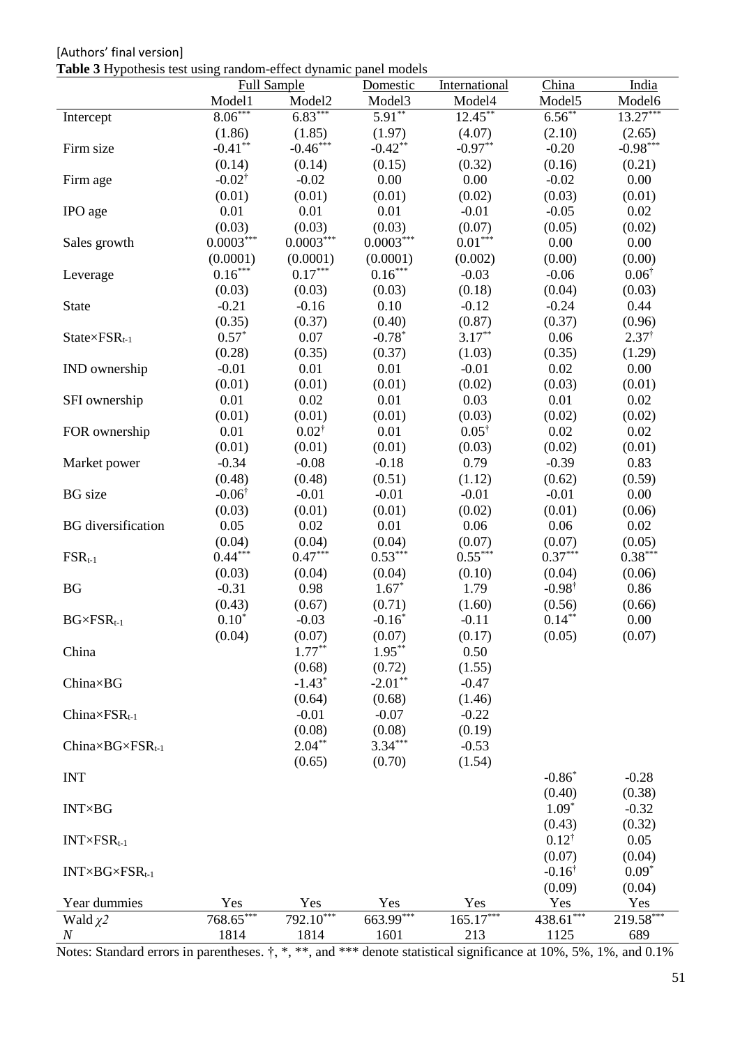[Authors' final version]

**Table 3** Hypothesis test using random-effect dynamic panel models

| | Full Sample | | Domestic | International | China | India |
|---|---|---|---|---|---|---|
| | Model1 | Model2 | Model3 | Model4 | Model5 | Model6 |
| Intercept | 8.06*** | 6.83*** | 5.91** | 12.45** | 6.56** | 13.27*** |
| | (1.86) | (1.85) | (1.97) | (4.07) | (2.10) | (2.65) |
| Firm size | -0.41** | -0.46*** | -0.42** | -0.97** | -0.20 | -0.98*** |
| | (0.14) | (0.14) | (0.15) | (0.32) | (0.16) | (0.21) |
| Firm age | -0.02† | -0.02 | 0.00 | 0.00 | -0.02 | 0.00 |
| | (0.01) | (0.01) | (0.01) | (0.02) | (0.03) | (0.01) |
| IPO age | 0.01 | 0.01 | 0.01 | -0.01 | -0.05 | 0.02 |
| | (0.03) | (0.03) | (0.03) | (0.07) | (0.05) | (0.02) |
| Sales growth | 0.0003*** | 0.0003*** | 0.0003*** | 0.01*** | 0.00 | 0.00 |
| | (0.0001) | (0.0001) | (0.0001) | (0.002) | (0.00) | (0.00) |
| Leverage | 0.16*** | 0.17*** | 0.16*** | -0.03 | -0.06 | 0.06† |
| | (0.03) | (0.03) | (0.03) | (0.18) | (0.04) | (0.03) |
| State | -0.21 | -0.16 | 0.10 | -0.12 | -0.24 | 0.44 |
| | (0.35) | (0.37) | (0.40) | (0.87) | (0.37) | (0.96) |
| State×FSR$_{t-1}$ | 0.57* | 0.07 | -0.78* | 3.17** | 0.06 | 2.37† |
| | (0.28) | (0.35) | (0.37) | (1.03) | (0.35) | (1.29) |
| IND ownership | -0.01 | 0.01 | 0.01 | -0.01 | 0.02 | 0.00 |
| | (0.01) | (0.01) | (0.01) | (0.02) | (0.03) | (0.01) |
| SFI ownership | 0.01 | 0.02 | 0.01 | 0.03 | 0.01 | 0.02 |
| | (0.01) | (0.01) | (0.01) | (0.03) | (0.02) | (0.02) |
| FOR ownership | 0.01 | 0.02† | 0.01 | 0.05† | 0.02 | 0.02 |
| | (0.01) | (0.01) | (0.01) | (0.03) | (0.02) | (0.01) |
| Market power | -0.34 | -0.08 | -0.18 | 0.79 | -0.39 | 0.83 |
| | (0.48) | (0.48) | (0.51) | (1.12) | (0.62) | (0.59) |
| BG size | -0.06† | -0.01 | -0.01 | -0.01 | -0.01 | 0.00 |
| | (0.03) | (0.01) | (0.01) | (0.02) | (0.01) | (0.06) |
| BG diversification | 0.05 | 0.02 | 0.01 | 0.06 | 0.06 | 0.02 |
| | (0.04) | (0.04) | (0.04) | (0.07) | (0.07) | (0.05) |
| FSR$_{t-1}$ | 0.44*** | 0.47*** | 0.53*** | 0.55*** | 0.37*** | 0.38*** |
| | (0.03) | (0.04) | (0.04) | (0.10) | (0.04) | (0.06) |
| BG | -0.31 | 0.98 | 1.67* | 1.79 | -0.98† | 0.86 |
| | (0.43) | (0.67) | (0.71) | (1.60) | (0.56) | (0.66) |
| BG×FSR$_{t-1}$ | 0.10* | -0.03 | -0.16* | -0.11 | 0.14** | 0.00 |
| | (0.04) | (0.07) | (0.07) | (0.17) | (0.05) | (0.07) |
| China | | 1.77** | 1.95** | 0.50 | | |
| | | (0.68) | (0.72) | (1.55) | | |
| China×BG | | -1.43* | -2.01** | -0.47 | | |
| | | (0.64) | (0.68) | (1.46) | | |
| China×FSR$_{t-1}$ | | -0.01 | -0.07 | -0.22 | | |
| | | (0.08) | (0.08) | (0.19) | | |
| China×BG×FSR$_{t-1}$ | | 2.04** | 3.34*** | -0.53 | | |
| | | (0.65) | (0.70) | (1.54) | | |
| INT | | | | | -0.86* | -0.28 |
| | | | | | (0.40) | (0.38) |
| INT×BG | | | | | 1.09* | -0.32 |
| | | | | | (0.43) | (0.32) |
| INT×FSR$_{t-1}$ | | | | | 0.12† | 0.05 |
| | | | | | (0.07) | (0.04) |
| INT×BG×FSR$_{t-1}$ | | | | | -0.16† | 0.09* |
| | | | | | (0.09) | (0.04) |
| Year dummies | Yes | Yes | Yes | Yes | Yes | Yes |
| Wald $\chi 2$ | 768.65*** | 792.10*** | 663.99*** | 165.17*** | 438.61*** | 219.58*** |
| $N$ | 1814 | 1814 | 1601 | 213 | 1125 | 689 |

Notes: Standard errors in parentheses. †, *, **, and *** denote statistical significance at 10%, 5%, 1%, and 0.1%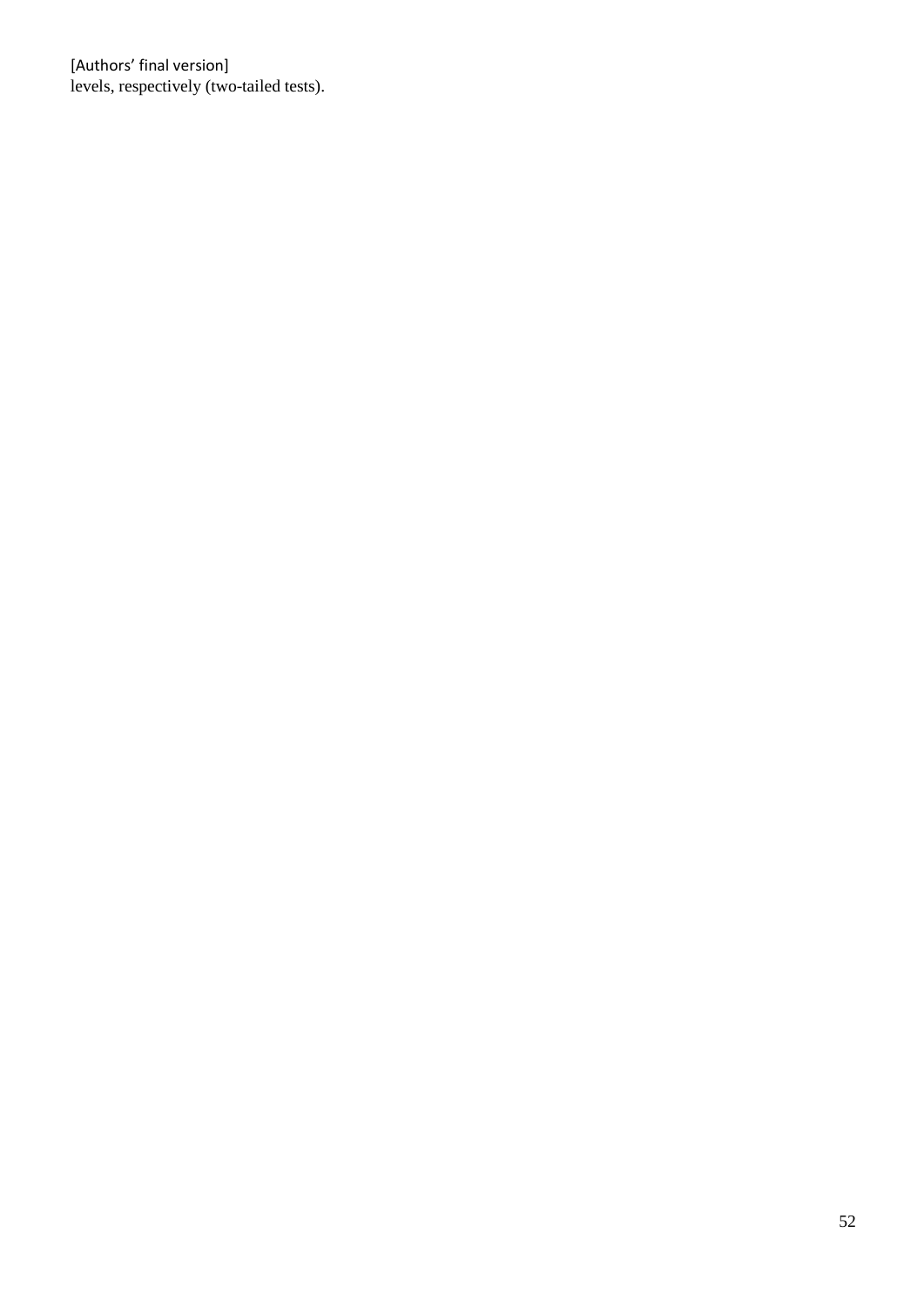levels, respectively (two-tailed tests).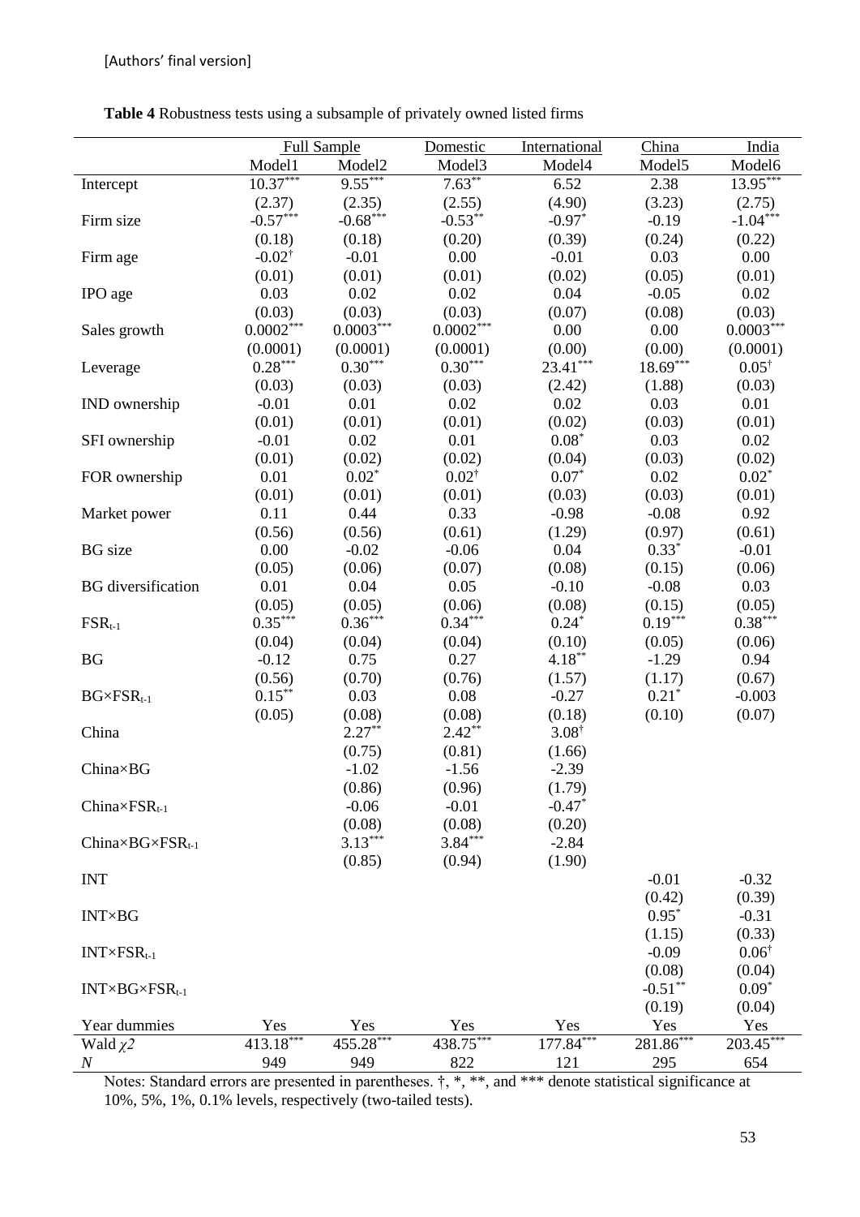[Authors' final version]

**Table 4** Robustness tests using a subsample of privately owned listed firms

| | Full Sample | | Domestic | International | China | India |
|---|---|---|---|---|---|---|
| | Model1 | Model2 | Model3 | Model4 | Model5 | Model6 |
| Intercept | $10.37^{***}$ | $9.55^{***}$ | $7.63^{**}$ | 6.52 | 2.38 | $13.95^{***}$ |
| | (2.37) | (2.35) | (2.55) | (4.90) | (3.23) | (2.75) |
| Firm size | $-0.57^{***}$ | $-0.68^{***}$ | $-0.53^{**}$ | $-0.97^{*}$ | -0.19 | $-1.04^{***}$ |
| | (0.18) | (0.18) | (0.20) | (0.39) | (0.24) | (0.22) |
| Firm age | $-0.02^{\dagger}$ | -0.01 | 0.00 | -0.01 | 0.03 | 0.00 |
| | (0.01) | (0.01) | (0.01) | (0.02) | (0.05) | (0.01) |
| IPO age | 0.03 | 0.02 | 0.02 | 0.04 | -0.05 | 0.02 |
| | (0.03) | (0.03) | (0.03) | (0.07) | (0.08) | (0.03) |
| Sales growth | $0.0002^{***}$ | $0.0003^{***}$ | $0.0002^{***}$ | 0.00 | 0.00 | $0.0003^{***}$ |
| | (0.0001) | (0.0001) | (0.0001) | (0.00) | (0.00) | (0.0001) |
| Leverage | $0.28^{***}$ | $0.30^{***}$ | $0.30^{***}$ | $23.41^{***}$ | $18.69^{***}$ | $0.05^{\dagger}$ |
| | (0.03) | (0.03) | (0.03) | (2.42) | (1.88) | (0.03) |
| IND ownership | -0.01 | 0.01 | 0.02 | 0.02 | 0.03 | 0.01 |
| | (0.01) | (0.01) | (0.01) | (0.02) | (0.03) | (0.01) |
| SFI ownership | -0.01 | 0.02 | 0.01 | $0.08^{*}$ | 0.03 | 0.02 |
| | (0.01) | (0.02) | (0.02) | (0.04) | (0.03) | (0.02) |
| FOR ownership | 0.01 | $0.02^{*}$ | $0.02^{\dagger}$ | $0.07^{*}$ | 0.02 | $0.02^{*}$ |
| | (0.01) | (0.01) | (0.01) | (0.03) | (0.03) | (0.01) |
| Market power | 0.11 | 0.44 | 0.33 | -0.98 | -0.08 | 0.92 |
| | (0.56) | (0.56) | (0.61) | (1.29) | (0.97) | (0.61) |
| BG size | 0.00 | -0.02 | -0.06 | 0.04 | $0.33^{*}$ | -0.01 |
| | (0.05) | (0.06) | (0.07) | (0.08) | (0.15) | (0.06) |
| BG diversification | 0.01 | 0.04 | 0.05 | -0.10 | -0.08 | 0.03 |
| | (0.05) | (0.05) | (0.06) | (0.08) | (0.15) | (0.05) |
| $FSR_{t-1}$ | $0.35^{***}$ | $0.36^{***}$ | $0.34^{***}$ | $0.24^{*}$ | $0.19^{***}$ | $0.38^{***}$ |
| | (0.04) | (0.04) | (0.04) | (0.10) | (0.05) | (0.06) |
| BG | -0.12 | 0.75 | 0.27 | $4.18^{**}$ | -1.29 | 0.94 |
| | (0.56) | (0.70) | (0.76) | (1.57) | (1.17) | (0.67) |
| $BG \times FSR_{t-1}$ | $0.15^{**}$ | 0.03 | 0.08 | -0.27 | $0.21^{*}$ | -0.003 |
| | (0.05) | (0.08) | (0.08) | (0.18) | (0.10) | (0.07) |
| China | | $2.27^{**}$ | $2.42^{**}$ | $3.08^{\dagger}$ | | |
| | | (0.75) | (0.81) | (1.66) | | |
| $China \times BG$ | | -1.02 | -1.56 | -2.39 | | |
| | | (0.86) | (0.96) | (1.79) | | |
| $China \times FSR_{t-1}$ | | -0.06 | -0.01 | $-0.47^{*}$ | | |
| | | (0.08) | (0.08) | (0.20) | | |
| $China \times BG \times FSR_{t-1}$ | | $3.13^{***}$ | $3.84^{***}$ | -2.84 | | |
| | | (0.85) | (0.94) | (1.90) | | |
| INT | | | | | -0.01 | -0.32 |
| | | | | | (0.42) | (0.39) |
| $INT \times BG$ | | | | | $0.95^{*}$ | -0.31 |
| | | | | | (1.15) | (0.33) |
| $INT \times FSR_{t-1}$ | | | | | -0.09 | $0.06^{\dagger}$ |
| | | | | | (0.08) | (0.04) |
| $INT \times BG \times FSR_{t-1}$ | | | | | $-0.51^{**}$ | $0.09^{*}$ |
| | | | | | (0.19) | (0.04) |
| Year dummies | Yes | Yes | Yes | Yes | Yes | Yes |
| Wald $\chi 2$ | $413.18^{***}$ | $455.28^{***}$ | $438.75^{***}$ | $177.84^{***}$ | $281.86^{***}$ | $203.45^{***}$ |
| $N$ | 949 | 949 | 822 | 121 | 295 | 654 |

Notes: Standard errors are presented in parentheses. †, *, **, and *** denote statistical significance at 10%, 5%, 1%, 0.1% levels, respectively (two-tailed tests).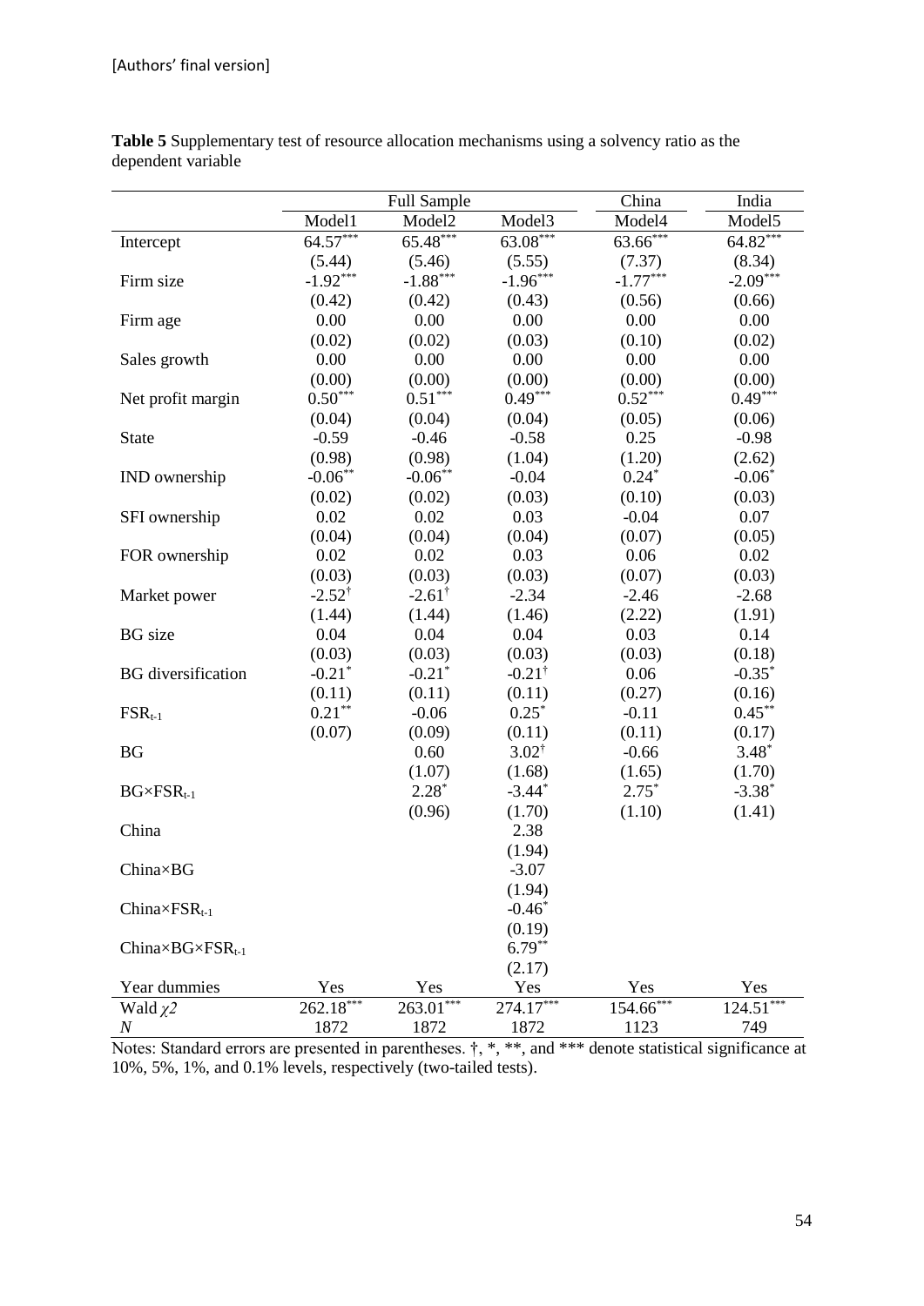[Authors' final version]

**Table 5** Supplementary test of resource allocation mechanisms using a solvency ratio as the dependent variable

| | Full Sample | | | China | India |
|---|---|---|---|---|---|
| | Model1 | Model2 | Model3 | Model4 | Model5 |
| Intercept | 64.57*** | 65.48*** | 63.08*** | 63.66*** | 64.82*** |
| | (5.44) | (5.46) | (5.55) | (7.37) | (8.34) |
| Firm size | -1.92*** | -1.88*** | -1.96*** | -1.77*** | -2.09*** |
| | (0.42) | (0.42) | (0.43) | (0.56) | (0.66) |
| Firm age | 0.00 | 0.00 | 0.00 | 0.00 | 0.00 |
| | (0.02) | (0.02) | (0.03) | (0.10) | (0.02) |
| Sales growth | 0.00 | 0.00 | 0.00 | 0.00 | 0.00 |
| | (0.00) | (0.00) | (0.00) | (0.00) | (0.00) |
| Net profit margin | 0.50*** | 0.51*** | 0.49*** | 0.52*** | 0.49*** |
| | (0.04) | (0.04) | (0.04) | (0.05) | (0.06) |
| State | -0.59 | -0.46 | -0.58 | 0.25 | -0.98 |
| | (0.98) | (0.98) | (1.04) | (1.20) | (2.62) |
| IND ownership | -0.06** | -0.06** | -0.04 | 0.24* | -0.06* |
| | (0.02) | (0.02) | (0.03) | (0.10) | (0.03) |
| SFI ownership | 0.02 | 0.02 | 0.03 | -0.04 | 0.07 |
| | (0.04) | (0.04) | (0.04) | (0.07) | (0.05) |
| FOR ownership | 0.02 | 0.02 | 0.03 | 0.06 | 0.02 |
| | (0.03) | (0.03) | (0.03) | (0.07) | (0.03) |
| Market power | -2.52† | -2.61† | -2.34 | -2.46 | -2.68 |
| | (1.44) | (1.44) | (1.46) | (2.22) | (1.91) |
| BG size | 0.04 | 0.04 | 0.04 | 0.03 | 0.14 |
| | (0.03) | (0.03) | (0.03) | (0.03) | (0.18) |
| BG diversification | -0.21* | -0.21* | -0.21† | 0.06 | -0.35* |
| | (0.11) | (0.11) | (0.11) | (0.27) | (0.16) |
| $FSR_{t-1}$ | 0.21** | -0.06 | 0.25* | -0.11 | 0.45** |
| | (0.07) | (0.09) | (0.11) | (0.11) | (0.17) |
| BG | | 0.60 | 3.02† | -0.66 | 3.48* |
| | | (1.07) | (1.68) | (1.65) | (1.70) |
| BG×$FSR_{t-1}$ | | 2.28* | -3.44* | 2.75* | -3.38* |
| | | (0.96) | (1.70) | (1.10) | (1.41) |
| China | | | 2.38 | | |
| | | | (1.94) | | |
| China×BG | | | -3.07 | | |
| | | | (1.94) | | |
| China×$FSR_{t-1}$ | | | -0.46* | | |
| | | | (0.19) | | |
| China×BG×$FSR_{t-1}$ | | | 6.79** | | |
| | | | (2.17) | | |
| Year dummies | Yes | Yes | Yes | Yes | Yes |
| Wald $\chi 2$ | 262.18*** | 263.01*** | 274.17*** | 154.66*** | 124.51*** |
| $N$ | 1872 | 1872 | 1872 | 1123 | 749 |

Notes: Standard errors are presented in parentheses. †, *, **, and *** denote statistical significance at 10%, 5%, 1%, and 0.1% levels, respectively (two-tailed tests).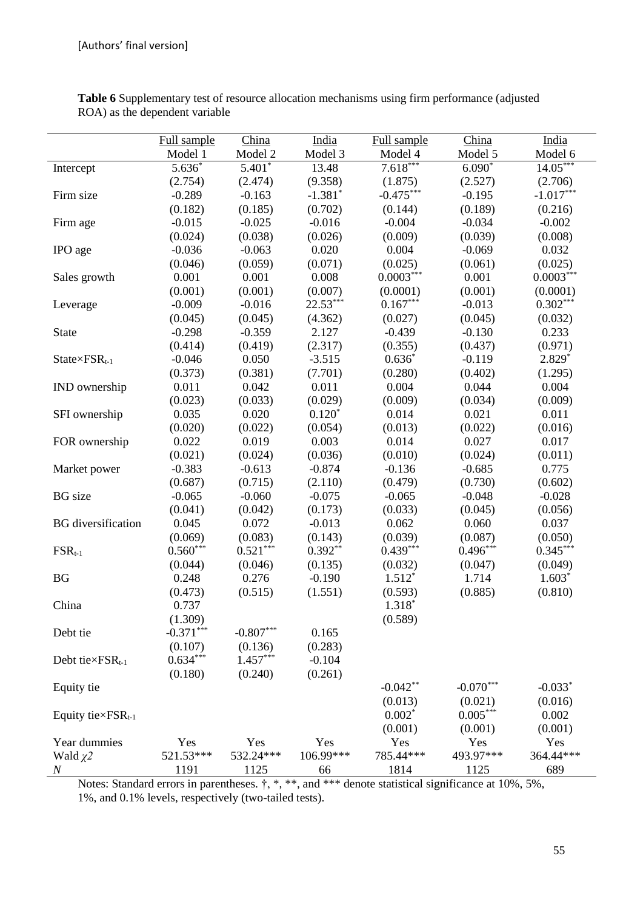[Authors' final version]

**Table 6** Supplementary test of resource allocation mechanisms using firm performance (adjusted ROA) as the dependent variable

| | Full sample | China | India | Full sample | China | India |
|---|---|---|---|---|---|---|
| | Model 1 | Model 2 | Model 3 | Model 4 | Model 5 | Model 6 |
| Intercept | 5.636* | 5.401* | 13.48 | 7.618*** | 6.090* | 14.05*** |
| | (2.754) | (2.474) | (9.358) | (1.875) | (2.527) | (2.706) |
| Firm size | -0.289 | -0.163 | -1.381* | -0.475*** | -0.195 | -1.017*** |
| | (0.182) | (0.185) | (0.702) | (0.144) | (0.189) | (0.216) |
| Firm age | -0.015 | -0.025 | -0.016 | -0.004 | -0.034 | -0.002 |
| | (0.024) | (0.038) | (0.026) | (0.009) | (0.039) | (0.008) |
| IPO age | -0.036 | -0.063 | 0.020 | 0.004 | -0.069 | 0.032 |
| | (0.046) | (0.059) | (0.071) | (0.025) | (0.061) | (0.025) |
| Sales growth | 0.001 | 0.001 | 0.008 | 0.0003*** | 0.001 | 0.0003*** |
| | (0.001) | (0.001) | (0.007) | (0.0001) | (0.001) | (0.0001) |
| Leverage | -0.009 | -0.016 | 22.53*** | 0.167*** | -0.013 | 0.302*** |
| | (0.045) | (0.045) | (4.362) | (0.027) | (0.045) | (0.032) |
| State | -0.298 | -0.359 | 2.127 | -0.439 | -0.130 | 0.233 |
| | (0.414) | (0.419) | (2.317) | (0.355) | (0.437) | (0.971) |
| State×$FSR_{t-1}$ | -0.046 | 0.050 | -3.515 | 0.636* | -0.119 | 2.829* |
| | (0.373) | (0.381) | (7.701) | (0.280) | (0.402) | (1.295) |
| IND ownership | 0.011 | 0.042 | 0.011 | 0.004 | 0.044 | 0.004 |
| | (0.023) | (0.033) | (0.029) | (0.009) | (0.034) | (0.009) |
| SFI ownership | 0.035 | 0.020 | 0.120* | 0.014 | 0.021 | 0.011 |
| | (0.020) | (0.022) | (0.054) | (0.013) | (0.022) | (0.016) |
| FOR ownership | 0.022 | 0.019 | 0.003 | 0.014 | 0.027 | 0.017 |
| | (0.021) | (0.024) | (0.036) | (0.010) | (0.024) | (0.011) |
| Market power | -0.383 | -0.613 | -0.874 | -0.136 | -0.685 | 0.775 |
| | (0.687) | (0.715) | (2.110) | (0.479) | (0.730) | (0.602) |
| BG size | -0.065 | -0.060 | -0.075 | -0.065 | -0.048 | -0.028 |
| | (0.041) | (0.042) | (0.173) | (0.033) | (0.045) | (0.056) |
| BG diversification | 0.045 | 0.072 | -0.013 | 0.062 | 0.060 | 0.037 |
| | (0.069) | (0.083) | (0.143) | (0.039) | (0.087) | (0.050) |
| $FSR_{t-1}$ | 0.560*** | 0.521*** | 0.392** | 0.439*** | 0.496*** | 0.345*** |
| | (0.044) | (0.046) | (0.135) | (0.032) | (0.047) | (0.049) |
| BG | 0.248 | 0.276 | -0.190 | 1.512* | 1.714 | 1.603* |
| | (0.473) | (0.515) | (1.551) | (0.593) | (0.885) | (0.810) |
| China | 0.737 | | | 1.318* | | |
| | (1.309) | | | (0.589) | | |
| Debt tie | -0.371*** | -0.807*** | 0.165 | | | |
| | (0.107) | (0.136) | (0.283) | | | |
| Debt tie×$FSR_{t-1}$ | 0.634*** | 1.457*** | -0.104 | | | |
| | (0.180) | (0.240) | (0.261) | | | |
| Equity tie | | | | -0.042** | -0.070*** | -0.033* |
| | | | | (0.013) | (0.021) | (0.016) |
| Equity tie×$FSR_{t-1}$ | | | | 0.002* | 0.005*** | 0.002 |
| | | | | (0.001) | (0.001) | (0.001) |
| Year dummies | Yes | Yes | Yes | Yes | Yes | Yes |
| Wald $\chi 2$ | 521.53*** | 532.24*** | 106.99*** | 785.44*** | 493.97*** | 364.44*** |
| $N$ | 1191 | 1125 | 66 | 1814 | 1125 | 689 |

Notes: Standard errors in parentheses. †, *, **, and *** denote statistical significance at 10%, 5%, 1%, and 0.1% levels, respectively (two-tailed tests).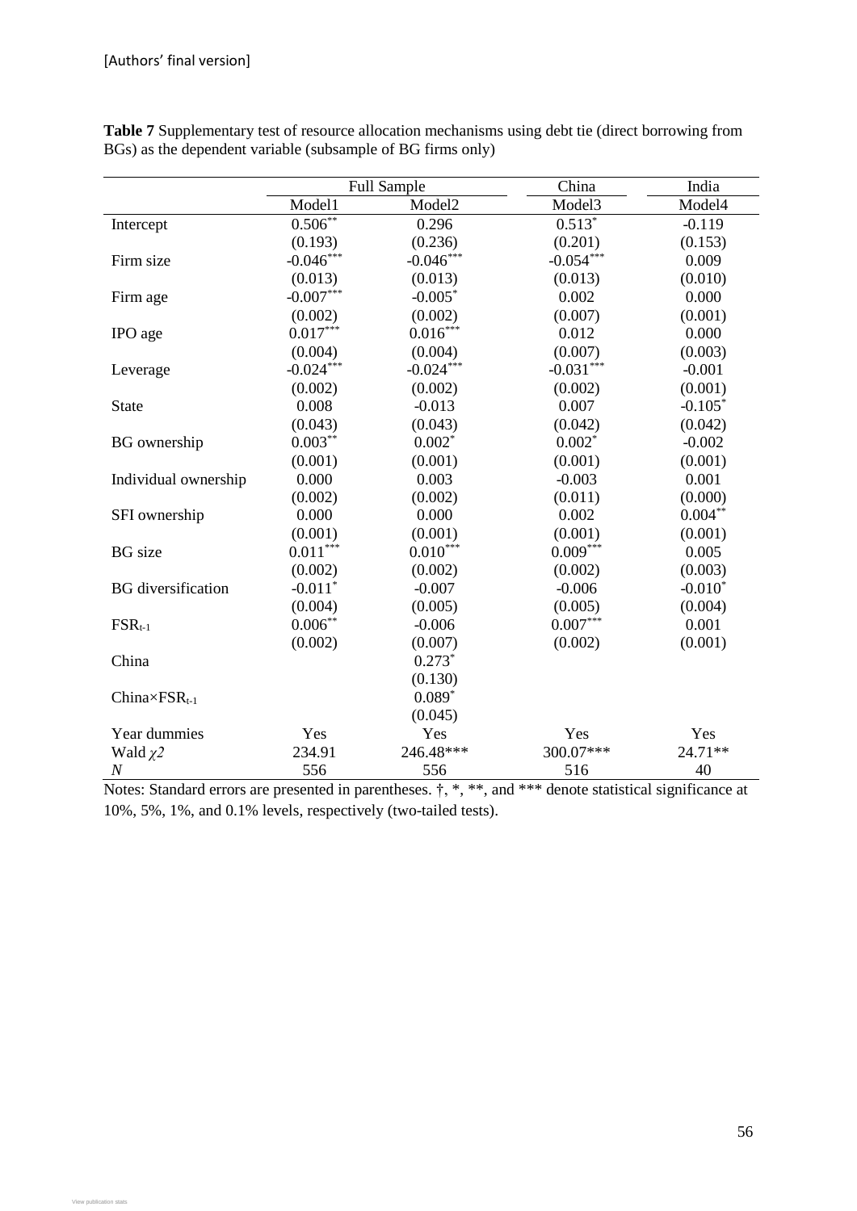[Authors' final version]

**Table 7** Supplementary test of resource allocation mechanisms using debt tie (direct borrowing from BGs) as the dependent variable (subsample of BG firms only)

| | Full Sample | | China | India |
|---|---|---|---|---|
| | Model1 | Model2 | Model3 | Model4 |
| Intercept | 0.506** | 0.296 | 0.513* | -0.119 |
| | (0.193) | (0.236) | (0.201) | (0.153) |
| Firm size | -0.046*** | -0.046*** | -0.054*** | 0.009 |
| | (0.013) | (0.013) | (0.013) | (0.010) |
| Firm age | -0.007*** | -0.005* | 0.002 | 0.000 |
| | (0.002) | (0.002) | (0.007) | (0.001) |
| IPO age | 0.017*** | 0.016*** | 0.012 | 0.000 |
| | (0.004) | (0.004) | (0.007) | (0.003) |
| Leverage | -0.024*** | -0.024*** | -0.031*** | -0.001 |
| | (0.002) | (0.002) | (0.002) | (0.001) |
| State | 0.008 | -0.013 | 0.007 | -0.105* |
| | (0.043) | (0.043) | (0.042) | (0.042) |
| BG ownership | 0.003** | 0.002* | 0.002* | -0.002 |
| | (0.001) | (0.001) | (0.001) | (0.001) |
| Individual ownership | 0.000 | 0.003 | -0.003 | 0.001 |
| | (0.002) | (0.002) | (0.011) | (0.000) |
| SFI ownership | 0.000 | 0.000 | 0.002 | 0.004** |
| | (0.001) | (0.001) | (0.001) | (0.001) |
| BG size | 0.011*** | 0.010*** | 0.009*** | 0.005 |
| | (0.002) | (0.002) | (0.002) | (0.003) |
| BG diversification | -0.011* | -0.007 | -0.006 | -0.010* |
| | (0.004) | (0.005) | (0.005) | (0.004) |
| $FSR_{t-1}$ | 0.006** | -0.006 | 0.007*** | 0.001 |
| | (0.002) | (0.007) | (0.002) | (0.001) |
| China | | 0.273* | | |
| | | (0.130) | | |
| China×$FSR_{t-1}$ | | 0.089* | | |
| | | (0.045) | | |
| Year dummies | Yes | Yes | Yes | Yes |
| Wald $\chi 2$ | 234.91 | 246.48*** | 300.07*** | 24.71** |
| *N* | 556 | 556 | 516 | 40 |

Notes: Standard errors are presented in parentheses. †, *, **, and *** denote statistical significance at 10%, 5%, 1%, and 0.1% levels, respectively (two-tailed tests).